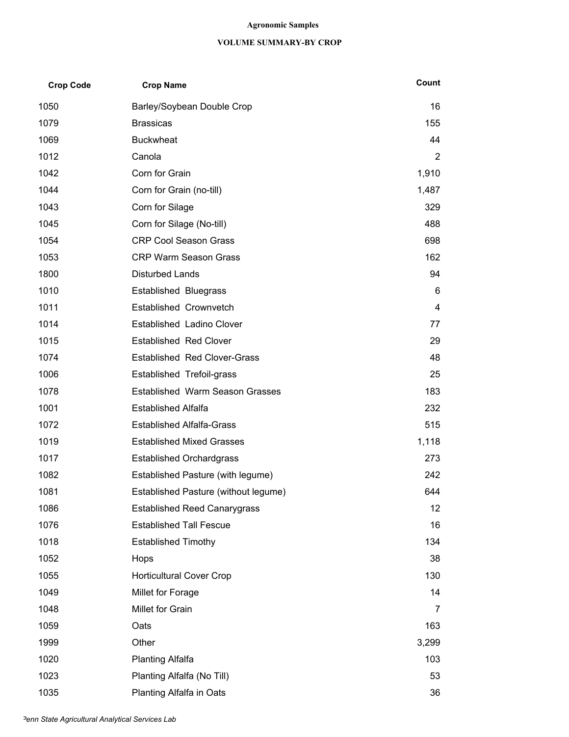**Agronomic Samples**

**VOLUME SUMMARY-BY CROP**

| Crop Code | Crop Name | Count |
|---|---|---|
| 1050 | Barley/Soybean Double Crop | 16 |
| 1079 | Brassicas | 155 |
| 1069 | Buckwheat | 44 |
| 1012 | Canola | 2 |
| 1042 | Corn for Grain | 1,910 |
| 1044 | Corn for Grain (no-till) | 1,487 |
| 1043 | Corn for Silage | 329 |
| 1045 | Corn for Silage (No-till) | 488 |
| 1054 | CRP Cool Season Grass | 698 |
| 1053 | CRP Warm Season Grass | 162 |
| 1800 | Disturbed Lands | 94 |
| 1010 | Established Bluegrass | 6 |
| 1011 | Established Crownvetch | 4 |
| 1014 | Established Ladino Clover | 77 |
| 1015 | Established Red Clover | 29 |
| 1074 | Established Red Clover-Grass | 48 |
| 1006 | Established Trefoil-grass | 25 |
| 1078 | Established Warm Season Grasses | 183 |
| 1001 | Established Alfalfa | 232 |
| 1072 | Established Alfalfa-Grass | 515 |
| 1019 | Established Mixed Grasses | 1,118 |
| 1017 | Established Orchardgrass | 273 |
| 1082 | Established Pasture (with legume) | 242 |
| 1081 | Established Pasture (without legume) | 644 |
| 1086 | Established Reed Canarygrass | 12 |
| 1076 | Established Tall Fescue | 16 |
| 1018 | Established Timothy | 134 |
| 1052 | Hops | 38 |
| 1055 | Horticultural Cover Crop | 130 |
| 1049 | Millet for Forage | 14 |
| 1048 | Millet for Grain | 7 |
| 1059 | Oats | 163 |
| 1999 | Other | 3,299 |
| 1020 | Planting Alfalfa | 103 |
| 1023 | Planting Alfalfa (No Till) | 53 |
| 1035 | Planting Alfalfa in Oats | 36 |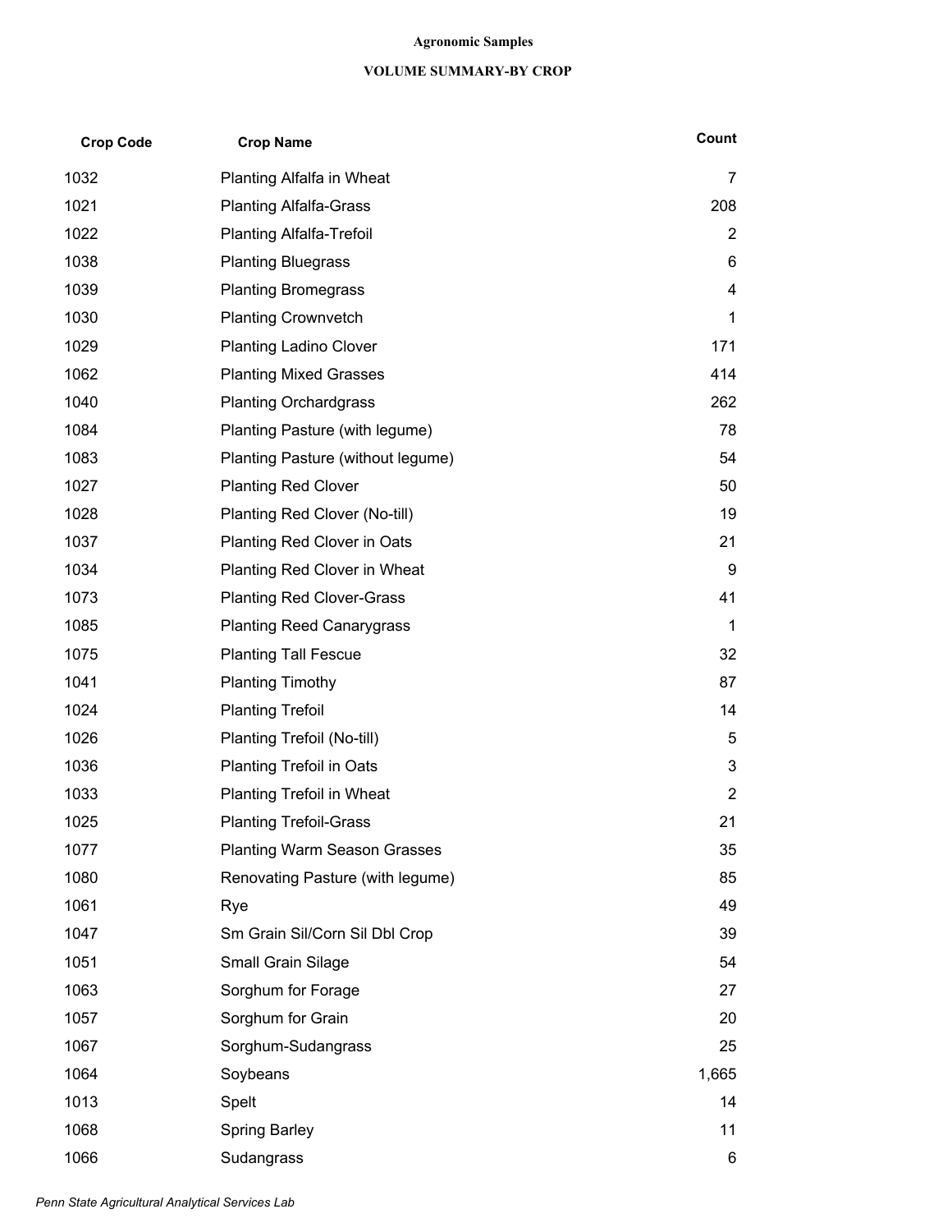**Agronomic Samples**

**VOLUME SUMMARY-BY CROP**

| Crop Code | Crop Name | Count |
|---|---|---|
| 1032 | Planting Alfalfa in Wheat | 7 |
| 1021 | Planting Alfalfa-Grass | 208 |
| 1022 | Planting Alfalfa-Trefoil | 2 |
| 1038 | Planting Bluegrass | 6 |
| 1039 | Planting Bromegrass | 4 |
| 1030 | Planting Crownvetch | 1 |
| 1029 | Planting Ladino Clover | 171 |
| 1062 | Planting Mixed Grasses | 414 |
| 1040 | Planting Orchardgrass | 262 |
| 1084 | Planting Pasture (with legume) | 78 |
| 1083 | Planting Pasture (without legume) | 54 |
| 1027 | Planting Red Clover | 50 |
| 1028 | Planting Red Clover (No-till) | 19 |
| 1037 | Planting Red Clover in Oats | 21 |
| 1034 | Planting Red Clover in Wheat | 9 |
| 1073 | Planting Red Clover-Grass | 41 |
| 1085 | Planting Reed Canarygrass | 1 |
| 1075 | Planting Tall Fescue | 32 |
| 1041 | Planting Timothy | 87 |
| 1024 | Planting Trefoil | 14 |
| 1026 | Planting Trefoil (No-till) | 5 |
| 1036 | Planting Trefoil in Oats | 3 |
| 1033 | Planting Trefoil in Wheat | 2 |
| 1025 | Planting Trefoil-Grass | 21 |
| 1077 | Planting Warm Season Grasses | 35 |
| 1080 | Renovating Pasture (with legume) | 85 |
| 1061 | Rye | 49 |
| 1047 | Sm Grain Sil/Corn Sil Dbl Crop | 39 |
| 1051 | Small Grain Silage | 54 |
| 1063 | Sorghum for Forage | 27 |
| 1057 | Sorghum for Grain | 20 |
| 1067 | Sorghum-Sudangrass | 25 |
| 1064 | Soybeans | 1,665 |
| 1013 | Spelt | 14 |
| 1068 | Spring Barley | 11 |
| 1066 | Sudangrass | 6 |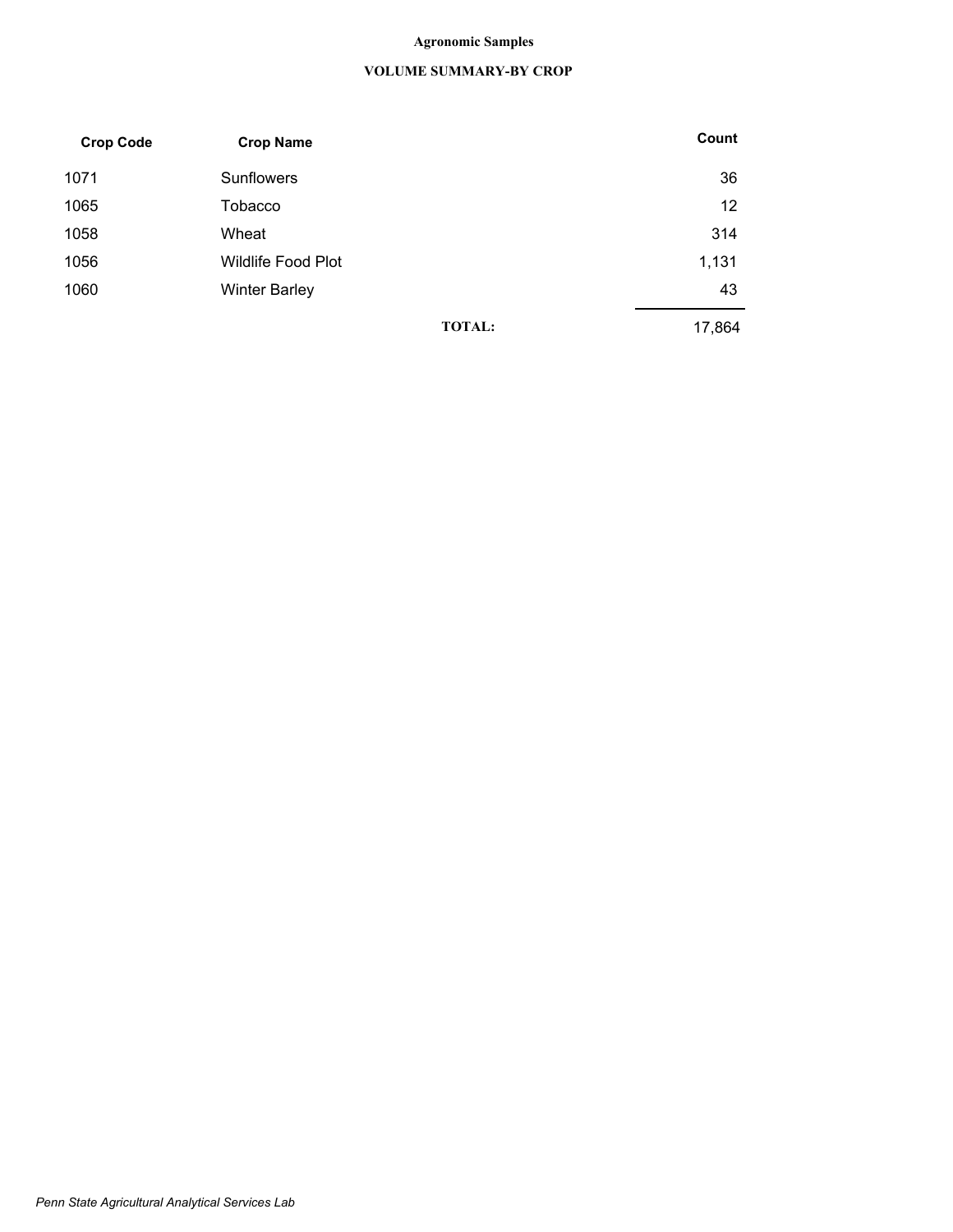**Agronomic Samples**

**VOLUME SUMMARY-BY CROP**

| Crop Code | Crop Name | | Count |
|---|---|---|---|
| 1071 | Sunflowers | | 36 |
| 1065 | Tobacco | | 12 |
| 1058 | Wheat | | 314 |
| 1056 | Wildlife Food Plot | | 1,131 |
| 1060 | Winter Barley | | 43 |
| | | **TOTAL:** | 17,864 |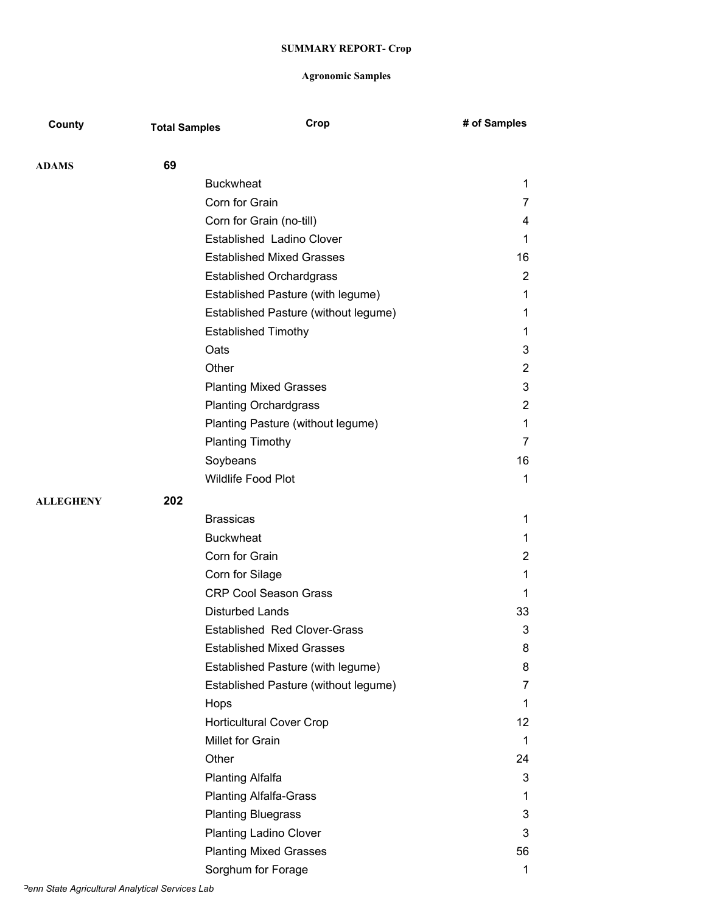**SUMMARY REPORT- Crop**

**Agronomic Samples**

| County | Total Samples | Crop | # of Samples |
|---|---|---|---|
| **ADAMS** | **69** | | |
| | | Buckwheat | 1 |
| | | Corn for Grain | 7 |
| | | Corn for Grain (no-till) | 4 |
| | | Established Ladino Clover | 1 |
| | | Established Mixed Grasses | 16 |
| | | Established Orchardgrass | 2 |
| | | Established Pasture (with legume) | 1 |
| | | Established Pasture (without legume) | 1 |
| | | Established Timothy | 1 |
| | | Oats | 3 |
| | | Other | 2 |
| | | Planting Mixed Grasses | 3 |
| | | Planting Orchardgrass | 2 |
| | | Planting Pasture (without legume) | 1 |
| | | Planting Timothy | 7 |
| | | Soybeans | 16 |
| | | Wildlife Food Plot | 1 |
| **ALLEGHENY** | **202** | | |
| | | Brassicas | 1 |
| | | Buckwheat | 1 |
| | | Corn for Grain | 2 |
| | | Corn for Silage | 1 |
| | | CRP Cool Season Grass | 1 |
| | | Disturbed Lands | 33 |
| | | Established Red Clover-Grass | 3 |
| | | Established Mixed Grasses | 8 |
| | | Established Pasture (with legume) | 8 |
| | | Established Pasture (without legume) | 7 |
| | | Hops | 1 |
| | | Horticultural Cover Crop | 12 |
| | | Millet for Grain | 1 |
| | | Other | 24 |
| | | Planting Alfalfa | 3 |
| | | Planting Alfalfa-Grass | 1 |
| | | Planting Bluegrass | 3 |
| | | Planting Ladino Clover | 3 |
| | | Planting Mixed Grasses | 56 |
| | | Sorghum for Forage | 1 |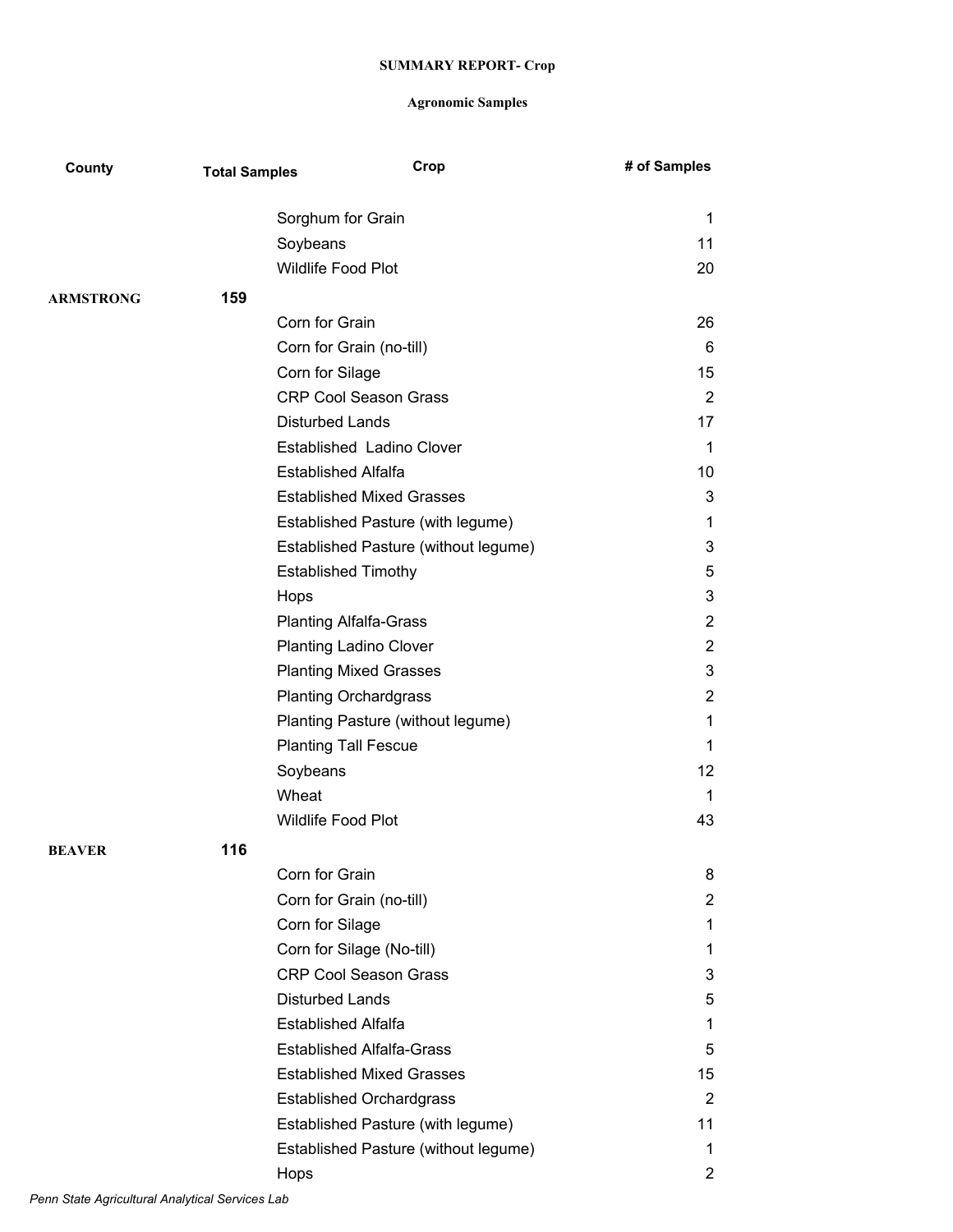**SUMMARY REPORT- Crop**

**Agronomic Samples**

| County | Total Samples | Crop | # of Samples |
|---|---|---|---|
| | | Sorghum for Grain | 1 |
| | | Soybeans | 11 |
| | | Wildlife Food Plot | 20 |
| **ARMSTRONG** | **159** | | |
| | | Corn for Grain | 26 |
| | | Corn for Grain (no-till) | 6 |
| | | Corn for Silage | 15 |
| | | CRP Cool Season Grass | 2 |
| | | Disturbed Lands | 17 |
| | | Established  Ladino Clover | 1 |
| | | Established Alfalfa | 10 |
| | | Established Mixed Grasses | 3 |
| | | Established Pasture (with legume) | 1 |
| | | Established Pasture (without legume) | 3 |
| | | Established Timothy | 5 |
| | | Hops | 3 |
| | | Planting Alfalfa-Grass | 2 |
| | | Planting Ladino Clover | 2 |
| | | Planting Mixed Grasses | 3 |
| | | Planting Orchardgrass | 2 |
| | | Planting Pasture (without legume) | 1 |
| | | Planting Tall Fescue | 1 |
| | | Soybeans | 12 |
| | | Wheat | 1 |
| | | Wildlife Food Plot | 43 |
| **BEAVER** | **116** | | |
| | | Corn for Grain | 8 |
| | | Corn for Grain (no-till) | 2 |
| | | Corn for Silage | 1 |
| | | Corn for Silage (No-till) | 1 |
| | | CRP Cool Season Grass | 3 |
| | | Disturbed Lands | 5 |
| | | Established Alfalfa | 1 |
| | | Established Alfalfa-Grass | 5 |
| | | Established Mixed Grasses | 15 |
| | | Established Orchardgrass | 2 |
| | | Established Pasture (with legume) | 11 |
| | | Established Pasture (without legume) | 1 |
| | | Hops | 2 |

*Penn State Agricultural Analytical Services Lab*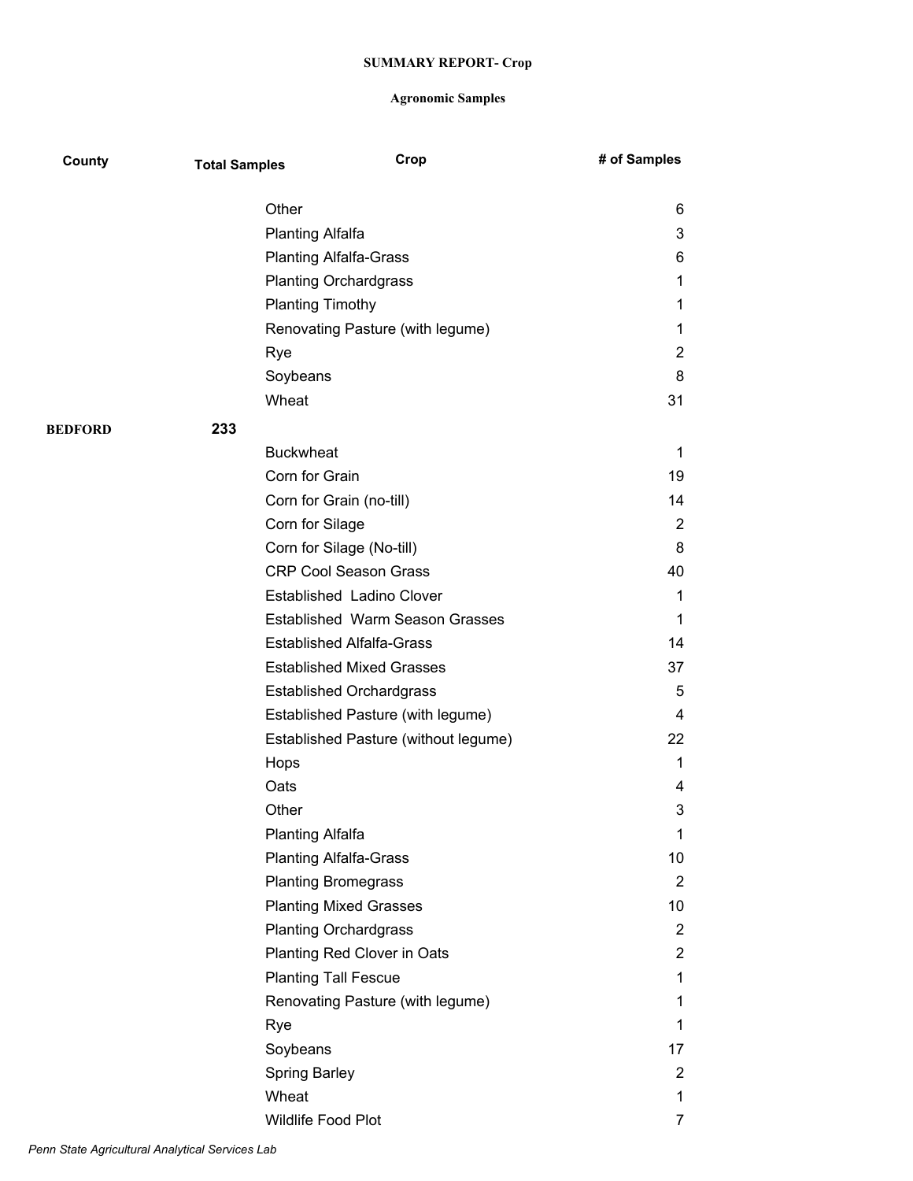**SUMMARY REPORT- Crop**

**Agronomic Samples**

| County | Total Samples | Crop | # of Samples |
|---|---|---|---|
| | | Other | 6 |
| | | Planting Alfalfa | 3 |
| | | Planting Alfalfa-Grass | 6 |
| | | Planting Orchardgrass | 1 |
| | | Planting Timothy | 1 |
| | | Renovating Pasture (with legume) | 1 |
| | | Rye | 2 |
| | | Soybeans | 8 |
| | | Wheat | 31 |
| **BEDFORD** | **233** | | |
| | | Buckwheat | 1 |
| | | Corn for Grain | 19 |
| | | Corn for Grain (no-till) | 14 |
| | | Corn for Silage | 2 |
| | | Corn for Silage (No-till) | 8 |
| | | CRP Cool Season Grass | 40 |
| | | Established Ladino Clover | 1 |
| | | Established Warm Season Grasses | 1 |
| | | Established Alfalfa-Grass | 14 |
| | | Established Mixed Grasses | 37 |
| | | Established Orchardgrass | 5 |
| | | Established Pasture (with legume) | 4 |
| | | Established Pasture (without legume) | 22 |
| | | Hops | 1 |
| | | Oats | 4 |
| | | Other | 3 |
| | | Planting Alfalfa | 1 |
| | | Planting Alfalfa-Grass | 10 |
| | | Planting Bromegrass | 2 |
| | | Planting Mixed Grasses | 10 |
| | | Planting Orchardgrass | 2 |
| | | Planting Red Clover in Oats | 2 |
| | | Planting Tall Fescue | 1 |
| | | Renovating Pasture (with legume) | 1 |
| | | Rye | 1 |
| | | Soybeans | 17 |
| | | Spring Barley | 2 |
| | | Wheat | 1 |
| | | Wildlife Food Plot | 7 |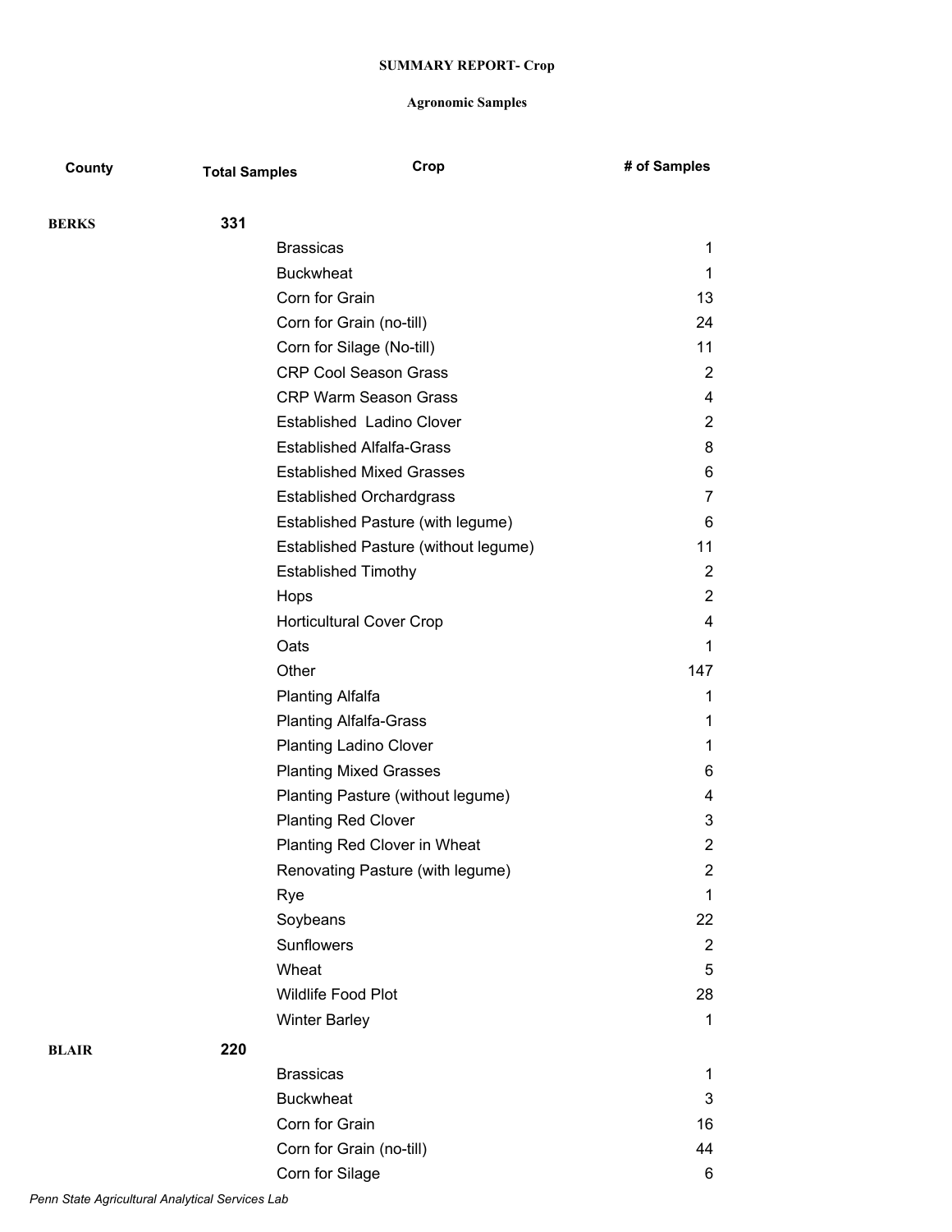**SUMMARY REPORT- Crop**

**Agronomic Samples**

| County | Total Samples | Crop | # of Samples |
|---|---|---|---|
| **BERKS** | **331** | | |
| | | Brassicas | 1 |
| | | Buckwheat | 1 |
| | | Corn for Grain | 13 |
| | | Corn for Grain (no-till) | 24 |
| | | Corn for Silage (No-till) | 11 |
| | | CRP Cool Season Grass | 2 |
| | | CRP Warm Season Grass | 4 |
| | | Established  Ladino Clover | 2 |
| | | Established Alfalfa-Grass | 8 |
| | | Established Mixed Grasses | 6 |
| | | Established Orchardgrass | 7 |
| | | Established Pasture (with legume) | 6 |
| | | Established Pasture (without legume) | 11 |
| | | Established Timothy | 2 |
| | | Hops | 2 |
| | | Horticultural Cover Crop | 4 |
| | | Oats | 1 |
| | | Other | 147 |
| | | Planting Alfalfa | 1 |
| | | Planting Alfalfa-Grass | 1 |
| | | Planting Ladino Clover | 1 |
| | | Planting Mixed Grasses | 6 |
| | | Planting Pasture (without legume) | 4 |
| | | Planting Red Clover | 3 |
| | | Planting Red Clover in Wheat | 2 |
| | | Renovating Pasture (with legume) | 2 |
| | | Rye | 1 |
| | | Soybeans | 22 |
| | | Sunflowers | 2 |
| | | Wheat | 5 |
| | | Wildlife Food Plot | 28 |
| | | Winter Barley | 1 |
| **BLAIR** | **220** | | |
| | | Brassicas | 1 |
| | | Buckwheat | 3 |
| | | Corn for Grain | 16 |
| | | Corn for Grain (no-till) | 44 |
| | | Corn for Silage | 6 |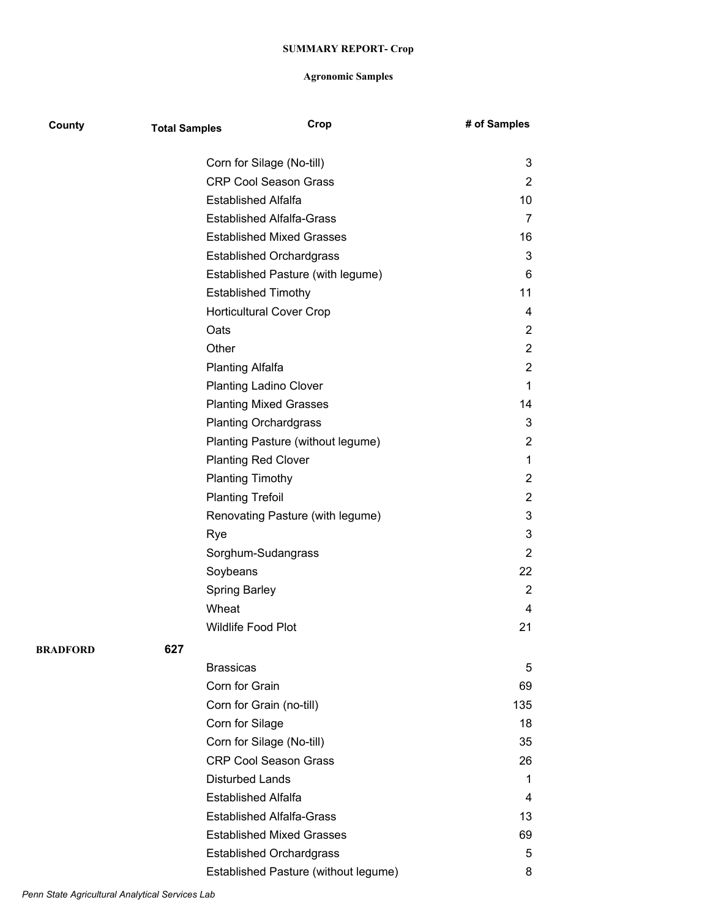**SUMMARY REPORT- Crop**

**Agronomic Samples**

| County | Total Samples | Crop | # of Samples |
|---|---|---|---|
| | | Corn for Silage (No-till) | 3 |
| | | CRP Cool Season Grass | 2 |
| | | Established Alfalfa | 10 |
| | | Established Alfalfa-Grass | 7 |
| | | Established Mixed Grasses | 16 |
| | | Established Orchardgrass | 3 |
| | | Established Pasture (with legume) | 6 |
| | | Established Timothy | 11 |
| | | Horticultural Cover Crop | 4 |
| | | Oats | 2 |
| | | Other | 2 |
| | | Planting Alfalfa | 2 |
| | | Planting Ladino Clover | 1 |
| | | Planting Mixed Grasses | 14 |
| | | Planting Orchardgrass | 3 |
| | | Planting Pasture (without legume) | 2 |
| | | Planting Red Clover | 1 |
| | | Planting Timothy | 2 |
| | | Planting Trefoil | 2 |
| | | Renovating Pasture (with legume) | 3 |
| | | Rye | 3 |
| | | Sorghum-Sudangrass | 2 |
| | | Soybeans | 22 |
| | | Spring Barley | 2 |
| | | Wheat | 4 |
| | | Wildlife Food Plot | 21 |
| **BRADFORD** | **627** | | |
| | | Brassicas | 5 |
| | | Corn for Grain | 69 |
| | | Corn for Grain (no-till) | 135 |
| | | Corn for Silage | 18 |
| | | Corn for Silage (No-till) | 35 |
| | | CRP Cool Season Grass | 26 |
| | | Disturbed Lands | 1 |
| | | Established Alfalfa | 4 |
| | | Established Alfalfa-Grass | 13 |
| | | Established Mixed Grasses | 69 |
| | | Established Orchardgrass | 5 |
| | | Established Pasture (without legume) | 8 |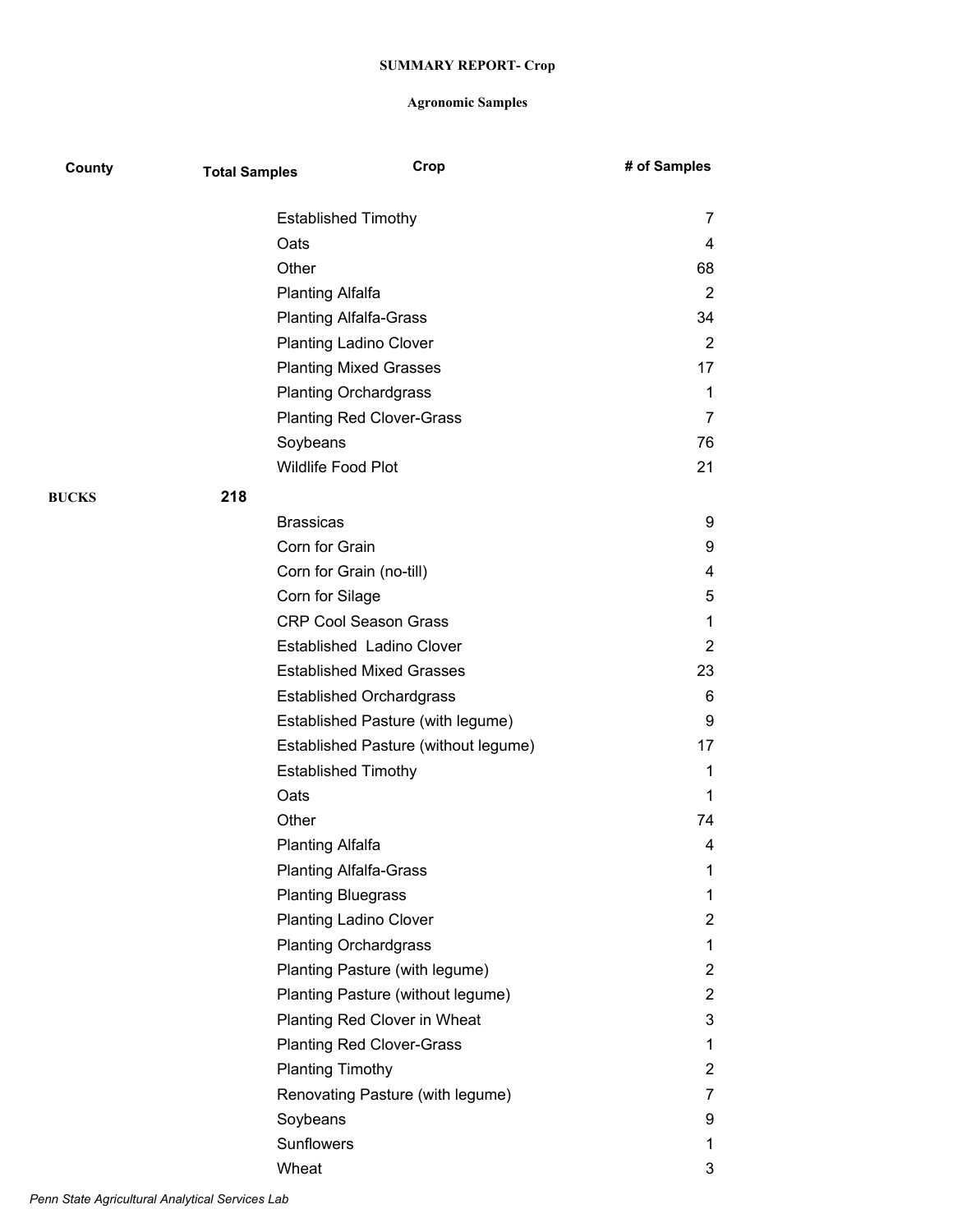**SUMMARY REPORT- Crop**

**Agronomic Samples**

| County | Total Samples | Crop | # of Samples |
|---|---|---|---|
| | | Established Timothy | 7 |
| | | Oats | 4 |
| | | Other | 68 |
| | | Planting Alfalfa | 2 |
| | | Planting Alfalfa-Grass | 34 |
| | | Planting Ladino Clover | 2 |
| | | Planting Mixed Grasses | 17 |
| | | Planting Orchardgrass | 1 |
| | | Planting Red Clover-Grass | 7 |
| | | Soybeans | 76 |
| | | Wildlife Food Plot | 21 |
| **BUCKS** | **218** | | |
| | | Brassicas | 9 |
| | | Corn for Grain | 9 |
| | | Corn for Grain (no-till) | 4 |
| | | Corn for Silage | 5 |
| | | CRP Cool Season Grass | 1 |
| | | Established Ladino Clover | 2 |
| | | Established Mixed Grasses | 23 |
| | | Established Orchardgrass | 6 |
| | | Established Pasture (with legume) | 9 |
| | | Established Pasture (without legume) | 17 |
| | | Established Timothy | 1 |
| | | Oats | 1 |
| | | Other | 74 |
| | | Planting Alfalfa | 4 |
| | | Planting Alfalfa-Grass | 1 |
| | | Planting Bluegrass | 1 |
| | | Planting Ladino Clover | 2 |
| | | Planting Orchardgrass | 1 |
| | | Planting Pasture (with legume) | 2 |
| | | Planting Pasture (without legume) | 2 |
| | | Planting Red Clover in Wheat | 3 |
| | | Planting Red Clover-Grass | 1 |
| | | Planting Timothy | 2 |
| | | Renovating Pasture (with legume) | 7 |
| | | Soybeans | 9 |
| | | Sunflowers | 1 |
| | | Wheat | 3 |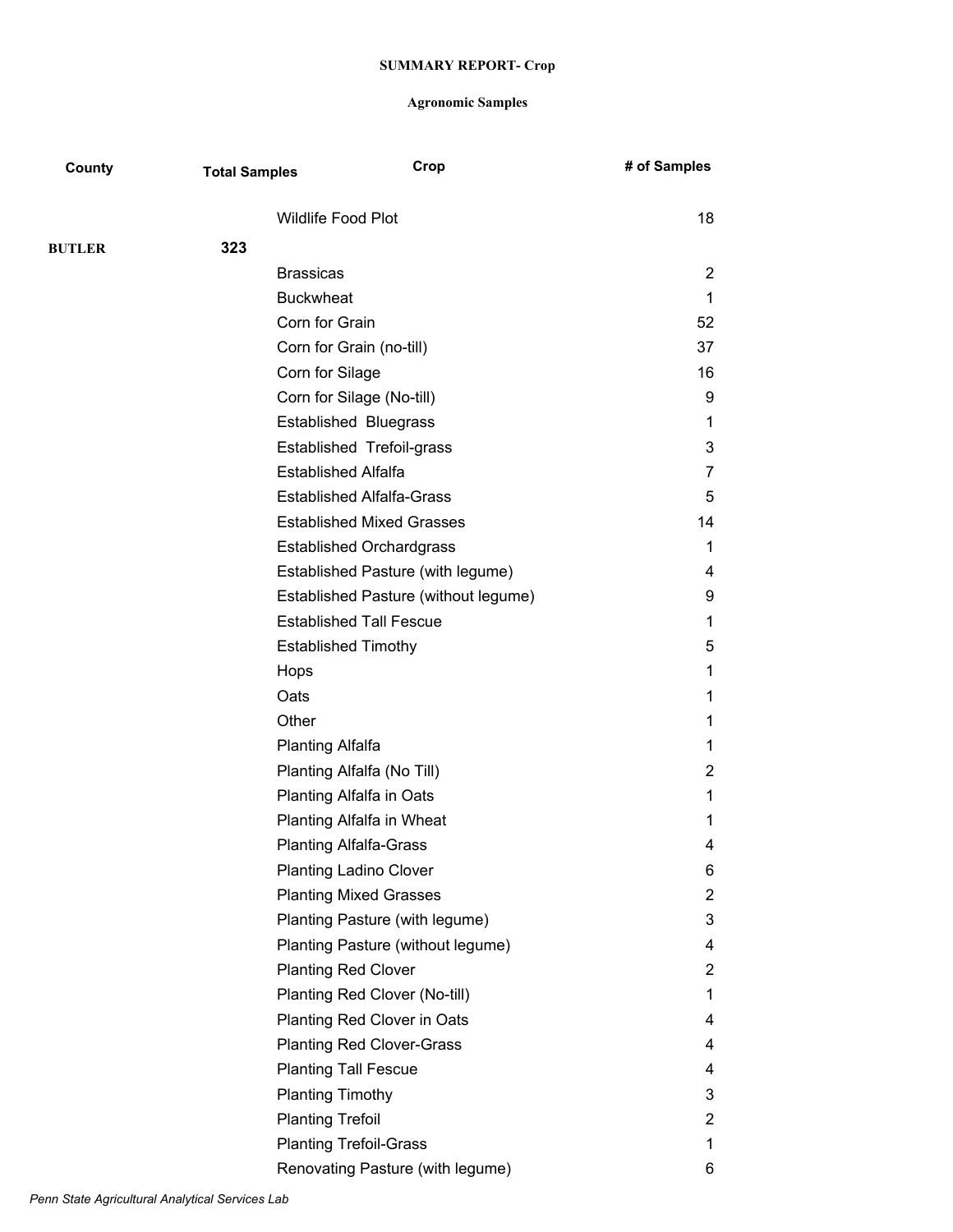**SUMMARY REPORT- Crop**

**Agronomic Samples**

| County | Total Samples | Crop | # of Samples |
|---|---|---|---|
| | | Wildlife Food Plot | 18 |
| **BUTLER** | **323** | | |
| | | Brassicas | 2 |
| | | Buckwheat | 1 |
| | | Corn for Grain | 52 |
| | | Corn for Grain (no-till) | 37 |
| | | Corn for Silage | 16 |
| | | Corn for Silage (No-till) | 9 |
| | | Established  Bluegrass | 1 |
| | | Established  Trefoil-grass | 3 |
| | | Established Alfalfa | 7 |
| | | Established Alfalfa-Grass | 5 |
| | | Established Mixed Grasses | 14 |
| | | Established Orchardgrass | 1 |
| | | Established Pasture (with legume) | 4 |
| | | Established Pasture (without legume) | 9 |
| | | Established Tall Fescue | 1 |
| | | Established Timothy | 5 |
| | | Hops | 1 |
| | | Oats | 1 |
| | | Other | 1 |
| | | Planting Alfalfa | 1 |
| | | Planting Alfalfa (No Till) | 2 |
| | | Planting Alfalfa in Oats | 1 |
| | | Planting Alfalfa in Wheat | 1 |
| | | Planting Alfalfa-Grass | 4 |
| | | Planting Ladino Clover | 6 |
| | | Planting Mixed Grasses | 2 |
| | | Planting Pasture (with legume) | 3 |
| | | Planting Pasture (without legume) | 4 |
| | | Planting Red Clover | 2 |
| | | Planting Red Clover (No-till) | 1 |
| | | Planting Red Clover in Oats | 4 |
| | | Planting Red Clover-Grass | 4 |
| | | Planting Tall Fescue | 4 |
| | | Planting Timothy | 3 |
| | | Planting Trefoil | 2 |
| | | Planting Trefoil-Grass | 1 |
| | | Renovating Pasture (with legume) | 6 |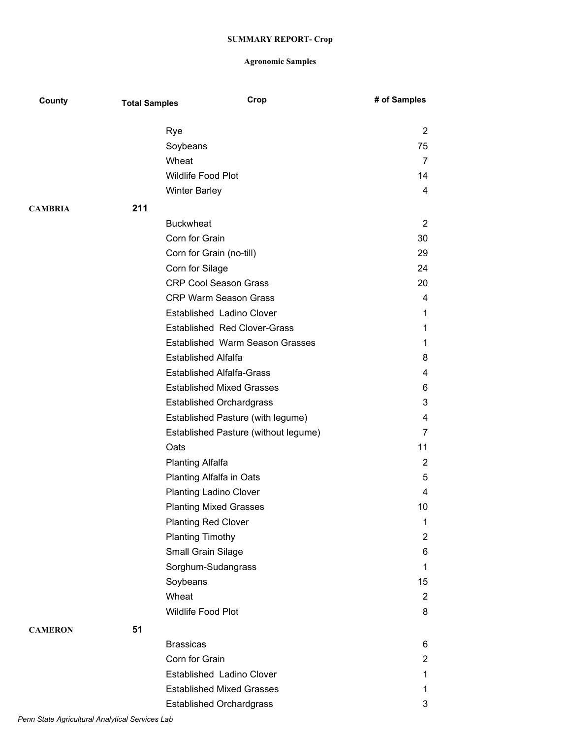**SUMMARY REPORT- Crop**

**Agronomic Samples**

| County | Total Samples | Crop | # of Samples |
|---|---|---|---|
| | | Rye | 2 |
| | | Soybeans | 75 |
| | | Wheat | 7 |
| | | Wildlife Food Plot | 14 |
| | | Winter Barley | 4 |
| **CAMBRIA** | **211** | | |
| | | Buckwheat | 2 |
| | | Corn for Grain | 30 |
| | | Corn for Grain (no-till) | 29 |
| | | Corn for Silage | 24 |
| | | CRP Cool Season Grass | 20 |
| | | CRP Warm Season Grass | 4 |
| | | Established Ladino Clover | 1 |
| | | Established Red Clover-Grass | 1 |
| | | Established Warm Season Grasses | 1 |
| | | Established Alfalfa | 8 |
| | | Established Alfalfa-Grass | 4 |
| | | Established Mixed Grasses | 6 |
| | | Established Orchardgrass | 3 |
| | | Established Pasture (with legume) | 4 |
| | | Established Pasture (without legume) | 7 |
| | | Oats | 11 |
| | | Planting Alfalfa | 2 |
| | | Planting Alfalfa in Oats | 5 |
| | | Planting Ladino Clover | 4 |
| | | Planting Mixed Grasses | 10 |
| | | Planting Red Clover | 1 |
| | | Planting Timothy | 2 |
| | | Small Grain Silage | 6 |
| | | Sorghum-Sudangrass | 1 |
| | | Soybeans | 15 |
| | | Wheat | 2 |
| | | Wildlife Food Plot | 8 |
| **CAMERON** | **51** | | |
| | | Brassicas | 6 |
| | | Corn for Grain | 2 |
| | | Established Ladino Clover | 1 |
| | | Established Mixed Grasses | 1 |
| | | Established Orchardgrass | 3 |

*Penn State Agricultural Analytical Services Lab*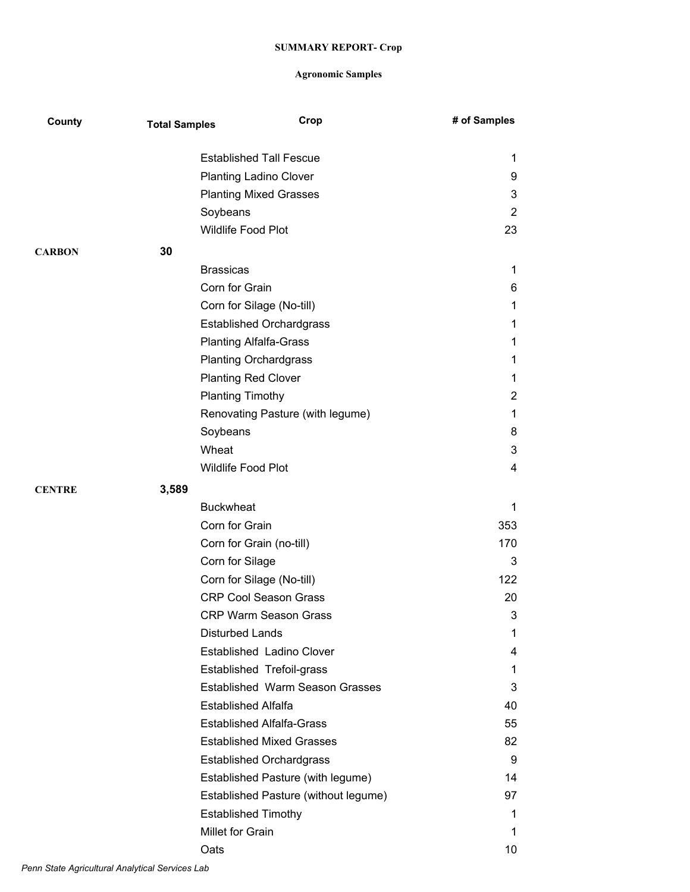**SUMMARY REPORT- Crop**

**Agronomic Samples**

| County | Total Samples | Crop | # of Samples |
|---|---|---|---|
| | | Established Tall Fescue | 1 |
| | | Planting Ladino Clover | 9 |
| | | Planting Mixed Grasses | 3 |
| | | Soybeans | 2 |
| | | Wildlife Food Plot | 23 |
| **CARBON** | **30** | | |
| | | Brassicas | 1 |
| | | Corn for Grain | 6 |
| | | Corn for Silage (No-till) | 1 |
| | | Established Orchardgrass | 1 |
| | | Planting Alfalfa-Grass | 1 |
| | | Planting Orchardgrass | 1 |
| | | Planting Red Clover | 1 |
| | | Planting Timothy | 2 |
| | | Renovating Pasture (with legume) | 1 |
| | | Soybeans | 8 |
| | | Wheat | 3 |
| | | Wildlife Food Plot | 4 |
| **CENTRE** | **3,589** | | |
| | | Buckwheat | 1 |
| | | Corn for Grain | 353 |
| | | Corn for Grain (no-till) | 170 |
| | | Corn for Silage | 3 |
| | | Corn for Silage (No-till) | 122 |
| | | CRP Cool Season Grass | 20 |
| | | CRP Warm Season Grass | 3 |
| | | Disturbed Lands | 1 |
| | | Established Ladino Clover | 4 |
| | | Established Trefoil-grass | 1 |
| | | Established Warm Season Grasses | 3 |
| | | Established Alfalfa | 40 |
| | | Established Alfalfa-Grass | 55 |
| | | Established Mixed Grasses | 82 |
| | | Established Orchardgrass | 9 |
| | | Established Pasture (with legume) | 14 |
| | | Established Pasture (without legume) | 97 |
| | | Established Timothy | 1 |
| | | Millet for Grain | 1 |
| | | Oats | 10 |

*Penn State Agricultural Analytical Services Lab*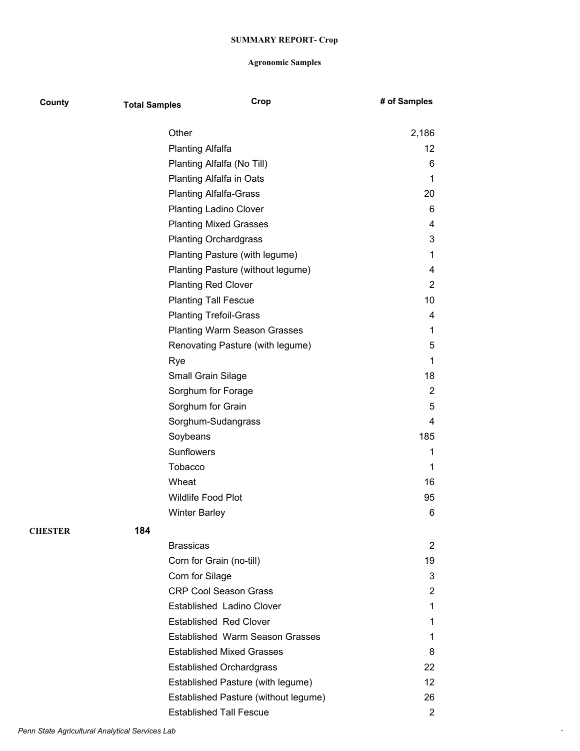**SUMMARY REPORT- Crop**

**Agronomic Samples**

| County | Total Samples | Crop | # of Samples |
|---|---|---|---|
| | | Other | 2,186 |
| | | Planting Alfalfa | 12 |
| | | Planting Alfalfa (No Till) | 6 |
| | | Planting Alfalfa in Oats | 1 |
| | | Planting Alfalfa-Grass | 20 |
| | | Planting Ladino Clover | 6 |
| | | Planting Mixed Grasses | 4 |
| | | Planting Orchardgrass | 3 |
| | | Planting Pasture (with legume) | 1 |
| | | Planting Pasture (without legume) | 4 |
| | | Planting Red Clover | 2 |
| | | Planting Tall Fescue | 10 |
| | | Planting Trefoil-Grass | 4 |
| | | Planting Warm Season Grasses | 1 |
| | | Renovating Pasture (with legume) | 5 |
| | | Rye | 1 |
| | | Small Grain Silage | 18 |
| | | Sorghum for Forage | 2 |
| | | Sorghum for Grain | 5 |
| | | Sorghum-Sudangrass | 4 |
| | | Soybeans | 185 |
| | | Sunflowers | 1 |
| | | Tobacco | 1 |
| | | Wheat | 16 |
| | | Wildlife Food Plot | 95 |
| | | Winter Barley | 6 |
| **CHESTER** | **184** | | |
| | | Brassicas | 2 |
| | | Corn for Grain (no-till) | 19 |
| | | Corn for Silage | 3 |
| | | CRP Cool Season Grass | 2 |
| | | Established Ladino Clover | 1 |
| | | Established Red Clover | 1 |
| | | Established Warm Season Grasses | 1 |
| | | Established Mixed Grasses | 8 |
| | | Established Orchardgrass | 22 |
| | | Established Pasture (with legume) | 12 |
| | | Established Pasture (without legume) | 26 |
| | | Established Tall Fescue | 2 |

*Penn State Agricultural Analytical Services Lab*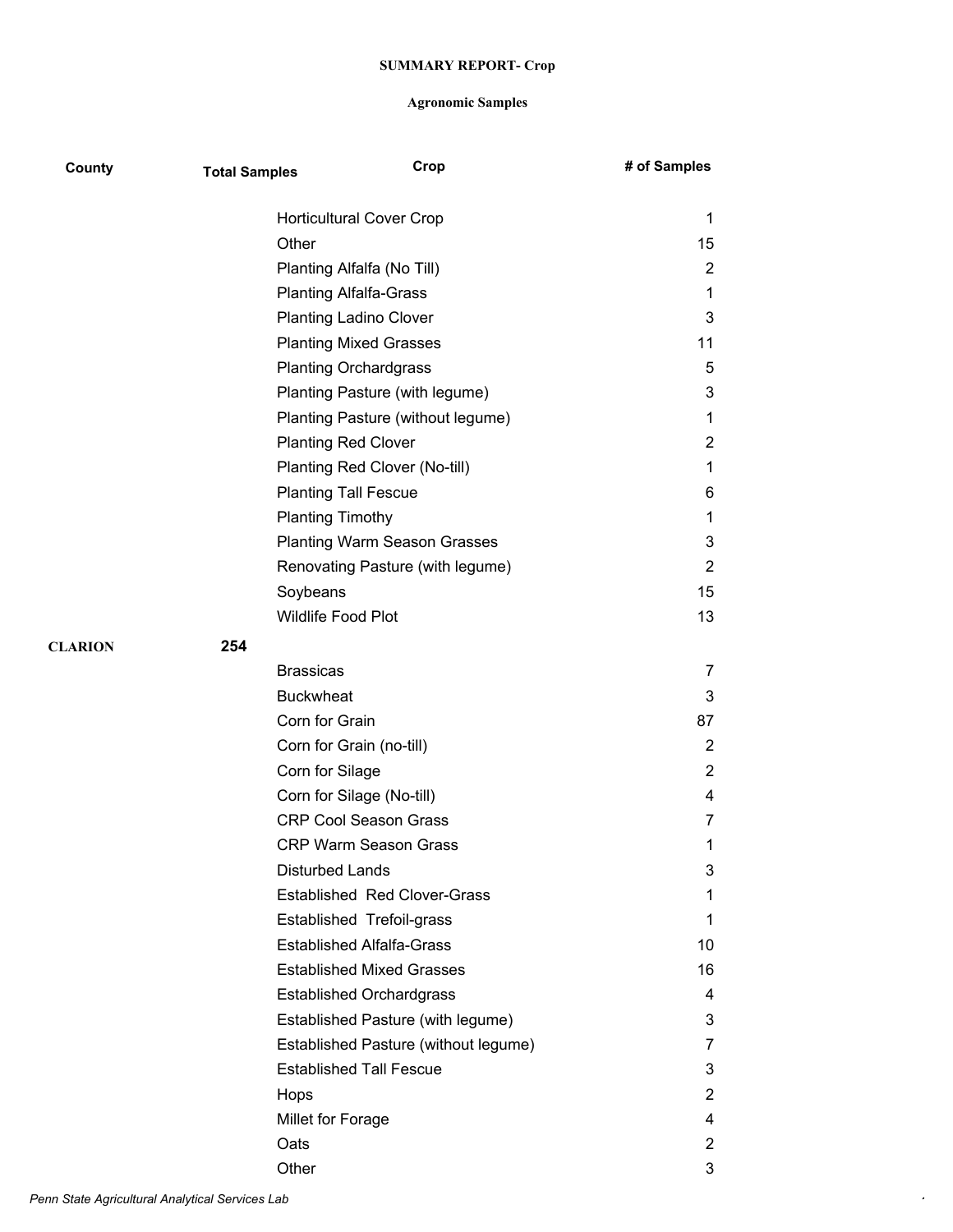**SUMMARY REPORT- Crop**

**Agronomic Samples**

| County | Total Samples | Crop | # of Samples |
|---|---|---|---|
| | | Horticultural Cover Crop | 1 |
| | | Other | 15 |
| | | Planting Alfalfa (No Till) | 2 |
| | | Planting Alfalfa-Grass | 1 |
| | | Planting Ladino Clover | 3 |
| | | Planting Mixed Grasses | 11 |
| | | Planting Orchardgrass | 5 |
| | | Planting Pasture (with legume) | 3 |
| | | Planting Pasture (without legume) | 1 |
| | | Planting Red Clover | 2 |
| | | Planting Red Clover (No-till) | 1 |
| | | Planting Tall Fescue | 6 |
| | | Planting Timothy | 1 |
| | | Planting Warm Season Grasses | 3 |
| | | Renovating Pasture (with legume) | 2 |
| | | Soybeans | 15 |
| | | Wildlife Food Plot | 13 |
| **CLARION** | **254** | | |
| | | Brassicas | 7 |
| | | Buckwheat | 3 |
| | | Corn for Grain | 87 |
| | | Corn for Grain (no-till) | 2 |
| | | Corn for Silage | 2 |
| | | Corn for Silage (No-till) | 4 |
| | | CRP Cool Season Grass | 7 |
| | | CRP Warm Season Grass | 1 |
| | | Disturbed Lands | 3 |
| | | Established  Red Clover-Grass | 1 |
| | | Established  Trefoil-grass | 1 |
| | | Established Alfalfa-Grass | 10 |
| | | Established Mixed Grasses | 16 |
| | | Established Orchardgrass | 4 |
| | | Established Pasture (with legume) | 3 |
| | | Established Pasture (without legume) | 7 |
| | | Established Tall Fescue | 3 |
| | | Hops | 2 |
| | | Millet for Forage | 4 |
| | | Oats | 2 |
| | | Other | 3 |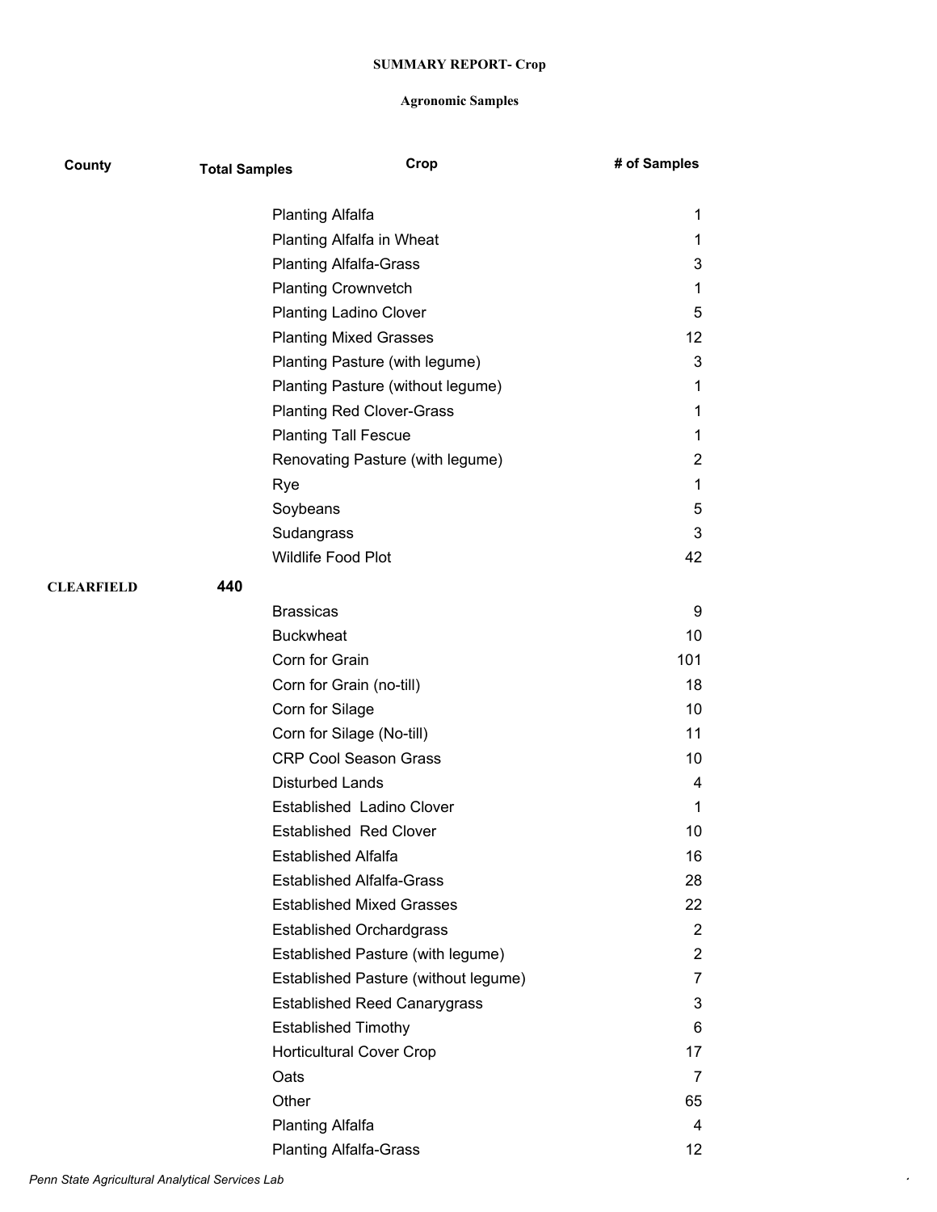**SUMMARY REPORT- Crop**

**Agronomic Samples**

| County | Total Samples | Crop | # of Samples |
|---|---|---|---|
| | | Planting Alfalfa | 1 |
| | | Planting Alfalfa in Wheat | 1 |
| | | Planting Alfalfa-Grass | 3 |
| | | Planting Crownvetch | 1 |
| | | Planting Ladino Clover | 5 |
| | | Planting Mixed Grasses | 12 |
| | | Planting Pasture (with legume) | 3 |
| | | Planting Pasture (without legume) | 1 |
| | | Planting Red Clover-Grass | 1 |
| | | Planting Tall Fescue | 1 |
| | | Renovating Pasture (with legume) | 2 |
| | | Rye | 1 |
| | | Soybeans | 5 |
| | | Sudangrass | 3 |
| | | Wildlife Food Plot | 42 |
| **CLEARFIELD** | **440** | | |
| | | Brassicas | 9 |
| | | Buckwheat | 10 |
| | | Corn for Grain | 101 |
| | | Corn for Grain (no-till) | 18 |
| | | Corn for Silage | 10 |
| | | Corn for Silage (No-till) | 11 |
| | | CRP Cool Season Grass | 10 |
| | | Disturbed Lands | 4 |
| | | Established Ladino Clover | 1 |
| | | Established Red Clover | 10 |
| | | Established Alfalfa | 16 |
| | | Established Alfalfa-Grass | 28 |
| | | Established Mixed Grasses | 22 |
| | | Established Orchardgrass | 2 |
| | | Established Pasture (with legume) | 2 |
| | | Established Pasture (without legume) | 7 |
| | | Established Reed Canarygrass | 3 |
| | | Established Timothy | 6 |
| | | Horticultural Cover Crop | 17 |
| | | Oats | 7 |
| | | Other | 65 |
| | | Planting Alfalfa | 4 |
| | | Planting Alfalfa-Grass | 12 |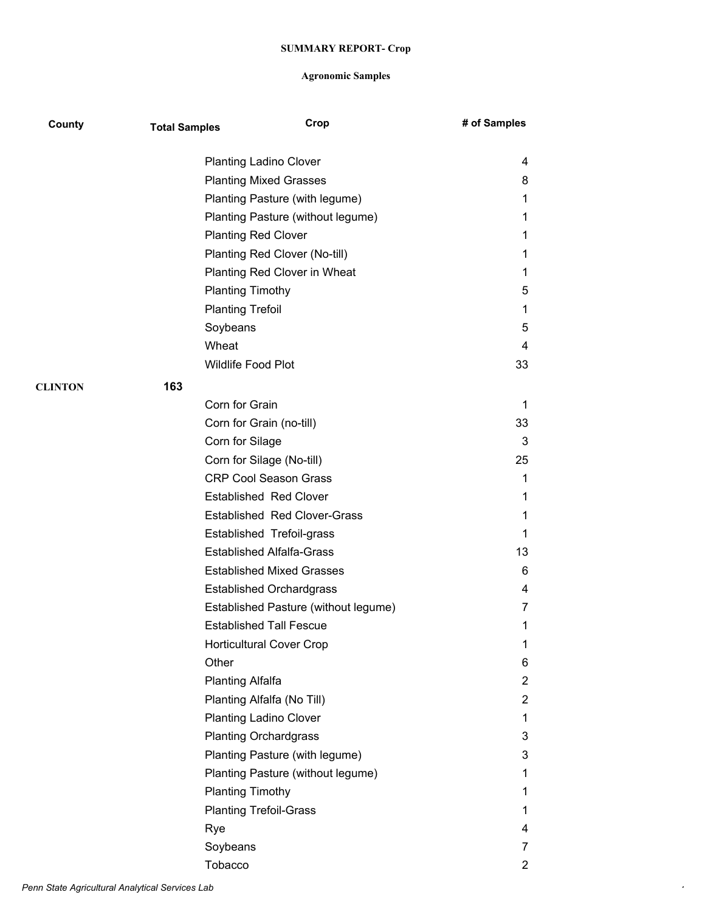**SUMMARY REPORT- Crop**

**Agronomic Samples**

| County | Total Samples | Crop | # of Samples |
|---|---|---|---|
| | | Planting Ladino Clover | 4 |
| | | Planting Mixed Grasses | 8 |
| | | Planting Pasture (with legume) | 1 |
| | | Planting Pasture (without legume) | 1 |
| | | Planting Red Clover | 1 |
| | | Planting Red Clover (No-till) | 1 |
| | | Planting Red Clover in Wheat | 1 |
| | | Planting Timothy | 5 |
| | | Planting Trefoil | 1 |
| | | Soybeans | 5 |
| | | Wheat | 4 |
| | | Wildlife Food Plot | 33 |
| **CLINTON** | **163** | | |
| | | Corn for Grain | 1 |
| | | Corn for Grain (no-till) | 33 |
| | | Corn for Silage | 3 |
| | | Corn for Silage (No-till) | 25 |
| | | CRP Cool Season Grass | 1 |
| | | Established Red Clover | 1 |
| | | Established Red Clover-Grass | 1 |
| | | Established Trefoil-grass | 1 |
| | | Established Alfalfa-Grass | 13 |
| | | Established Mixed Grasses | 6 |
| | | Established Orchardgrass | 4 |
| | | Established Pasture (without legume) | 7 |
| | | Established Tall Fescue | 1 |
| | | Horticultural Cover Crop | 1 |
| | | Other | 6 |
| | | Planting Alfalfa | 2 |
| | | Planting Alfalfa (No Till) | 2 |
| | | Planting Ladino Clover | 1 |
| | | Planting Orchardgrass | 3 |
| | | Planting Pasture (with legume) | 3 |
| | | Planting Pasture (without legume) | 1 |
| | | Planting Timothy | 1 |
| | | Planting Trefoil-Grass | 1 |
| | | Rye | 4 |
| | | Soybeans | 7 |
| | | Tobacco | 2 |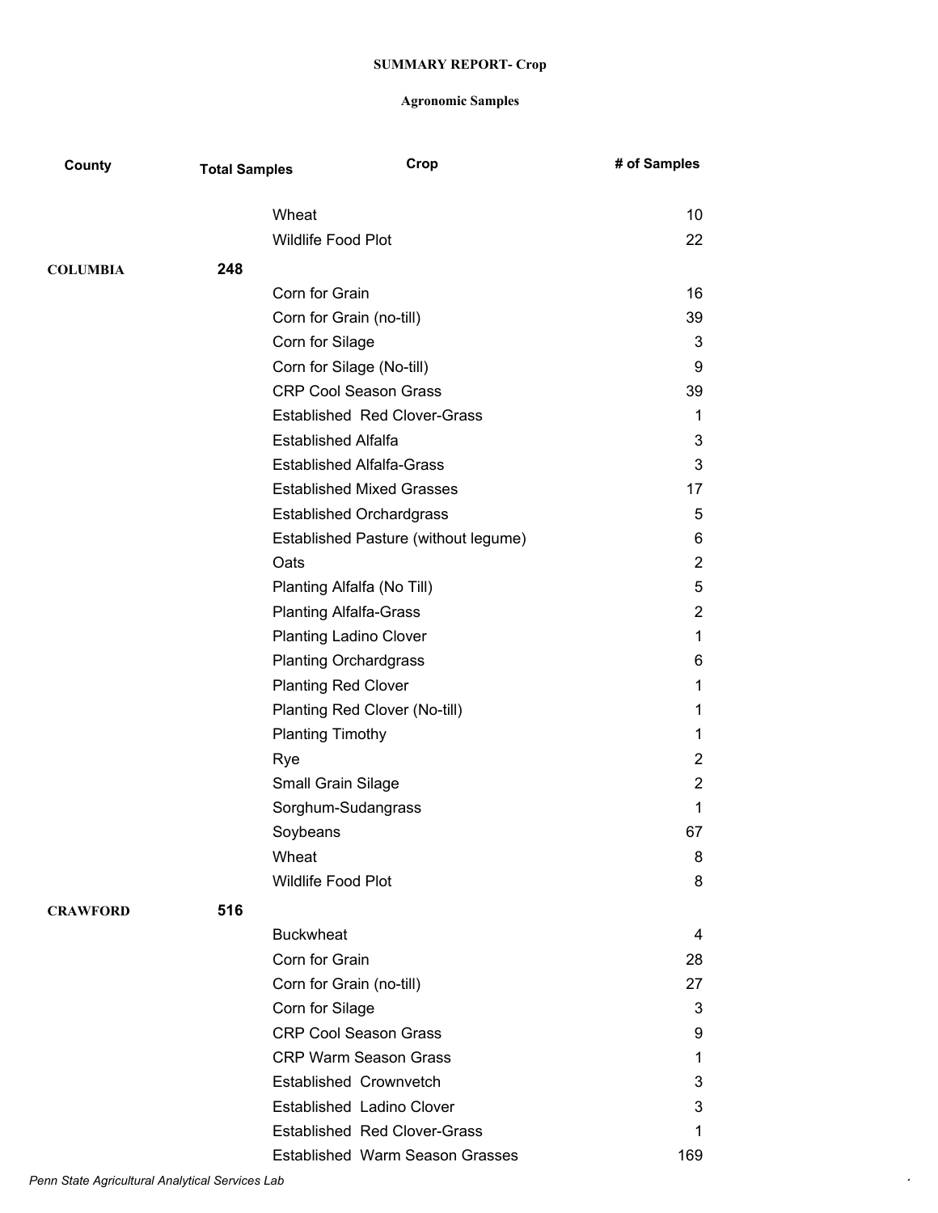**SUMMARY REPORT- Crop**

**Agronomic Samples**

| County | Total Samples | Crop | # of Samples |
|---|---|---|---|
| | | Wheat | 10 |
| | | Wildlife Food Plot | 22 |
| **COLUMBIA** | **248** | | |
| | | Corn for Grain | 16 |
| | | Corn for Grain (no-till) | 39 |
| | | Corn for Silage | 3 |
| | | Corn for Silage (No-till) | 9 |
| | | CRP Cool Season Grass | 39 |
| | | Established  Red Clover-Grass | 1 |
| | | Established Alfalfa | 3 |
| | | Established Alfalfa-Grass | 3 |
| | | Established Mixed Grasses | 17 |
| | | Established Orchardgrass | 5 |
| | | Established Pasture (without legume) | 6 |
| | | Oats | 2 |
| | | Planting Alfalfa (No Till) | 5 |
| | | Planting Alfalfa-Grass | 2 |
| | | Planting Ladino Clover | 1 |
| | | Planting Orchardgrass | 6 |
| | | Planting Red Clover | 1 |
| | | Planting Red Clover (No-till) | 1 |
| | | Planting Timothy | 1 |
| | | Rye | 2 |
| | | Small Grain Silage | 2 |
| | | Sorghum-Sudangrass | 1 |
| | | Soybeans | 67 |
| | | Wheat | 8 |
| | | Wildlife Food Plot | 8 |
| **CRAWFORD** | **516** | | |
| | | Buckwheat | 4 |
| | | Corn for Grain | 28 |
| | | Corn for Grain (no-till) | 27 |
| | | Corn for Silage | 3 |
| | | CRP Cool Season Grass | 9 |
| | | CRP Warm Season Grass | 1 |
| | | Established  Crownvetch | 3 |
| | | Established  Ladino Clover | 3 |
| | | Established  Red Clover-Grass | 1 |
| | | Established  Warm Season Grasses | 169 |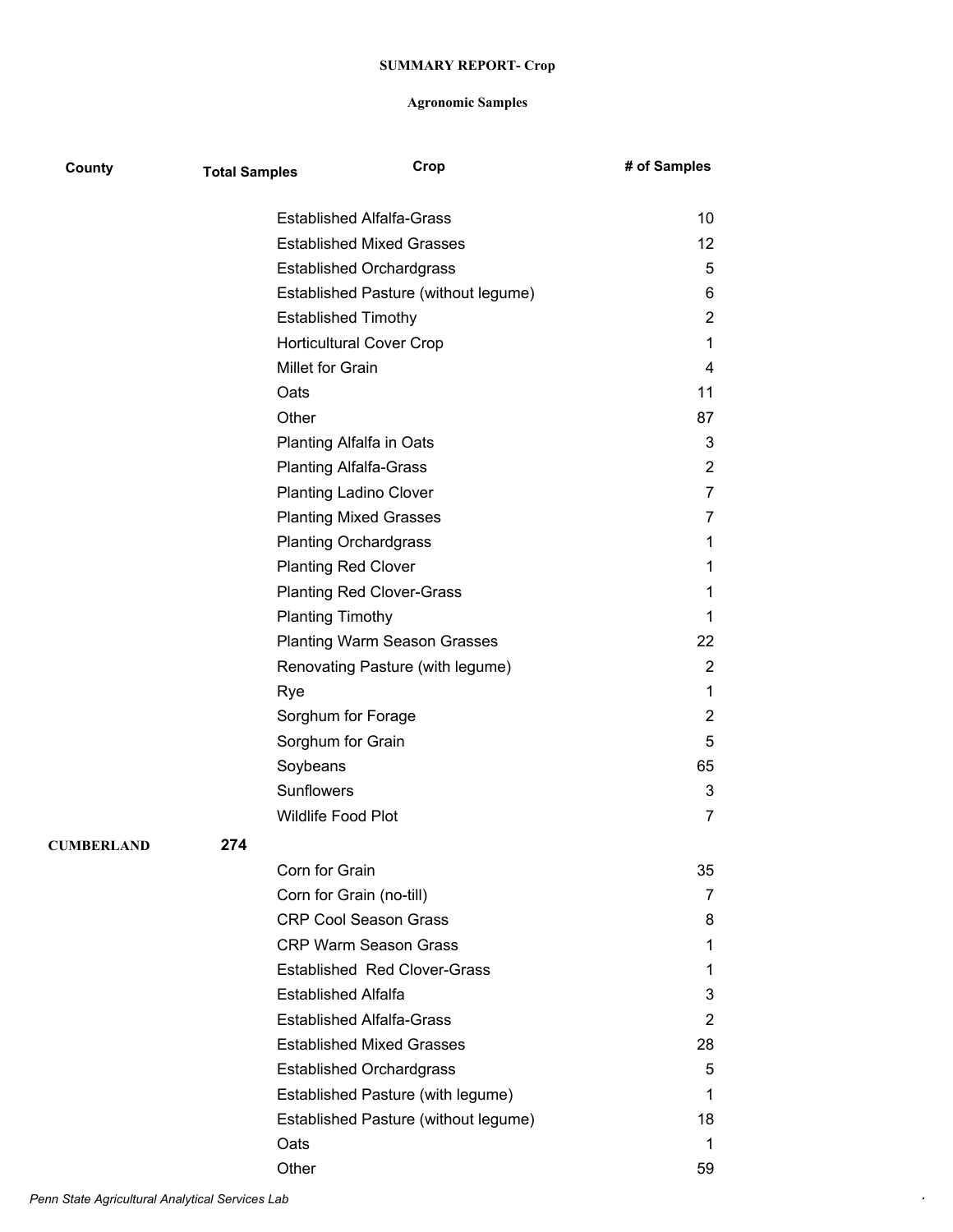**SUMMARY REPORT- Crop**

**Agronomic Samples**

| County | Total Samples | Crop | # of Samples |
|---|---|---|---|
| | | Established Alfalfa-Grass | 10 |
| | | Established Mixed Grasses | 12 |
| | | Established Orchardgrass | 5 |
| | | Established Pasture (without legume) | 6 |
| | | Established Timothy | 2 |
| | | Horticultural Cover Crop | 1 |
| | | Millet for Grain | 4 |
| | | Oats | 11 |
| | | Other | 87 |
| | | Planting Alfalfa in Oats | 3 |
| | | Planting Alfalfa-Grass | 2 |
| | | Planting Ladino Clover | 7 |
| | | Planting Mixed Grasses | 7 |
| | | Planting Orchardgrass | 1 |
| | | Planting Red Clover | 1 |
| | | Planting Red Clover-Grass | 1 |
| | | Planting Timothy | 1 |
| | | Planting Warm Season Grasses | 22 |
| | | Renovating Pasture (with legume) | 2 |
| | | Rye | 1 |
| | | Sorghum for Forage | 2 |
| | | Sorghum for Grain | 5 |
| | | Soybeans | 65 |
| | | Sunflowers | 3 |
| | | Wildlife Food Plot | 7 |
| **CUMBERLAND** | **274** | | |
| | | Corn for Grain | 35 |
| | | Corn for Grain (no-till) | 7 |
| | | CRP Cool Season Grass | 8 |
| | | CRP Warm Season Grass | 1 |
| | | Established  Red Clover-Grass | 1 |
| | | Established Alfalfa | 3 |
| | | Established Alfalfa-Grass | 2 |
| | | Established Mixed Grasses | 28 |
| | | Established Orchardgrass | 5 |
| | | Established Pasture (with legume) | 1 |
| | | Established Pasture (without legume) | 18 |
| | | Oats | 1 |
| | | Other | 59 |

*Penn State Agricultural Analytical Services Lab*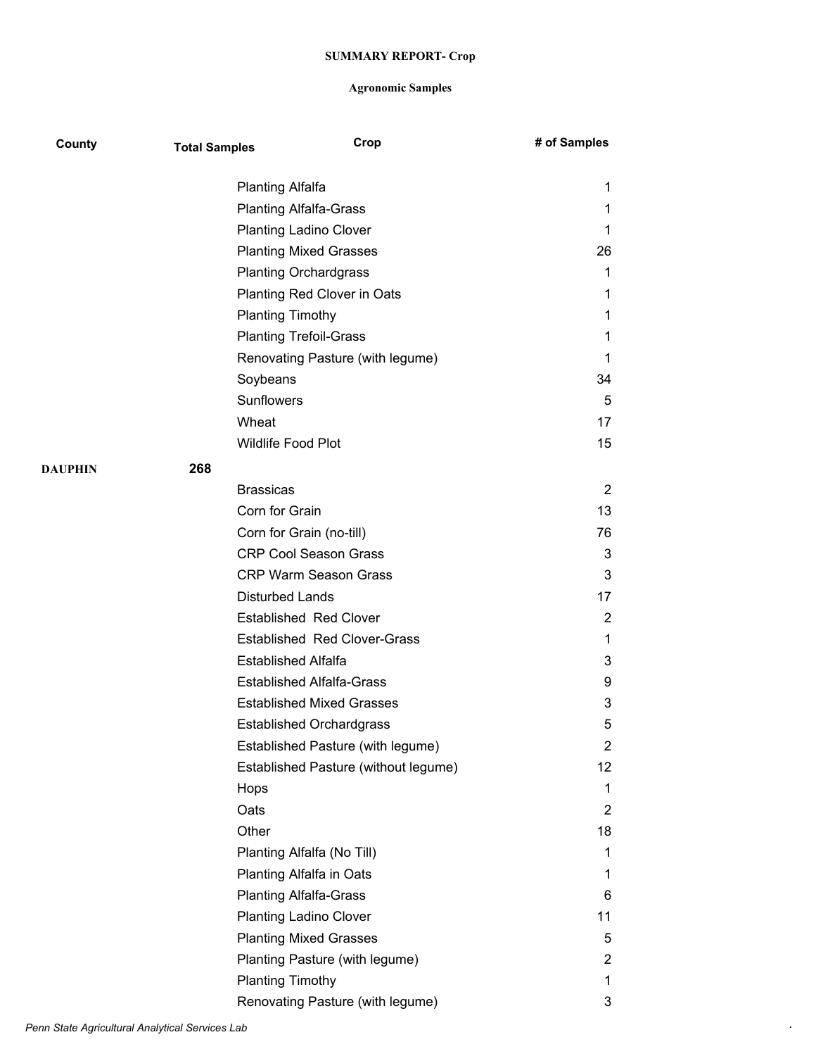**SUMMARY REPORT- Crop**

**Agronomic Samples**

| County | Total Samples | Crop | # of Samples |
|---|---|---|---|
| | | Planting Alfalfa | 1 |
| | | Planting Alfalfa-Grass | 1 |
| | | Planting Ladino Clover | 1 |
| | | Planting Mixed Grasses | 26 |
| | | Planting Orchardgrass | 1 |
| | | Planting Red Clover in Oats | 1 |
| | | Planting Timothy | 1 |
| | | Planting Trefoil-Grass | 1 |
| | | Renovating Pasture (with legume) | 1 |
| | | Soybeans | 34 |
| | | Sunflowers | 5 |
| | | Wheat | 17 |
| | | Wildlife Food Plot | 15 |
| **DAUPHIN** | **268** | | |
| | | Brassicas | 2 |
| | | Corn for Grain | 13 |
| | | Corn for Grain (no-till) | 76 |
| | | CRP Cool Season Grass | 3 |
| | | CRP Warm Season Grass | 3 |
| | | Disturbed Lands | 17 |
| | | Established  Red Clover | 2 |
| | | Established  Red Clover-Grass | 1 |
| | | Established Alfalfa | 3 |
| | | Established Alfalfa-Grass | 9 |
| | | Established Mixed Grasses | 3 |
| | | Established Orchardgrass | 5 |
| | | Established Pasture (with legume) | 2 |
| | | Established Pasture (without legume) | 12 |
| | | Hops | 1 |
| | | Oats | 2 |
| | | Other | 18 |
| | | Planting Alfalfa (No Till) | 1 |
| | | Planting Alfalfa in Oats | 1 |
| | | Planting Alfalfa-Grass | 6 |
| | | Planting Ladino Clover | 11 |
| | | Planting Mixed Grasses | 5 |
| | | Planting Pasture (with legume) | 2 |
| | | Planting Timothy | 1 |
| | | Renovating Pasture (with legume) | 3 |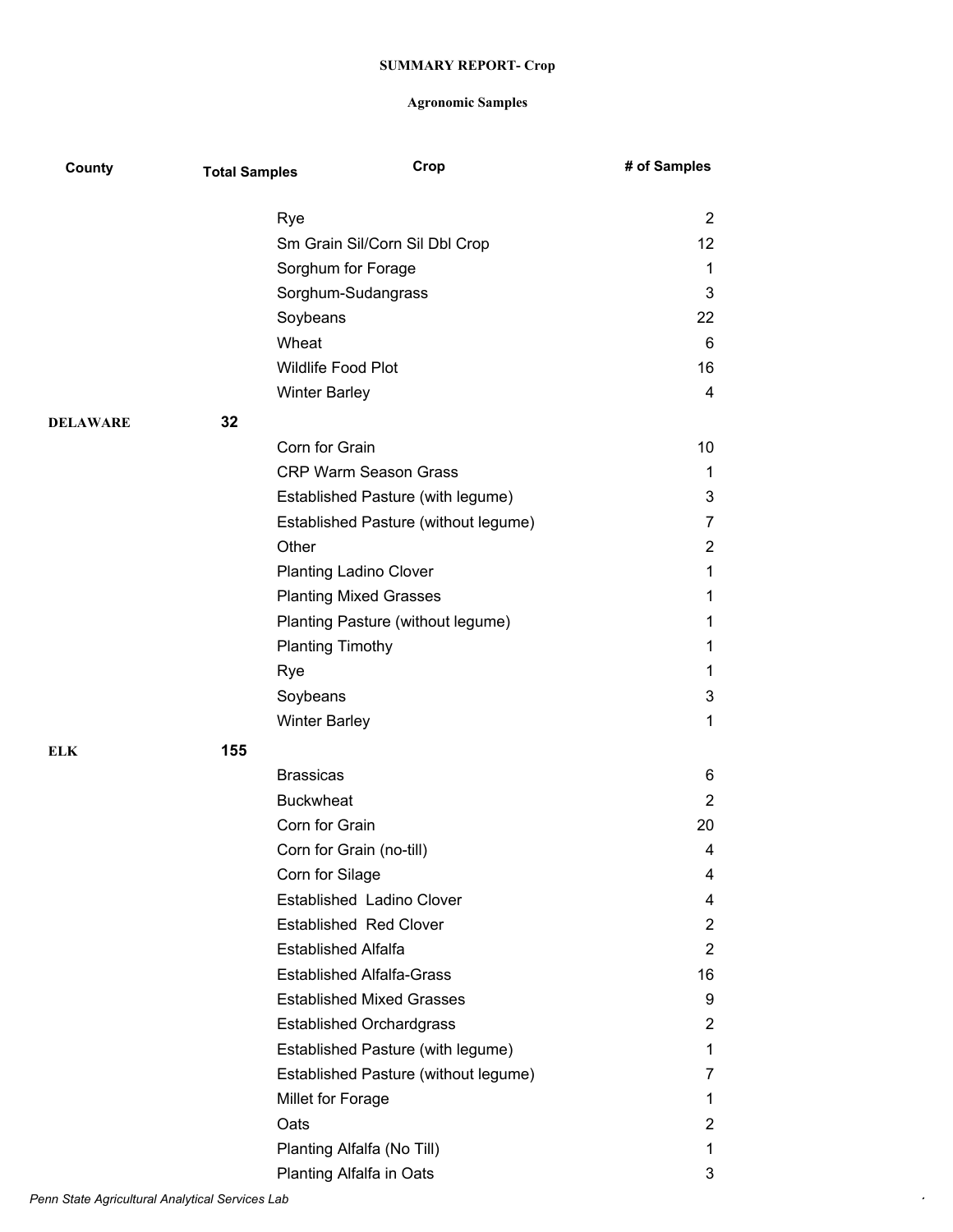**SUMMARY REPORT- Crop**

**Agronomic Samples**

| County | Total Samples | Crop | # of Samples |
|---|---|---|---|
| | | Rye | 2 |
| | | Sm Grain Sil/Corn Sil Dbl Crop | 12 |
| | | Sorghum for Forage | 1 |
| | | Sorghum-Sudangrass | 3 |
| | | Soybeans | 22 |
| | | Wheat | 6 |
| | | Wildlife Food Plot | 16 |
| | | Winter Barley | 4 |
| **DELAWARE** | **32** | | |
| | | Corn for Grain | 10 |
| | | CRP Warm Season Grass | 1 |
| | | Established Pasture (with legume) | 3 |
| | | Established Pasture (without legume) | 7 |
| | | Other | 2 |
| | | Planting Ladino Clover | 1 |
| | | Planting Mixed Grasses | 1 |
| | | Planting Pasture (without legume) | 1 |
| | | Planting Timothy | 1 |
| | | Rye | 1 |
| | | Soybeans | 3 |
| | | Winter Barley | 1 |
| **ELK** | **155** | | |
| | | Brassicas | 6 |
| | | Buckwheat | 2 |
| | | Corn for Grain | 20 |
| | | Corn for Grain (no-till) | 4 |
| | | Corn for Silage | 4 |
| | | Established Ladino Clover | 4 |
| | | Established Red Clover | 2 |
| | | Established Alfalfa | 2 |
| | | Established Alfalfa-Grass | 16 |
| | | Established Mixed Grasses | 9 |
| | | Established Orchardgrass | 2 |
| | | Established Pasture (with legume) | 1 |
| | | Established Pasture (without legume) | 7 |
| | | Millet for Forage | 1 |
| | | Oats | 2 |
| | | Planting Alfalfa (No Till) | 1 |
| | | Planting Alfalfa in Oats | 3 |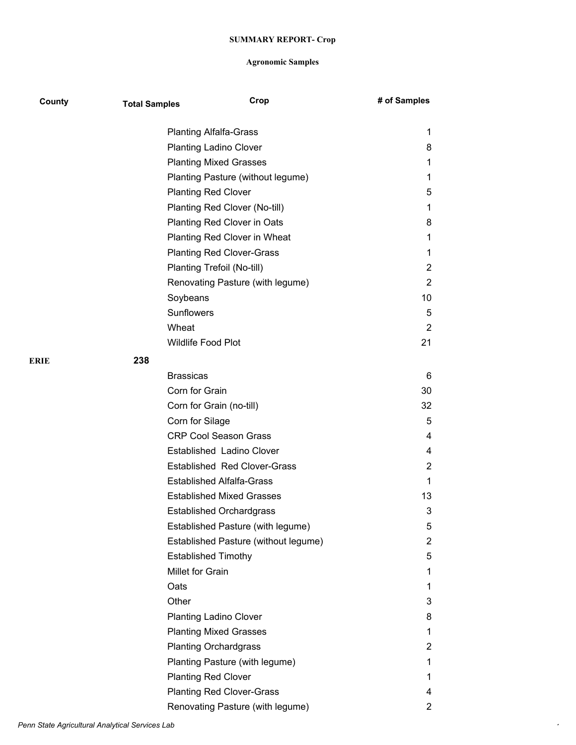**SUMMARY REPORT- Crop**

**Agronomic Samples**

| County | Total Samples | Crop | # of Samples |
|---|---|---|---|
| | | Planting Alfalfa-Grass | 1 |
| | | Planting Ladino Clover | 8 |
| | | Planting Mixed Grasses | 1 |
| | | Planting Pasture (without legume) | 1 |
| | | Planting Red Clover | 5 |
| | | Planting Red Clover (No-till) | 1 |
| | | Planting Red Clover in Oats | 8 |
| | | Planting Red Clover in Wheat | 1 |
| | | Planting Red Clover-Grass | 1 |
| | | Planting Trefoil (No-till) | 2 |
| | | Renovating Pasture (with legume) | 2 |
| | | Soybeans | 10 |
| | | Sunflowers | 5 |
| | | Wheat | 2 |
| | | Wildlife Food Plot | 21 |
| **ERIE** | **238** | | |
| | | Brassicas | 6 |
| | | Corn for Grain | 30 |
| | | Corn for Grain (no-till) | 32 |
| | | Corn for Silage | 5 |
| | | CRP Cool Season Grass | 4 |
| | | Established  Ladino Clover | 4 |
| | | Established  Red Clover-Grass | 2 |
| | | Established Alfalfa-Grass | 1 |
| | | Established Mixed Grasses | 13 |
| | | Established Orchardgrass | 3 |
| | | Established Pasture (with legume) | 5 |
| | | Established Pasture (without legume) | 2 |
| | | Established Timothy | 5 |
| | | Millet for Grain | 1 |
| | | Oats | 1 |
| | | Other | 3 |
| | | Planting Ladino Clover | 8 |
| | | Planting Mixed Grasses | 1 |
| | | Planting Orchardgrass | 2 |
| | | Planting Pasture (with legume) | 1 |
| | | Planting Red Clover | 1 |
| | | Planting Red Clover-Grass | 4 |
| | | Renovating Pasture (with legume) | 2 |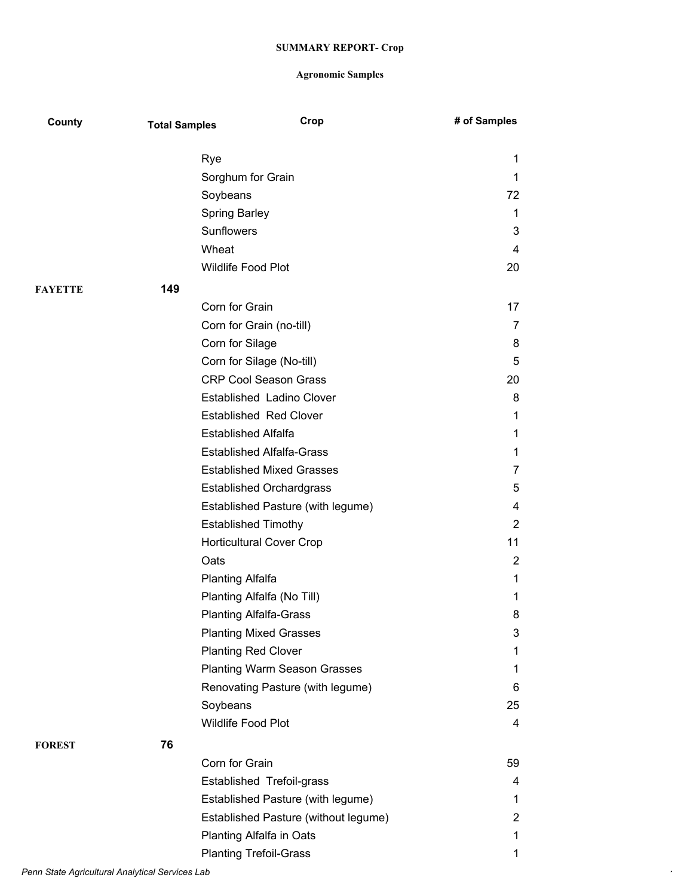**SUMMARY REPORT- Crop**

**Agronomic Samples**

| County | Total Samples | Crop | # of Samples |
|---|---|---|---|
| | | Rye | 1 |
| | | Sorghum for Grain | 1 |
| | | Soybeans | 72 |
| | | Spring Barley | 1 |
| | | Sunflowers | 3 |
| | | Wheat | 4 |
| | | Wildlife Food Plot | 20 |
| **FAYETTE** | **149** | | |
| | | Corn for Grain | 17 |
| | | Corn for Grain (no-till) | 7 |
| | | Corn for Silage | 8 |
| | | Corn for Silage (No-till) | 5 |
| | | CRP Cool Season Grass | 20 |
| | | Established Ladino Clover | 8 |
| | | Established Red Clover | 1 |
| | | Established Alfalfa | 1 |
| | | Established Alfalfa-Grass | 1 |
| | | Established Mixed Grasses | 7 |
| | | Established Orchardgrass | 5 |
| | | Established Pasture (with legume) | 4 |
| | | Established Timothy | 2 |
| | | Horticultural Cover Crop | 11 |
| | | Oats | 2 |
| | | Planting Alfalfa | 1 |
| | | Planting Alfalfa (No Till) | 1 |
| | | Planting Alfalfa-Grass | 8 |
| | | Planting Mixed Grasses | 3 |
| | | Planting Red Clover | 1 |
| | | Planting Warm Season Grasses | 1 |
| | | Renovating Pasture (with legume) | 6 |
| | | Soybeans | 25 |
| | | Wildlife Food Plot | 4 |
| **FOREST** | **76** | | |
| | | Corn for Grain | 59 |
| | | Established Trefoil-grass | 4 |
| | | Established Pasture (with legume) | 1 |
| | | Established Pasture (without legume) | 2 |
| | | Planting Alfalfa in Oats | 1 |
| | | Planting Trefoil-Grass | 1 |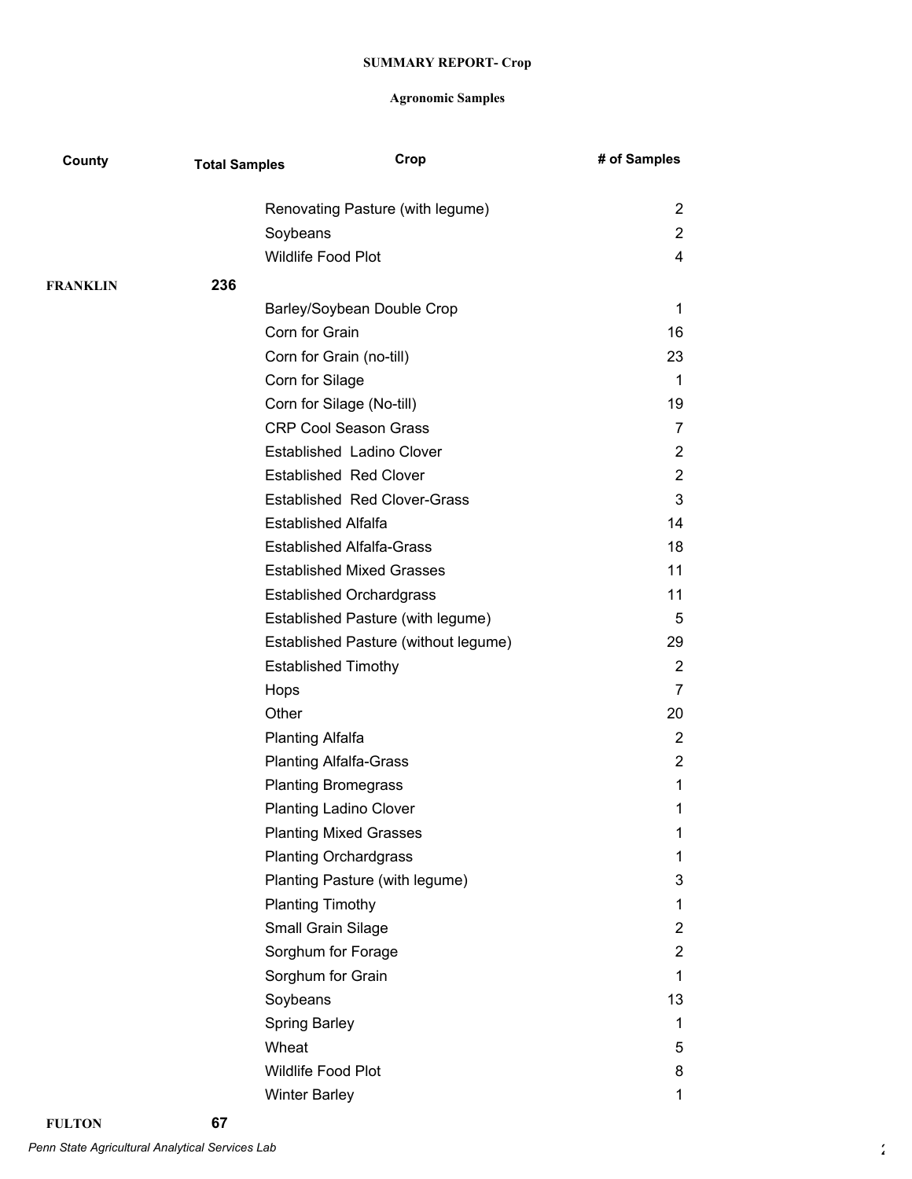**SUMMARY REPORT- Crop**

**Agronomic Samples**

| County | Total Samples | Crop | # of Samples |
|---|---|---|---|
| | | Renovating Pasture (with legume) | 2 |
| | | Soybeans | 2 |
| | | Wildlife Food Plot | 4 |
| **FRANKLIN** | **236** | | |
| | | Barley/Soybean Double Crop | 1 |
| | | Corn for Grain | 16 |
| | | Corn for Grain (no-till) | 23 |
| | | Corn for Silage | 1 |
| | | Corn for Silage (No-till) | 19 |
| | | CRP Cool Season Grass | 7 |
| | | Established  Ladino Clover | 2 |
| | | Established  Red Clover | 2 |
| | | Established  Red Clover-Grass | 3 |
| | | Established Alfalfa | 14 |
| | | Established Alfalfa-Grass | 18 |
| | | Established Mixed Grasses | 11 |
| | | Established Orchardgrass | 11 |
| | | Established Pasture (with legume) | 5 |
| | | Established Pasture (without legume) | 29 |
| | | Established Timothy | 2 |
| | | Hops | 7 |
| | | Other | 20 |
| | | Planting Alfalfa | 2 |
| | | Planting Alfalfa-Grass | 2 |
| | | Planting Bromegrass | 1 |
| | | Planting Ladino Clover | 1 |
| | | Planting Mixed Grasses | 1 |
| | | Planting Orchardgrass | 1 |
| | | Planting Pasture (with legume) | 3 |
| | | Planting Timothy | 1 |
| | | Small Grain Silage | 2 |
| | | Sorghum for Forage | 2 |
| | | Sorghum for Grain | 1 |
| | | Soybeans | 13 |
| | | Spring Barley | 1 |
| | | Wheat | 5 |
| | | Wildlife Food Plot | 8 |
| | | Winter Barley | 1 |
| **FULTON** | **67** | | |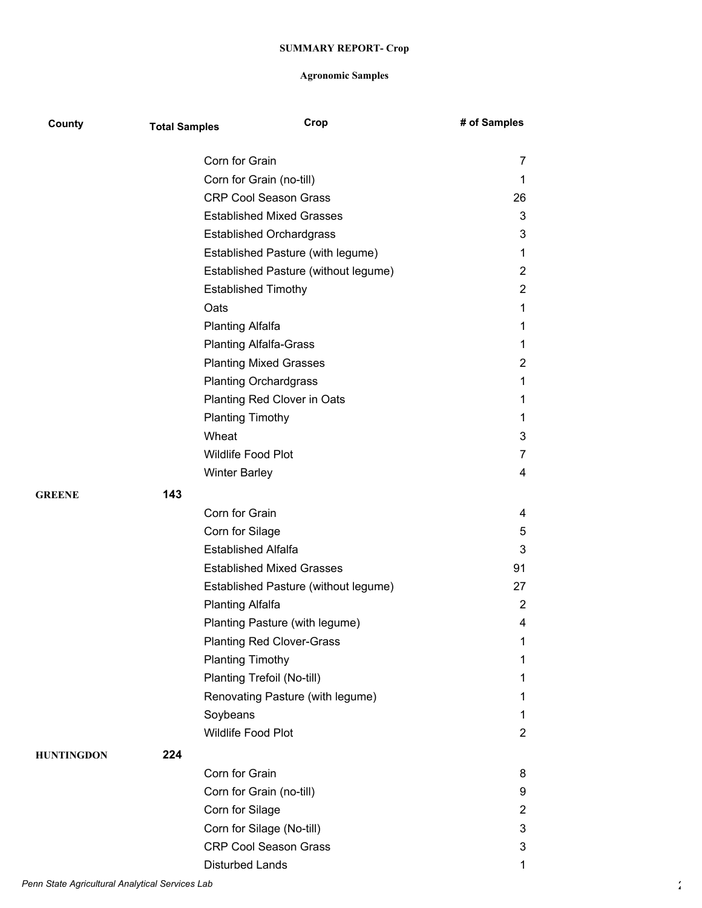**SUMMARY REPORT- Crop**

**Agronomic Samples**

| County | Total Samples | Crop | # of Samples |
|---|---|---|---|
| | | Corn for Grain | 7 |
| | | Corn for Grain (no-till) | 1 |
| | | CRP Cool Season Grass | 26 |
| | | Established Mixed Grasses | 3 |
| | | Established Orchardgrass | 3 |
| | | Established Pasture (with legume) | 1 |
| | | Established Pasture (without legume) | 2 |
| | | Established Timothy | 2 |
| | | Oats | 1 |
| | | Planting Alfalfa | 1 |
| | | Planting Alfalfa-Grass | 1 |
| | | Planting Mixed Grasses | 2 |
| | | Planting Orchardgrass | 1 |
| | | Planting Red Clover in Oats | 1 |
| | | Planting Timothy | 1 |
| | | Wheat | 3 |
| | | Wildlife Food Plot | 7 |
| | | Winter Barley | 4 |
| **GREENE** | **143** | | |
| | | Corn for Grain | 4 |
| | | Corn for Silage | 5 |
| | | Established Alfalfa | 3 |
| | | Established Mixed Grasses | 91 |
| | | Established Pasture (without legume) | 27 |
| | | Planting Alfalfa | 2 |
| | | Planting Pasture (with legume) | 4 |
| | | Planting Red Clover-Grass | 1 |
| | | Planting Timothy | 1 |
| | | Planting Trefoil (No-till) | 1 |
| | | Renovating Pasture (with legume) | 1 |
| | | Soybeans | 1 |
| | | Wildlife Food Plot | 2 |
| **HUNTINGDON** | **224** | | |
| | | Corn for Grain | 8 |
| | | Corn for Grain (no-till) | 9 |
| | | Corn for Silage | 2 |
| | | Corn for Silage (No-till) | 3 |
| | | CRP Cool Season Grass | 3 |
| | | Disturbed Lands | 1 |

*Penn State Agricultural Analytical Services Lab*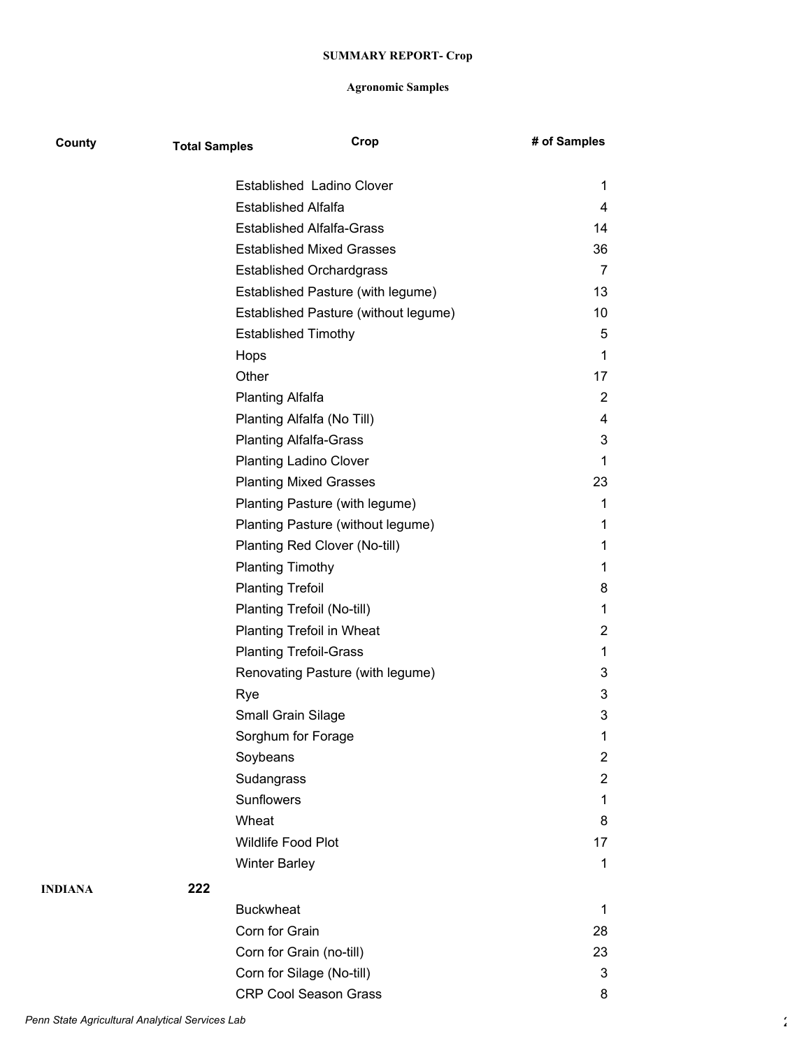**SUMMARY REPORT- Crop**

**Agronomic Samples**

| County | Total Samples | Crop | # of Samples |
|---|---|---|---|
| | | Established  Ladino Clover | 1 |
| | | Established Alfalfa | 4 |
| | | Established Alfalfa-Grass | 14 |
| | | Established Mixed Grasses | 36 |
| | | Established Orchardgrass | 7 |
| | | Established Pasture (with legume) | 13 |
| | | Established Pasture (without legume) | 10 |
| | | Established Timothy | 5 |
| | | Hops | 1 |
| | | Other | 17 |
| | | Planting Alfalfa | 2 |
| | | Planting Alfalfa (No Till) | 4 |
| | | Planting Alfalfa-Grass | 3 |
| | | Planting Ladino Clover | 1 |
| | | Planting Mixed Grasses | 23 |
| | | Planting Pasture (with legume) | 1 |
| | | Planting Pasture (without legume) | 1 |
| | | Planting Red Clover (No-till) | 1 |
| | | Planting Timothy | 1 |
| | | Planting Trefoil | 8 |
| | | Planting Trefoil (No-till) | 1 |
| | | Planting Trefoil in Wheat | 2 |
| | | Planting Trefoil-Grass | 1 |
| | | Renovating Pasture (with legume) | 3 |
| | | Rye | 3 |
| | | Small Grain Silage | 3 |
| | | Sorghum for Forage | 1 |
| | | Soybeans | 2 |
| | | Sudangrass | 2 |
| | | Sunflowers | 1 |
| | | Wheat | 8 |
| | | Wildlife Food Plot | 17 |
| | | Winter Barley | 1 |
| **INDIANA** | **222** | | |
| | | Buckwheat | 1 |
| | | Corn for Grain | 28 |
| | | Corn for Grain (no-till) | 23 |
| | | Corn for Silage (No-till) | 3 |
| | | CRP Cool Season Grass | 8 |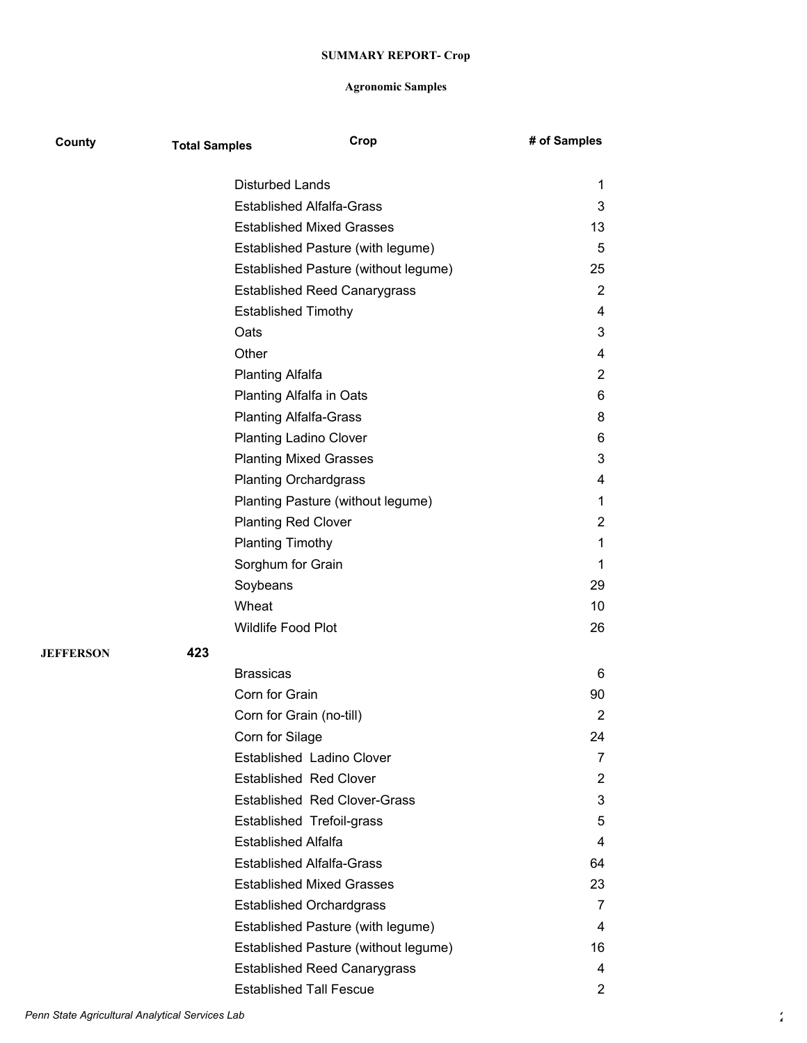**SUMMARY REPORT- Crop**

**Agronomic Samples**

| County | Total Samples | Crop | # of Samples |
|---|---|---|---|
| | | Disturbed Lands | 1 |
| | | Established Alfalfa-Grass | 3 |
| | | Established Mixed Grasses | 13 |
| | | Established Pasture (with legume) | 5 |
| | | Established Pasture (without legume) | 25 |
| | | Established Reed Canarygrass | 2 |
| | | Established Timothy | 4 |
| | | Oats | 3 |
| | | Other | 4 |
| | | Planting Alfalfa | 2 |
| | | Planting Alfalfa in Oats | 6 |
| | | Planting Alfalfa-Grass | 8 |
| | | Planting Ladino Clover | 6 |
| | | Planting Mixed Grasses | 3 |
| | | Planting Orchardgrass | 4 |
| | | Planting Pasture (without legume) | 1 |
| | | Planting Red Clover | 2 |
| | | Planting Timothy | 1 |
| | | Sorghum for Grain | 1 |
| | | Soybeans | 29 |
| | | Wheat | 10 |
| | | Wildlife Food Plot | 26 |
| **JEFFERSON** | **423** | | |
| | | Brassicas | 6 |
| | | Corn for Grain | 90 |
| | | Corn for Grain (no-till) | 2 |
| | | Corn for Silage | 24 |
| | | Established Ladino Clover | 7 |
| | | Established Red Clover | 2 |
| | | Established Red Clover-Grass | 3 |
| | | Established Trefoil-grass | 5 |
| | | Established Alfalfa | 4 |
| | | Established Alfalfa-Grass | 64 |
| | | Established Mixed Grasses | 23 |
| | | Established Orchardgrass | 7 |
| | | Established Pasture (with legume) | 4 |
| | | Established Pasture (without legume) | 16 |
| | | Established Reed Canarygrass | 4 |
| | | Established Tall Fescue | 2 |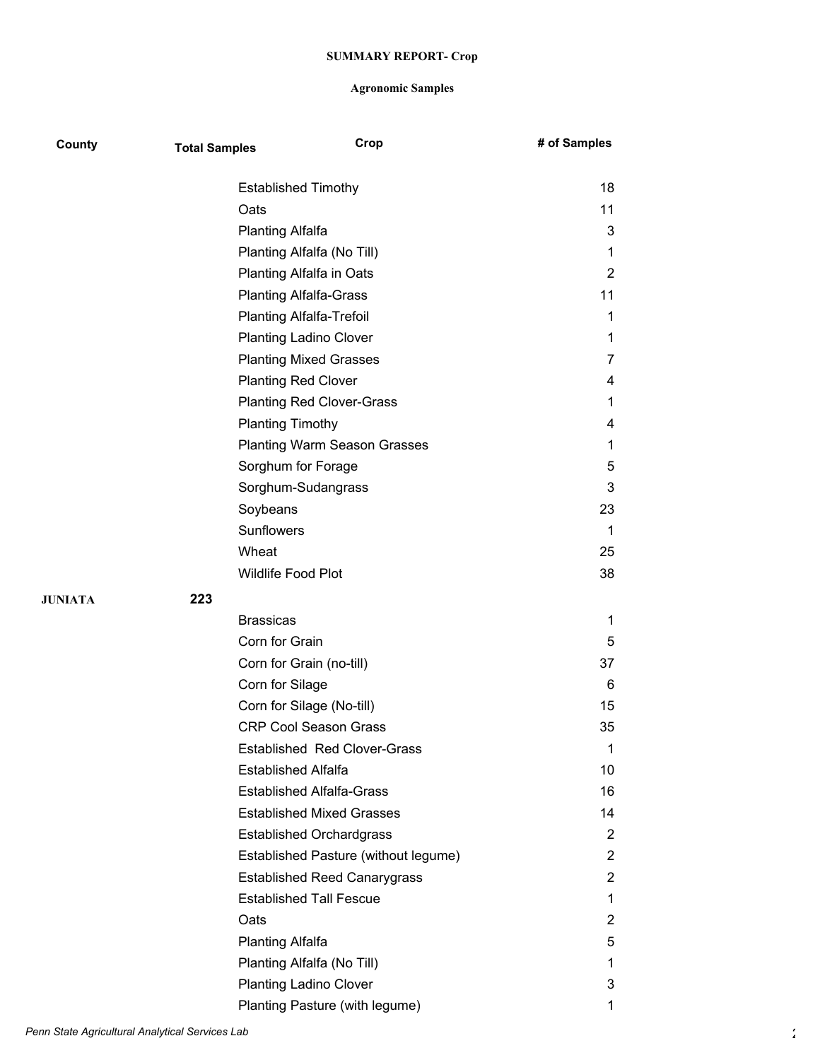**SUMMARY REPORT- Crop**

**Agronomic Samples**

| County | Total Samples | Crop | # of Samples |
|---|---|---|---|
| | | Established Timothy | 18 |
| | | Oats | 11 |
| | | Planting Alfalfa | 3 |
| | | Planting Alfalfa (No Till) | 1 |
| | | Planting Alfalfa in Oats | 2 |
| | | Planting Alfalfa-Grass | 11 |
| | | Planting Alfalfa-Trefoil | 1 |
| | | Planting Ladino Clover | 1 |
| | | Planting Mixed Grasses | 7 |
| | | Planting Red Clover | 4 |
| | | Planting Red Clover-Grass | 1 |
| | | Planting Timothy | 4 |
| | | Planting Warm Season Grasses | 1 |
| | | Sorghum for Forage | 5 |
| | | Sorghum-Sudangrass | 3 |
| | | Soybeans | 23 |
| | | Sunflowers | 1 |
| | | Wheat | 25 |
| | | Wildlife Food Plot | 38 |
| **JUNIATA** | **223** | | |
| | | Brassicas | 1 |
| | | Corn for Grain | 5 |
| | | Corn for Grain (no-till) | 37 |
| | | Corn for Silage | 6 |
| | | Corn for Silage (No-till) | 15 |
| | | CRP Cool Season Grass | 35 |
| | | Established Red Clover-Grass | 1 |
| | | Established Alfalfa | 10 |
| | | Established Alfalfa-Grass | 16 |
| | | Established Mixed Grasses | 14 |
| | | Established Orchardgrass | 2 |
| | | Established Pasture (without legume) | 2 |
| | | Established Reed Canarygrass | 2 |
| | | Established Tall Fescue | 1 |
| | | Oats | 2 |
| | | Planting Alfalfa | 5 |
| | | Planting Alfalfa (No Till) | 1 |
| | | Planting Ladino Clover | 3 |
| | | Planting Pasture (with legume) | 1 |

*Penn State Agricultural Analytical Services Lab*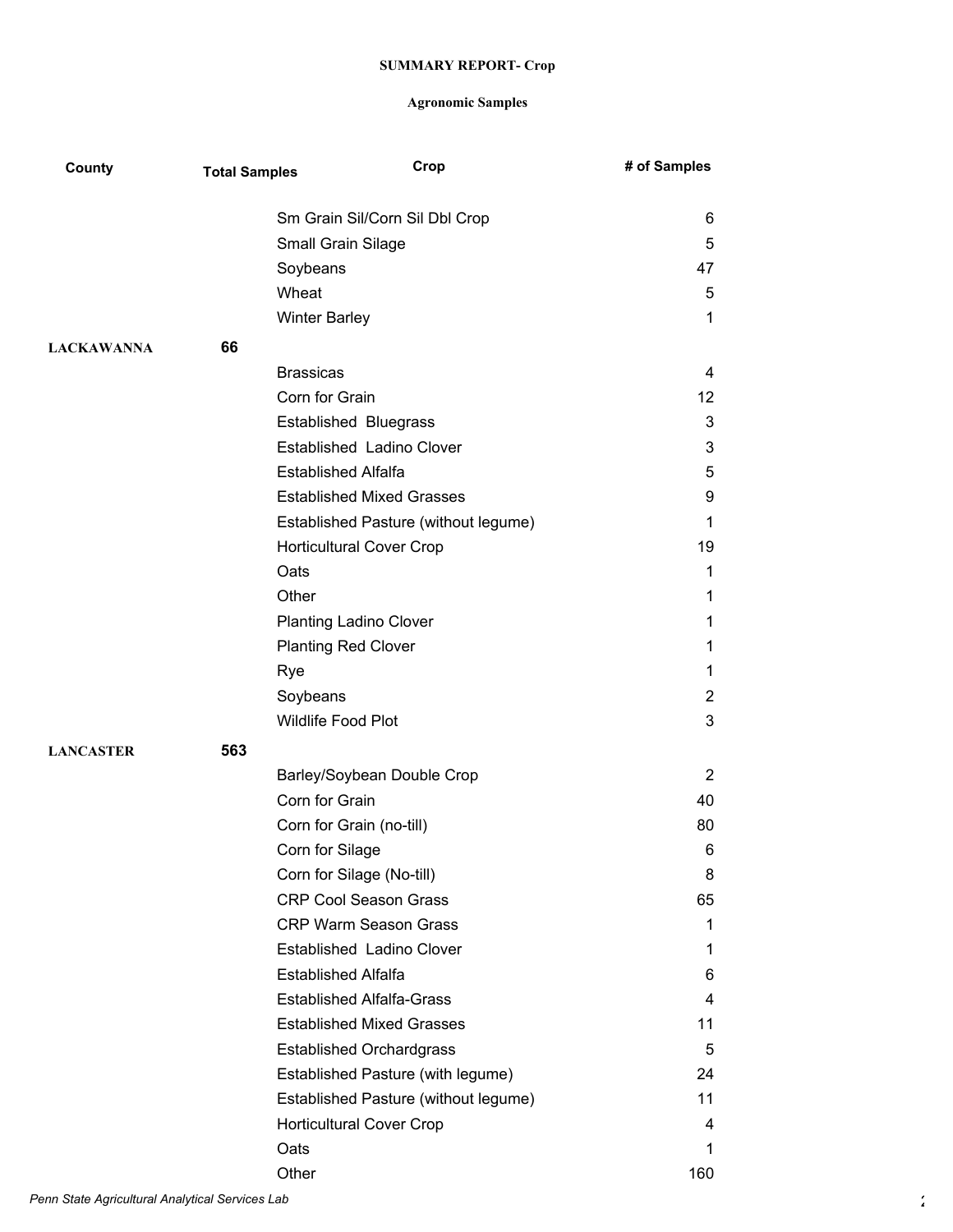**SUMMARY REPORT- Crop**

**Agronomic Samples**

| County | Total Samples | Crop | # of Samples |
|---|---|---|---|
| | | Sm Grain Sil/Corn Sil Dbl Crop | 6 |
| | | Small Grain Silage | 5 |
| | | Soybeans | 47 |
| | | Wheat | 5 |
| | | Winter Barley | 1 |
| **LACKAWANNA** | **66** | | |
| | | Brassicas | 4 |
| | | Corn for Grain | 12 |
| | | Established Bluegrass | 3 |
| | | Established Ladino Clover | 3 |
| | | Established Alfalfa | 5 |
| | | Established Mixed Grasses | 9 |
| | | Established Pasture (without legume) | 1 |
| | | Horticultural Cover Crop | 19 |
| | | Oats | 1 |
| | | Other | 1 |
| | | Planting Ladino Clover | 1 |
| | | Planting Red Clover | 1 |
| | | Rye | 1 |
| | | Soybeans | 2 |
| | | Wildlife Food Plot | 3 |
| **LANCASTER** | **563** | | |
| | | Barley/Soybean Double Crop | 2 |
| | | Corn for Grain | 40 |
| | | Corn for Grain (no-till) | 80 |
| | | Corn for Silage | 6 |
| | | Corn for Silage (No-till) | 8 |
| | | CRP Cool Season Grass | 65 |
| | | CRP Warm Season Grass | 1 |
| | | Established Ladino Clover | 1 |
| | | Established Alfalfa | 6 |
| | | Established Alfalfa-Grass | 4 |
| | | Established Mixed Grasses | 11 |
| | | Established Orchardgrass | 5 |
| | | Established Pasture (with legume) | 24 |
| | | Established Pasture (without legume) | 11 |
| | | Horticultural Cover Crop | 4 |
| | | Oats | 1 |
| | | Other | 160 |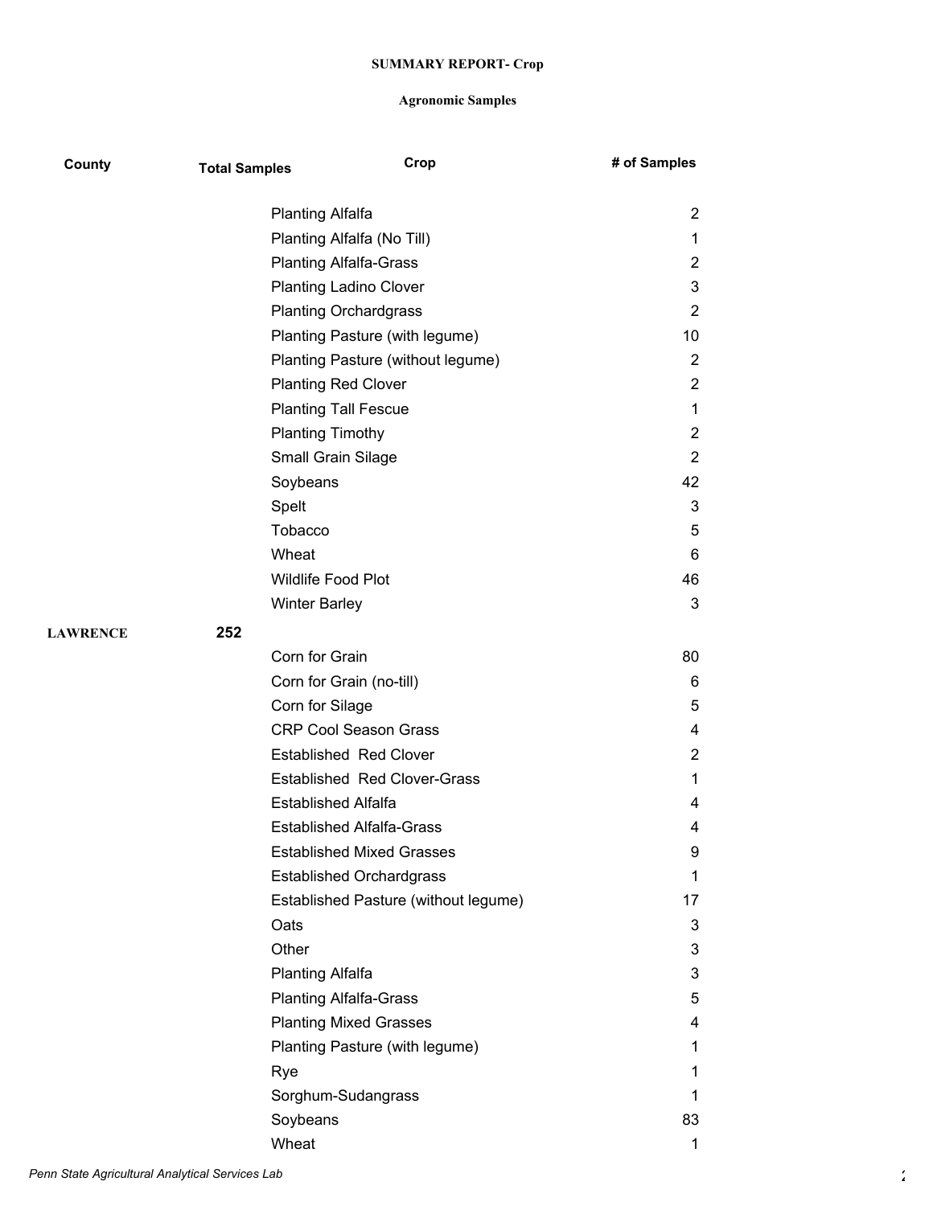**SUMMARY REPORT- Crop**

**Agronomic Samples**

| County | Total Samples | Crop | # of Samples |
|---|---|---|---|
| | | Planting Alfalfa | 2 |
| | | Planting Alfalfa (No Till) | 1 |
| | | Planting Alfalfa-Grass | 2 |
| | | Planting Ladino Clover | 3 |
| | | Planting Orchardgrass | 2 |
| | | Planting Pasture (with legume) | 10 |
| | | Planting Pasture (without legume) | 2 |
| | | Planting Red Clover | 2 |
| | | Planting Tall Fescue | 1 |
| | | Planting Timothy | 2 |
| | | Small Grain Silage | 2 |
| | | Soybeans | 42 |
| | | Spelt | 3 |
| | | Tobacco | 5 |
| | | Wheat | 6 |
| | | Wildlife Food Plot | 46 |
| | | Winter Barley | 3 |
| **LAWRENCE** | **252** | | |
| | | Corn for Grain | 80 |
| | | Corn for Grain (no-till) | 6 |
| | | Corn for Silage | 5 |
| | | CRP Cool Season Grass | 4 |
| | | Established Red Clover | 2 |
| | | Established Red Clover-Grass | 1 |
| | | Established Alfalfa | 4 |
| | | Established Alfalfa-Grass | 4 |
| | | Established Mixed Grasses | 9 |
| | | Established Orchardgrass | 1 |
| | | Established Pasture (without legume) | 17 |
| | | Oats | 3 |
| | | Other | 3 |
| | | Planting Alfalfa | 3 |
| | | Planting Alfalfa-Grass | 5 |
| | | Planting Mixed Grasses | 4 |
| | | Planting Pasture (with legume) | 1 |
| | | Rye | 1 |
| | | Sorghum-Sudangrass | 1 |
| | | Soybeans | 83 |
| | | Wheat | 1 |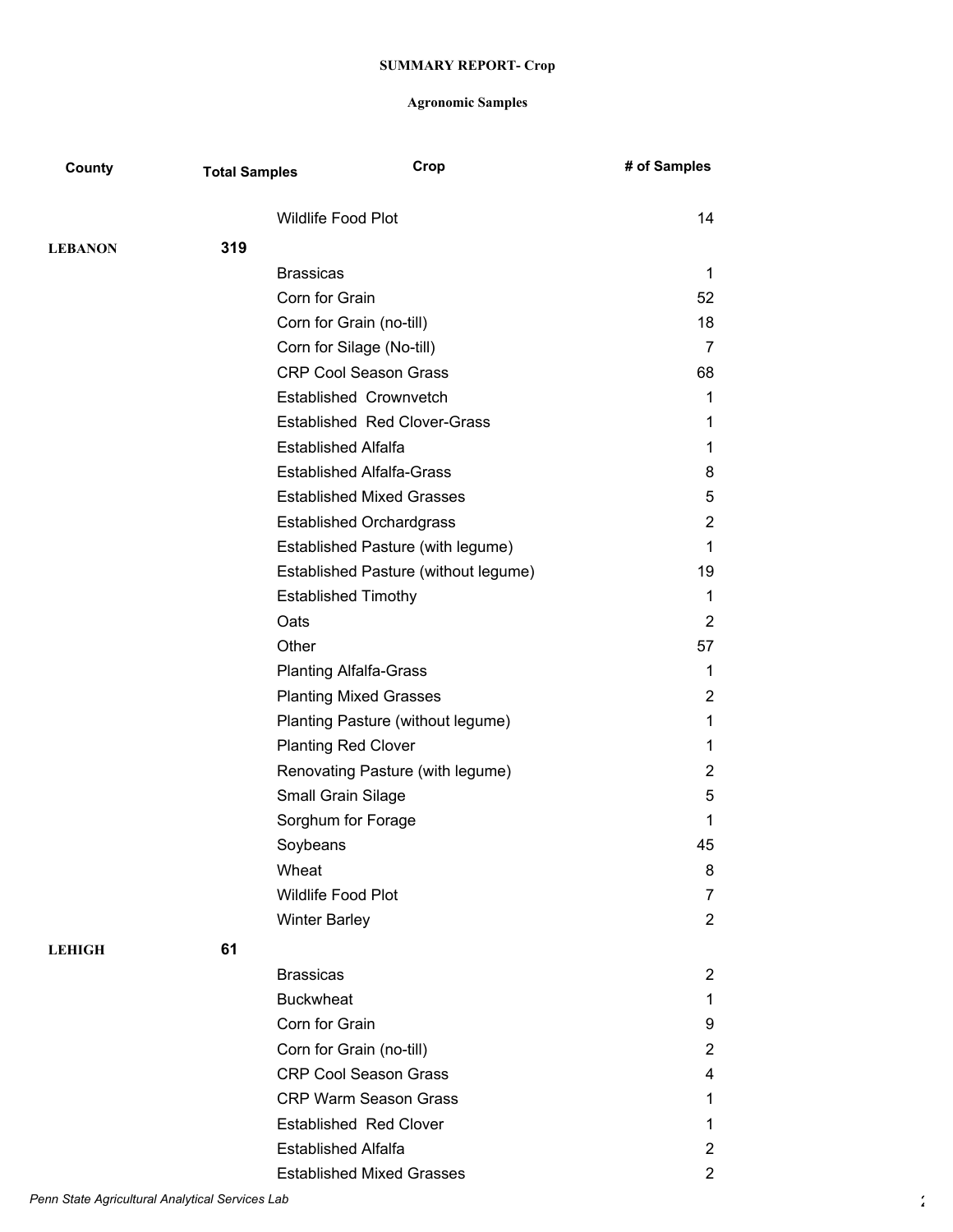**SUMMARY REPORT- Crop**

**Agronomic Samples**

| County | Total Samples | Crop | # of Samples |
|---|---|---|---|
| | | Wildlife Food Plot | 14 |
| **LEBANON** | **319** | | |
| | | Brassicas | 1 |
| | | Corn for Grain | 52 |
| | | Corn for Grain (no-till) | 18 |
| | | Corn for Silage (No-till) | 7 |
| | | CRP Cool Season Grass | 68 |
| | | Established Crownvetch | 1 |
| | | Established Red Clover-Grass | 1 |
| | | Established Alfalfa | 1 |
| | | Established Alfalfa-Grass | 8 |
| | | Established Mixed Grasses | 5 |
| | | Established Orchardgrass | 2 |
| | | Established Pasture (with legume) | 1 |
| | | Established Pasture (without legume) | 19 |
| | | Established Timothy | 1 |
| | | Oats | 2 |
| | | Other | 57 |
| | | Planting Alfalfa-Grass | 1 |
| | | Planting Mixed Grasses | 2 |
| | | Planting Pasture (without legume) | 1 |
| | | Planting Red Clover | 1 |
| | | Renovating Pasture (with legume) | 2 |
| | | Small Grain Silage | 5 |
| | | Sorghum for Forage | 1 |
| | | Soybeans | 45 |
| | | Wheat | 8 |
| | | Wildlife Food Plot | 7 |
| | | Winter Barley | 2 |
| **LEHIGH** | **61** | | |
| | | Brassicas | 2 |
| | | Buckwheat | 1 |
| | | Corn for Grain | 9 |
| | | Corn for Grain (no-till) | 2 |
| | | CRP Cool Season Grass | 4 |
| | | CRP Warm Season Grass | 1 |
| | | Established Red Clover | 1 |
| | | Established Alfalfa | 2 |
| | | Established Mixed Grasses | 2 |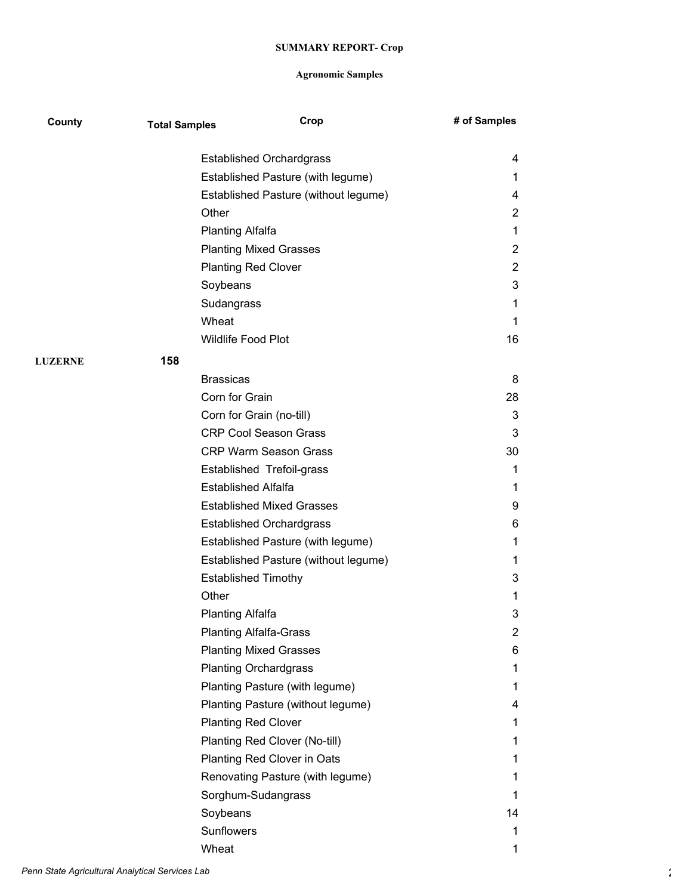**SUMMARY REPORT- Crop**

**Agronomic Samples**

| County | Total Samples | Crop | # of Samples |
|---|---|---|---|
| | | Established Orchardgrass | 4 |
| | | Established Pasture (with legume) | 1 |
| | | Established Pasture (without legume) | 4 |
| | | Other | 2 |
| | | Planting Alfalfa | 1 |
| | | Planting Mixed Grasses | 2 |
| | | Planting Red Clover | 2 |
| | | Soybeans | 3 |
| | | Sudangrass | 1 |
| | | Wheat | 1 |
| | | Wildlife Food Plot | 16 |
| **LUZERNE** | **158** | | |
| | | Brassicas | 8 |
| | | Corn for Grain | 28 |
| | | Corn for Grain (no-till) | 3 |
| | | CRP Cool Season Grass | 3 |
| | | CRP Warm Season Grass | 30 |
| | | Established  Trefoil-grass | 1 |
| | | Established Alfalfa | 1 |
| | | Established Mixed Grasses | 9 |
| | | Established Orchardgrass | 6 |
| | | Established Pasture (with legume) | 1 |
| | | Established Pasture (without legume) | 1 |
| | | Established Timothy | 3 |
| | | Other | 1 |
| | | Planting Alfalfa | 3 |
| | | Planting Alfalfa-Grass | 2 |
| | | Planting Mixed Grasses | 6 |
| | | Planting Orchardgrass | 1 |
| | | Planting Pasture (with legume) | 1 |
| | | Planting Pasture (without legume) | 4 |
| | | Planting Red Clover | 1 |
| | | Planting Red Clover (No-till) | 1 |
| | | Planting Red Clover in Oats | 1 |
| | | Renovating Pasture (with legume) | 1 |
| | | Sorghum-Sudangrass | 1 |
| | | Soybeans | 14 |
| | | Sunflowers | 1 |
| | | Wheat | 1 |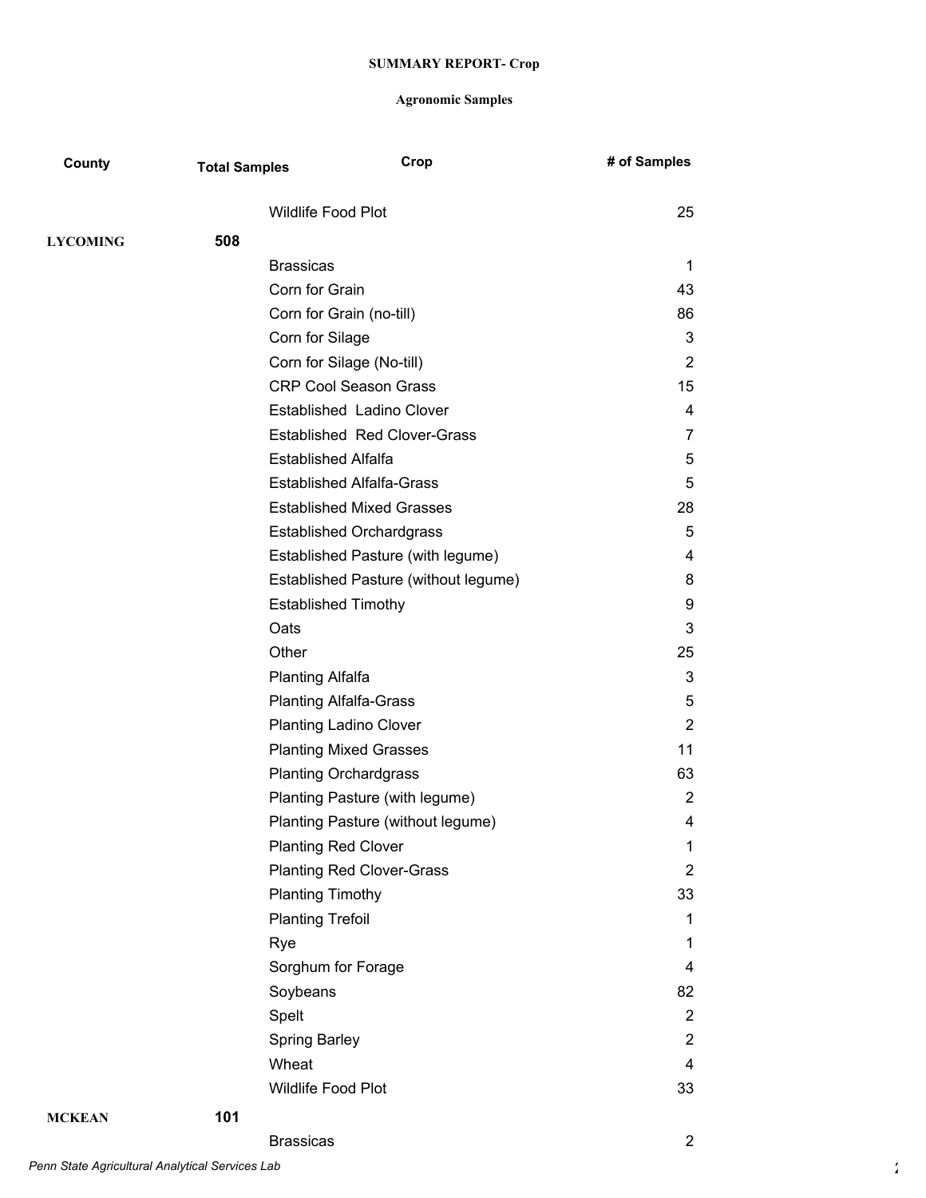**SUMMARY REPORT- Crop**

**Agronomic Samples**

| County | Total Samples | Crop | # of Samples |
|---|---|---|---|
| | | Wildlife Food Plot | 25 |
| **LYCOMING** | **508** | | |
| | | Brassicas | 1 |
| | | Corn for Grain | 43 |
| | | Corn for Grain (no-till) | 86 |
| | | Corn for Silage | 3 |
| | | Corn for Silage (No-till) | 2 |
| | | CRP Cool Season Grass | 15 |
| | | Established Ladino Clover | 4 |
| | | Established Red Clover-Grass | 7 |
| | | Established Alfalfa | 5 |
| | | Established Alfalfa-Grass | 5 |
| | | Established Mixed Grasses | 28 |
| | | Established Orchardgrass | 5 |
| | | Established Pasture (with legume) | 4 |
| | | Established Pasture (without legume) | 8 |
| | | Established Timothy | 9 |
| | | Oats | 3 |
| | | Other | 25 |
| | | Planting Alfalfa | 3 |
| | | Planting Alfalfa-Grass | 5 |
| | | Planting Ladino Clover | 2 |
| | | Planting Mixed Grasses | 11 |
| | | Planting Orchardgrass | 63 |
| | | Planting Pasture (with legume) | 2 |
| | | Planting Pasture (without legume) | 4 |
| | | Planting Red Clover | 1 |
| | | Planting Red Clover-Grass | 2 |
| | | Planting Timothy | 33 |
| | | Planting Trefoil | 1 |
| | | Rye | 1 |
| | | Sorghum for Forage | 4 |
| | | Soybeans | 82 |
| | | Spelt | 2 |
| | | Spring Barley | 2 |
| | | Wheat | 4 |
| | | Wildlife Food Plot | 33 |
| **MCKEAN** | **101** | | |
| | | Brassicas | 2 |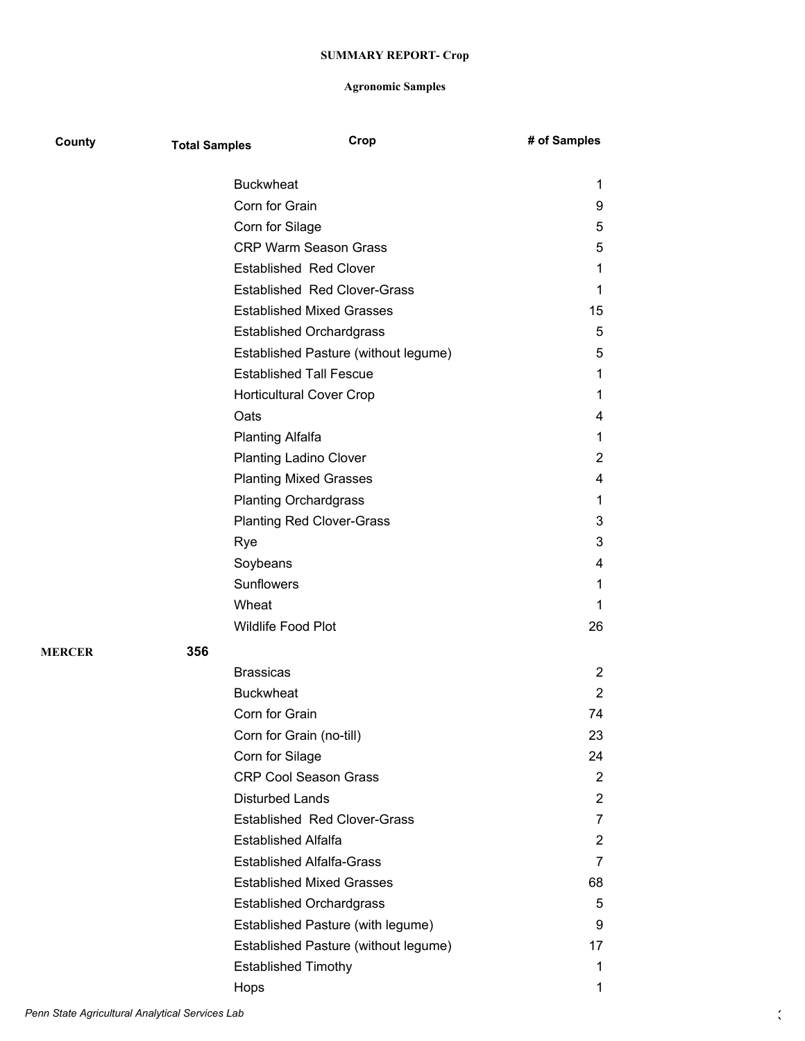**SUMMARY REPORT- Crop**

**Agronomic Samples**

| County | Total Samples | Crop | # of Samples |
|---|---|---|---|
| | | Buckwheat | 1 |
| | | Corn for Grain | 9 |
| | | Corn for Silage | 5 |
| | | CRP Warm Season Grass | 5 |
| | | Established Red Clover | 1 |
| | | Established Red Clover-Grass | 1 |
| | | Established Mixed Grasses | 15 |
| | | Established Orchardgrass | 5 |
| | | Established Pasture (without legume) | 5 |
| | | Established Tall Fescue | 1 |
| | | Horticultural Cover Crop | 1 |
| | | Oats | 4 |
| | | Planting Alfalfa | 1 |
| | | Planting Ladino Clover | 2 |
| | | Planting Mixed Grasses | 4 |
| | | Planting Orchardgrass | 1 |
| | | Planting Red Clover-Grass | 3 |
| | | Rye | 3 |
| | | Soybeans | 4 |
| | | Sunflowers | 1 |
| | | Wheat | 1 |
| | | Wildlife Food Plot | 26 |
| **MERCER** | **356** | | |
| | | Brassicas | 2 |
| | | Buckwheat | 2 |
| | | Corn for Grain | 74 |
| | | Corn for Grain (no-till) | 23 |
| | | Corn for Silage | 24 |
| | | CRP Cool Season Grass | 2 |
| | | Disturbed Lands | 2 |
| | | Established Red Clover-Grass | 7 |
| | | Established Alfalfa | 2 |
| | | Established Alfalfa-Grass | 7 |
| | | Established Mixed Grasses | 68 |
| | | Established Orchardgrass | 5 |
| | | Established Pasture (with legume) | 9 |
| | | Established Pasture (without legume) | 17 |
| | | Established Timothy | 1 |
| | | Hops | 1 |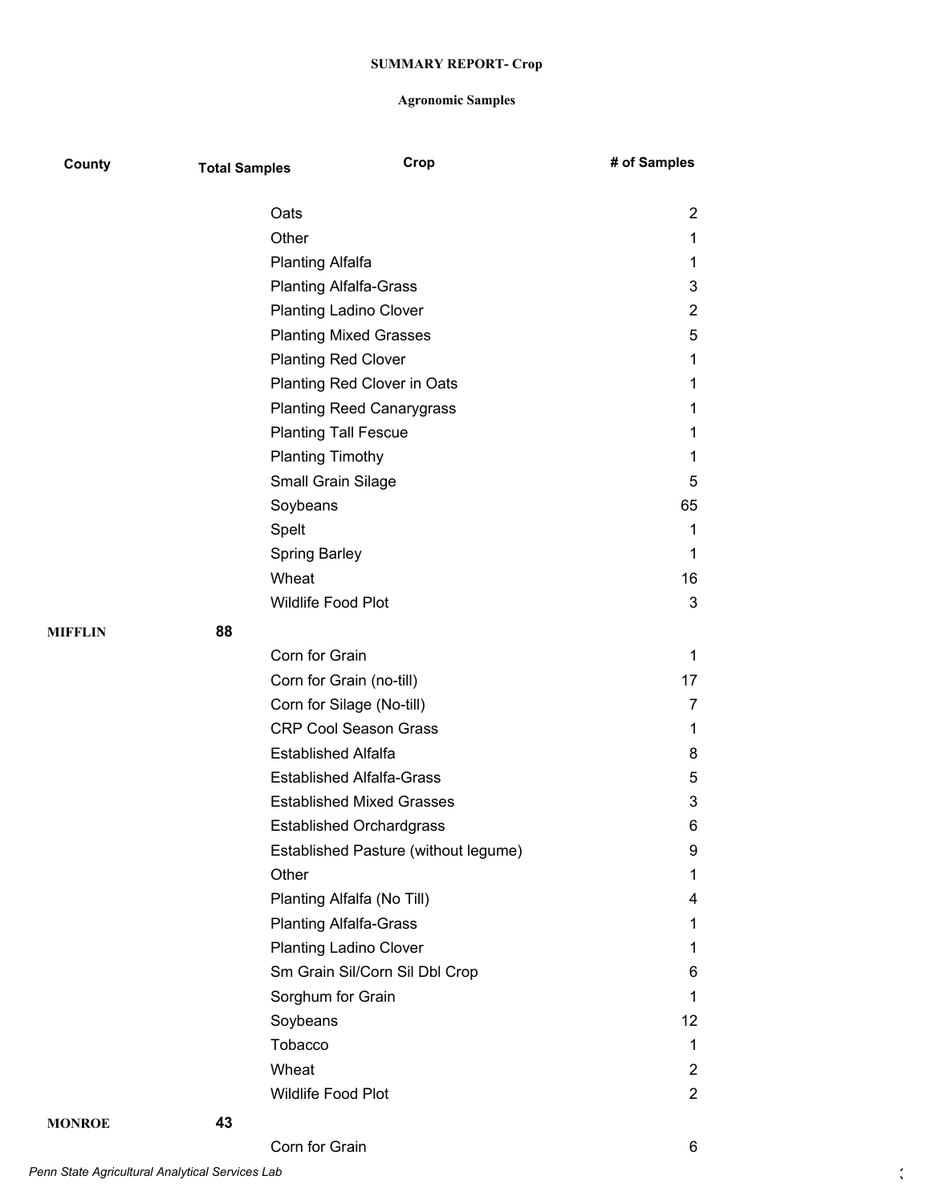**SUMMARY REPORT- Crop**

**Agronomic Samples**

| County | Total Samples | Crop | # of Samples |
|---|---|---|---|
| | | Oats | 2 |
| | | Other | 1 |
| | | Planting Alfalfa | 1 |
| | | Planting Alfalfa-Grass | 3 |
| | | Planting Ladino Clover | 2 |
| | | Planting Mixed Grasses | 5 |
| | | Planting Red Clover | 1 |
| | | Planting Red Clover in Oats | 1 |
| | | Planting Reed Canarygrass | 1 |
| | | Planting Tall Fescue | 1 |
| | | Planting Timothy | 1 |
| | | Small Grain Silage | 5 |
| | | Soybeans | 65 |
| | | Spelt | 1 |
| | | Spring Barley | 1 |
| | | Wheat | 16 |
| | | Wildlife Food Plot | 3 |
| **MIFFLIN** | **88** | | |
| | | Corn for Grain | 1 |
| | | Corn for Grain (no-till) | 17 |
| | | Corn for Silage (No-till) | 7 |
| | | CRP Cool Season Grass | 1 |
| | | Established Alfalfa | 8 |
| | | Established Alfalfa-Grass | 5 |
| | | Established Mixed Grasses | 3 |
| | | Established Orchardgrass | 6 |
| | | Established Pasture (without legume) | 9 |
| | | Other | 1 |
| | | Planting Alfalfa (No Till) | 4 |
| | | Planting Alfalfa-Grass | 1 |
| | | Planting Ladino Clover | 1 |
| | | Sm Grain Sil/Corn Sil Dbl Crop | 6 |
| | | Sorghum for Grain | 1 |
| | | Soybeans | 12 |
| | | Tobacco | 1 |
| | | Wheat | 2 |
| | | Wildlife Food Plot | 2 |
| **MONROE** | **43** | | |
| | | Corn for Grain | 6 |

*Penn State Agricultural Analytical Services Lab*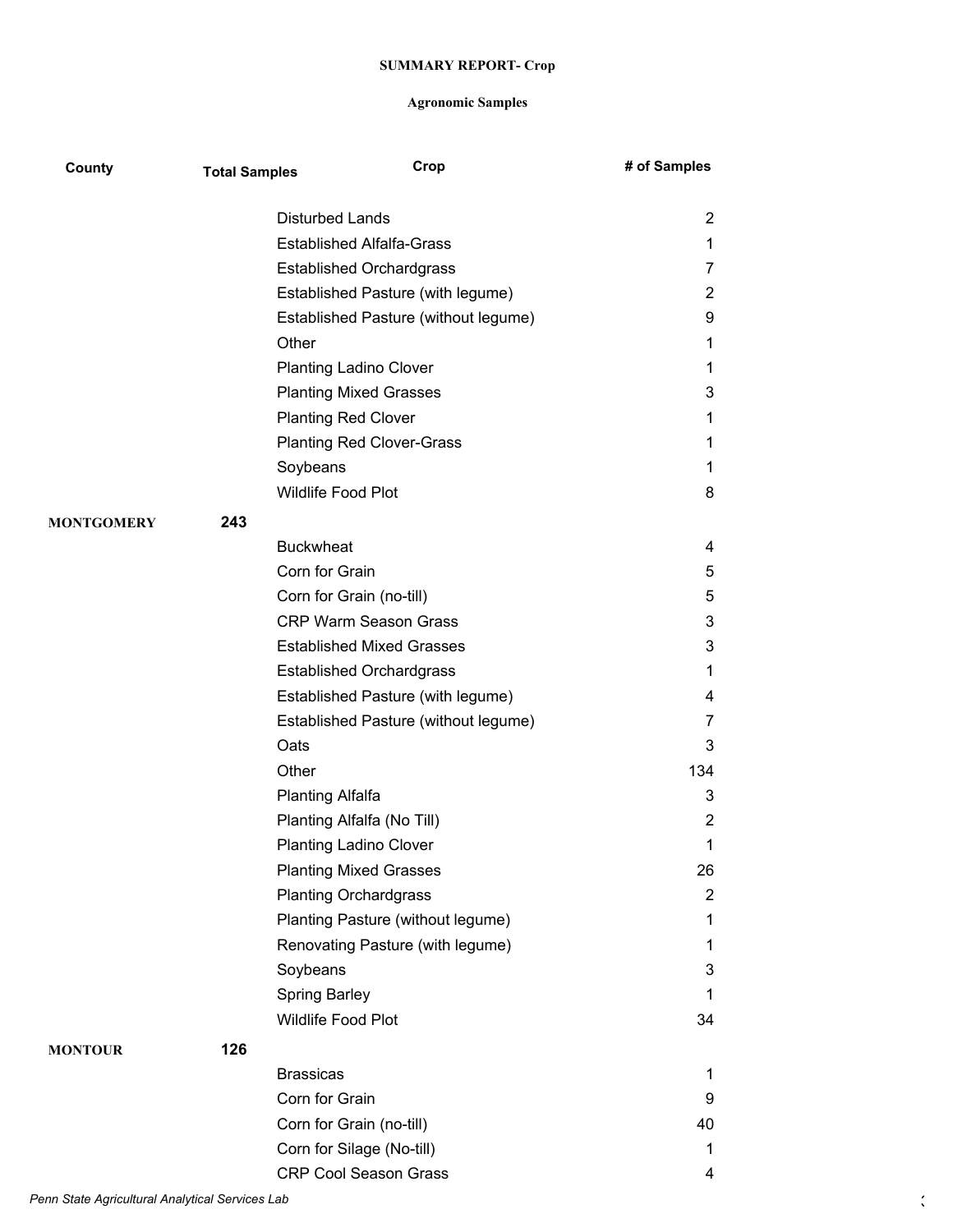**SUMMARY REPORT- Crop**

**Agronomic Samples**

| County | Total Samples | Crop | # of Samples |
|---|---|---|---|
| | | Disturbed Lands | 2 |
| | | Established Alfalfa-Grass | 1 |
| | | Established Orchardgrass | 7 |
| | | Established Pasture (with legume) | 2 |
| | | Established Pasture (without legume) | 9 |
| | | Other | 1 |
| | | Planting Ladino Clover | 1 |
| | | Planting Mixed Grasses | 3 |
| | | Planting Red Clover | 1 |
| | | Planting Red Clover-Grass | 1 |
| | | Soybeans | 1 |
| | | Wildlife Food Plot | 8 |
| **MONTGOMERY** | **243** | | |
| | | Buckwheat | 4 |
| | | Corn for Grain | 5 |
| | | Corn for Grain (no-till) | 5 |
| | | CRP Warm Season Grass | 3 |
| | | Established Mixed Grasses | 3 |
| | | Established Orchardgrass | 1 |
| | | Established Pasture (with legume) | 4 |
| | | Established Pasture (without legume) | 7 |
| | | Oats | 3 |
| | | Other | 134 |
| | | Planting Alfalfa | 3 |
| | | Planting Alfalfa (No Till) | 2 |
| | | Planting Ladino Clover | 1 |
| | | Planting Mixed Grasses | 26 |
| | | Planting Orchardgrass | 2 |
| | | Planting Pasture (without legume) | 1 |
| | | Renovating Pasture (with legume) | 1 |
| | | Soybeans | 3 |
| | | Spring Barley | 1 |
| | | Wildlife Food Plot | 34 |
| **MONTOUR** | **126** | | |
| | | Brassicas | 1 |
| | | Corn for Grain | 9 |
| | | Corn for Grain (no-till) | 40 |
| | | Corn for Silage (No-till) | 1 |
| | | CRP Cool Season Grass | 4 |

*Penn State Agricultural Analytical Services Lab*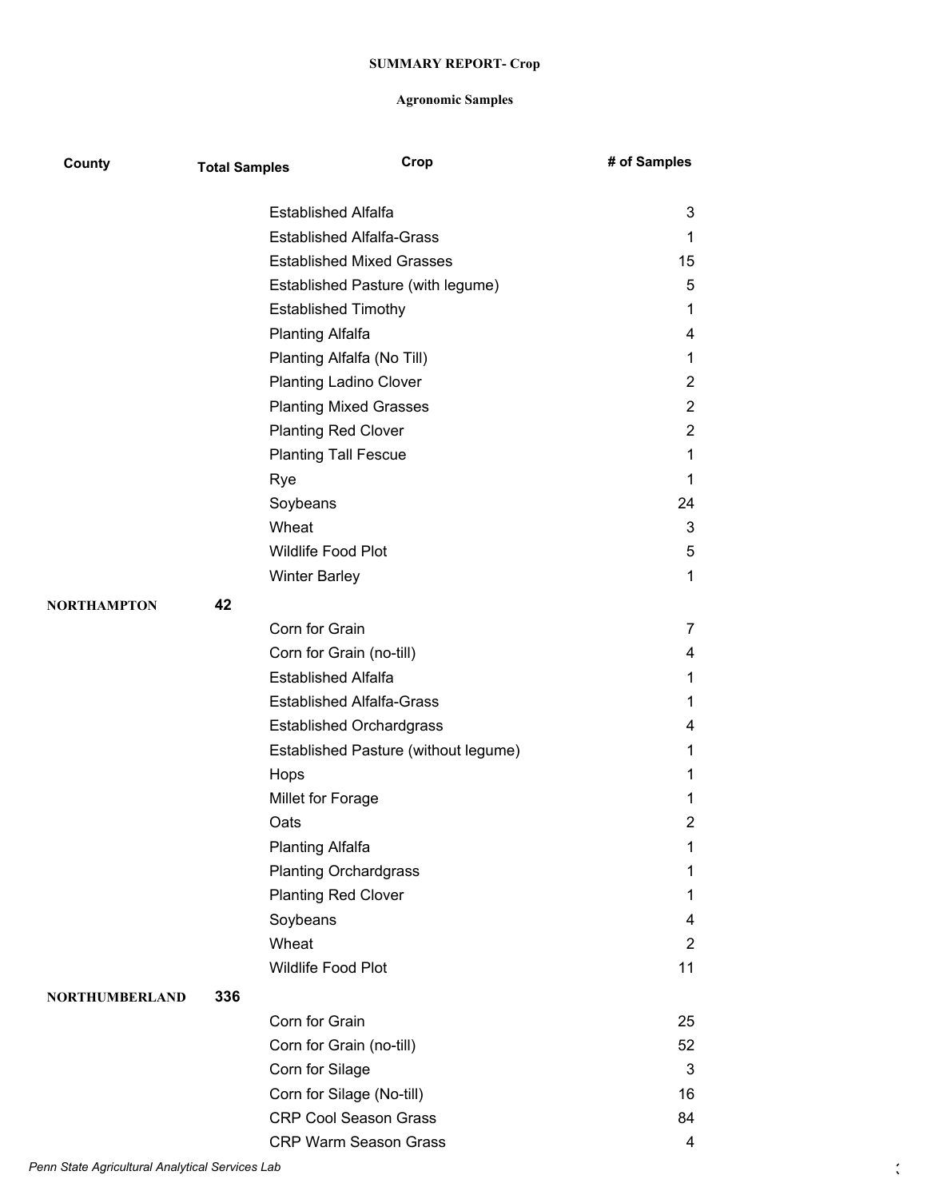**SUMMARY REPORT- Crop**

**Agronomic Samples**

| County | Total Samples | Crop | # of Samples |
|---|---|---|---|
| | | Established Alfalfa | 3 |
| | | Established Alfalfa-Grass | 1 |
| | | Established Mixed Grasses | 15 |
| | | Established Pasture (with legume) | 5 |
| | | Established Timothy | 1 |
| | | Planting Alfalfa | 4 |
| | | Planting Alfalfa (No Till) | 1 |
| | | Planting Ladino Clover | 2 |
| | | Planting Mixed Grasses | 2 |
| | | Planting Red Clover | 2 |
| | | Planting Tall Fescue | 1 |
| | | Rye | 1 |
| | | Soybeans | 24 |
| | | Wheat | 3 |
| | | Wildlife Food Plot | 5 |
| | | Winter Barley | 1 |
| **NORTHAMPTON** | **42** | | |
| | | Corn for Grain | 7 |
| | | Corn for Grain (no-till) | 4 |
| | | Established Alfalfa | 1 |
| | | Established Alfalfa-Grass | 1 |
| | | Established Orchardgrass | 4 |
| | | Established Pasture (without legume) | 1 |
| | | Hops | 1 |
| | | Millet for Forage | 1 |
| | | Oats | 2 |
| | | Planting Alfalfa | 1 |
| | | Planting Orchardgrass | 1 |
| | | Planting Red Clover | 1 |
| | | Soybeans | 4 |
| | | Wheat | 2 |
| | | Wildlife Food Plot | 11 |
| **NORTHUMBERLAND** | **336** | | |
| | | Corn for Grain | 25 |
| | | Corn for Grain (no-till) | 52 |
| | | Corn for Silage | 3 |
| | | Corn for Silage (No-till) | 16 |
| | | CRP Cool Season Grass | 84 |
| | | CRP Warm Season Grass | 4 |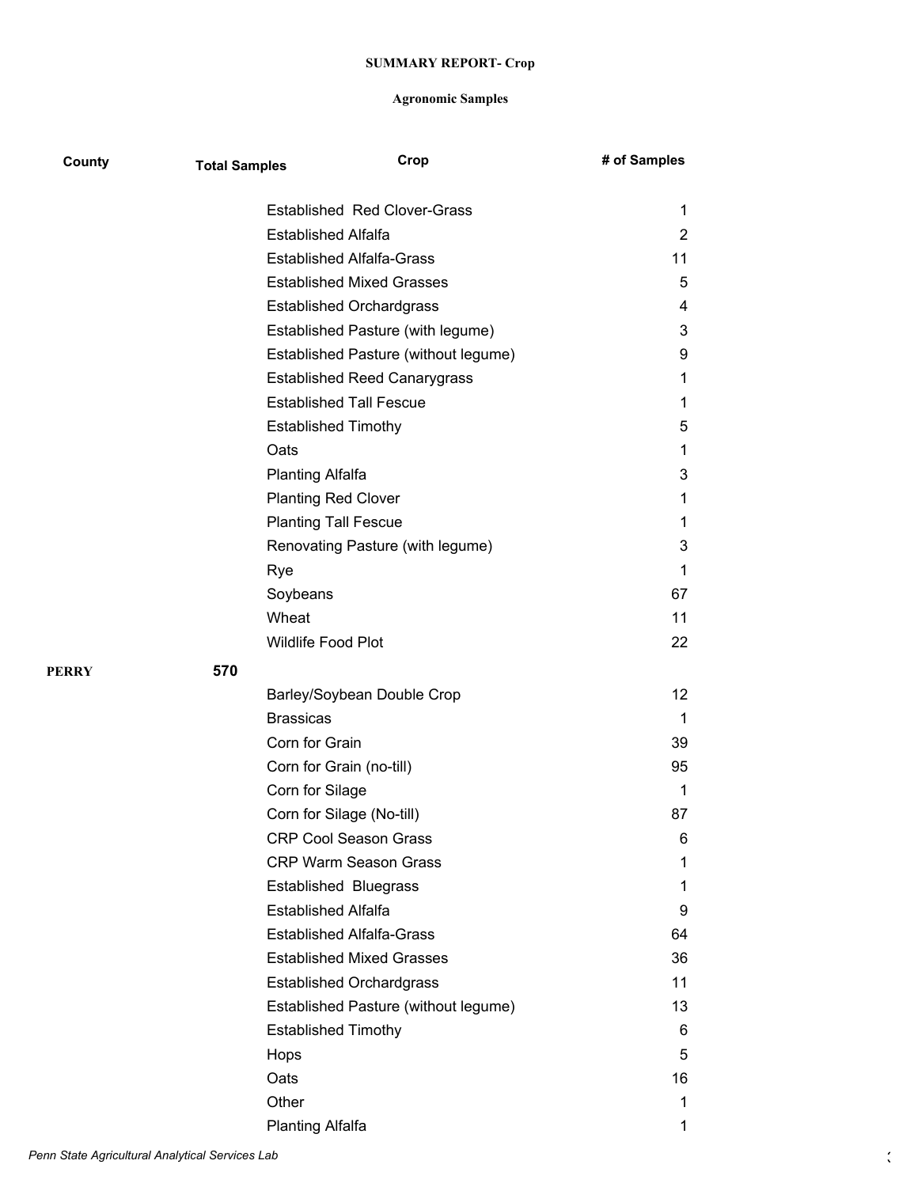**SUMMARY REPORT- Crop**

**Agronomic Samples**

| County | Total Samples | Crop | # of Samples |
|---|---|---|---|
| | | Established  Red Clover-Grass | 1 |
| | | Established Alfalfa | 2 |
| | | Established Alfalfa-Grass | 11 |
| | | Established Mixed Grasses | 5 |
| | | Established Orchardgrass | 4 |
| | | Established Pasture (with legume) | 3 |
| | | Established Pasture (without legume) | 9 |
| | | Established Reed Canarygrass | 1 |
| | | Established Tall Fescue | 1 |
| | | Established Timothy | 5 |
| | | Oats | 1 |
| | | Planting Alfalfa | 3 |
| | | Planting Red Clover | 1 |
| | | Planting Tall Fescue | 1 |
| | | Renovating Pasture (with legume) | 3 |
| | | Rye | 1 |
| | | Soybeans | 67 |
| | | Wheat | 11 |
| | | Wildlife Food Plot | 22 |
| **PERRY** | **570** | | |
| | | Barley/Soybean Double Crop | 12 |
| | | Brassicas | 1 |
| | | Corn for Grain | 39 |
| | | Corn for Grain (no-till) | 95 |
| | | Corn for Silage | 1 |
| | | Corn for Silage (No-till) | 87 |
| | | CRP Cool Season Grass | 6 |
| | | CRP Warm Season Grass | 1 |
| | | Established  Bluegrass | 1 |
| | | Established Alfalfa | 9 |
| | | Established Alfalfa-Grass | 64 |
| | | Established Mixed Grasses | 36 |
| | | Established Orchardgrass | 11 |
| | | Established Pasture (without legume) | 13 |
| | | Established Timothy | 6 |
| | | Hops | 5 |
| | | Oats | 16 |
| | | Other | 1 |
| | | Planting Alfalfa | 1 |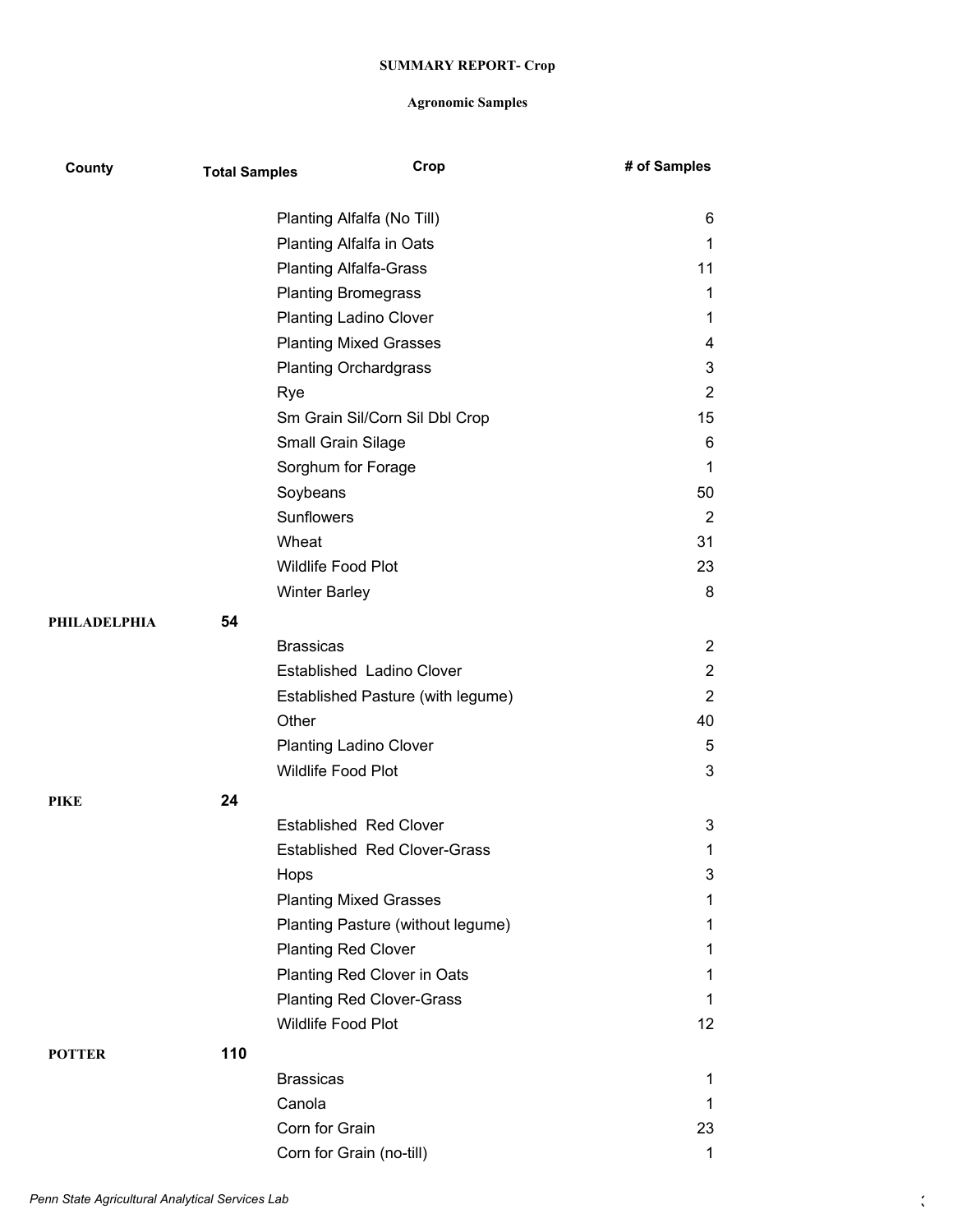**SUMMARY REPORT- Crop**

**Agronomic Samples**

| County | Total Samples | Crop | # of Samples |
|---|---|---|---|
| | | Planting Alfalfa (No Till) | 6 |
| | | Planting Alfalfa in Oats | 1 |
| | | Planting Alfalfa-Grass | 11 |
| | | Planting Bromegrass | 1 |
| | | Planting Ladino Clover | 1 |
| | | Planting Mixed Grasses | 4 |
| | | Planting Orchardgrass | 3 |
| | | Rye | 2 |
| | | Sm Grain Sil/Corn Sil Dbl Crop | 15 |
| | | Small Grain Silage | 6 |
| | | Sorghum for Forage | 1 |
| | | Soybeans | 50 |
| | | Sunflowers | 2 |
| | | Wheat | 31 |
| | | Wildlife Food Plot | 23 |
| | | Winter Barley | 8 |
| **PHILADELPHIA** | **54** | | |
| | | Brassicas | 2 |
| | | Established Ladino Clover | 2 |
| | | Established Pasture (with legume) | 2 |
| | | Other | 40 |
| | | Planting Ladino Clover | 5 |
| | | Wildlife Food Plot | 3 |
| **PIKE** | **24** | | |
| | | Established Red Clover | 3 |
| | | Established Red Clover-Grass | 1 |
| | | Hops | 3 |
| | | Planting Mixed Grasses | 1 |
| | | Planting Pasture (without legume) | 1 |
| | | Planting Red Clover | 1 |
| | | Planting Red Clover in Oats | 1 |
| | | Planting Red Clover-Grass | 1 |
| | | Wildlife Food Plot | 12 |
| **POTTER** | **110** | | |
| | | Brassicas | 1 |
| | | Canola | 1 |
| | | Corn for Grain | 23 |
| | | Corn for Grain (no-till) | 1 |

*Penn State Agricultural Analytical Services Lab*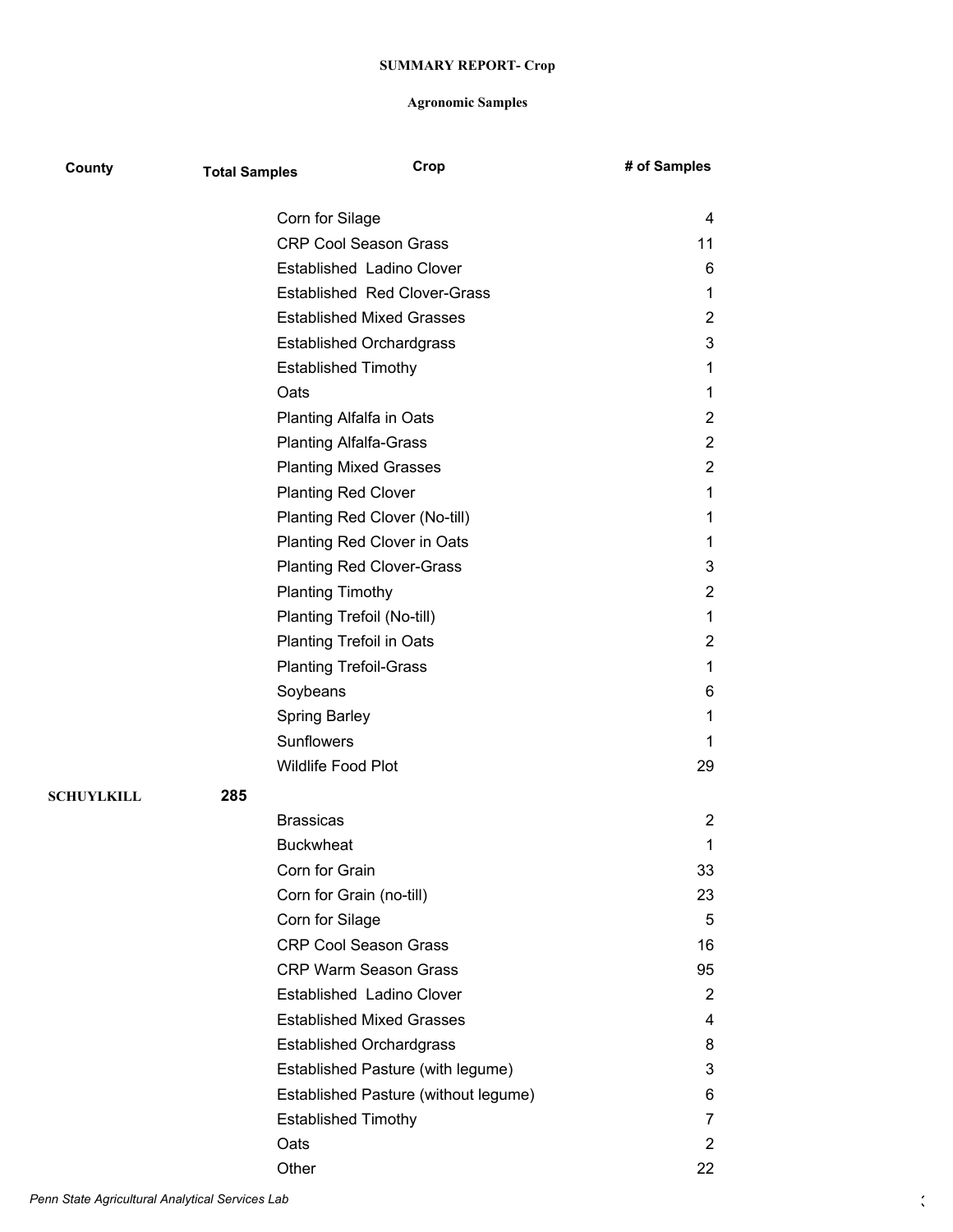**SUMMARY REPORT- Crop**

**Agronomic Samples**

| County | Total Samples | Crop | # of Samples |
|---|---|---|---|
| | | Corn for Silage | 4 |
| | | CRP Cool Season Grass | 11 |
| | | Established  Ladino Clover | 6 |
| | | Established  Red Clover-Grass | 1 |
| | | Established Mixed Grasses | 2 |
| | | Established Orchardgrass | 3 |
| | | Established Timothy | 1 |
| | | Oats | 1 |
| | | Planting Alfalfa in Oats | 2 |
| | | Planting Alfalfa-Grass | 2 |
| | | Planting Mixed Grasses | 2 |
| | | Planting Red Clover | 1 |
| | | Planting Red Clover (No-till) | 1 |
| | | Planting Red Clover in Oats | 1 |
| | | Planting Red Clover-Grass | 3 |
| | | Planting Timothy | 2 |
| | | Planting Trefoil (No-till) | 1 |
| | | Planting Trefoil in Oats | 2 |
| | | Planting Trefoil-Grass | 1 |
| | | Soybeans | 6 |
| | | Spring Barley | 1 |
| | | Sunflowers | 1 |
| | | Wildlife Food Plot | 29 |
| **SCHUYLKILL** | **285** | | |
| | | Brassicas | 2 |
| | | Buckwheat | 1 |
| | | Corn for Grain | 33 |
| | | Corn for Grain (no-till) | 23 |
| | | Corn for Silage | 5 |
| | | CRP Cool Season Grass | 16 |
| | | CRP Warm Season Grass | 95 |
| | | Established  Ladino Clover | 2 |
| | | Established Mixed Grasses | 4 |
| | | Established Orchardgrass | 8 |
| | | Established Pasture (with legume) | 3 |
| | | Established Pasture (without legume) | 6 |
| | | Established Timothy | 7 |
| | | Oats | 2 |
| | | Other | 22 |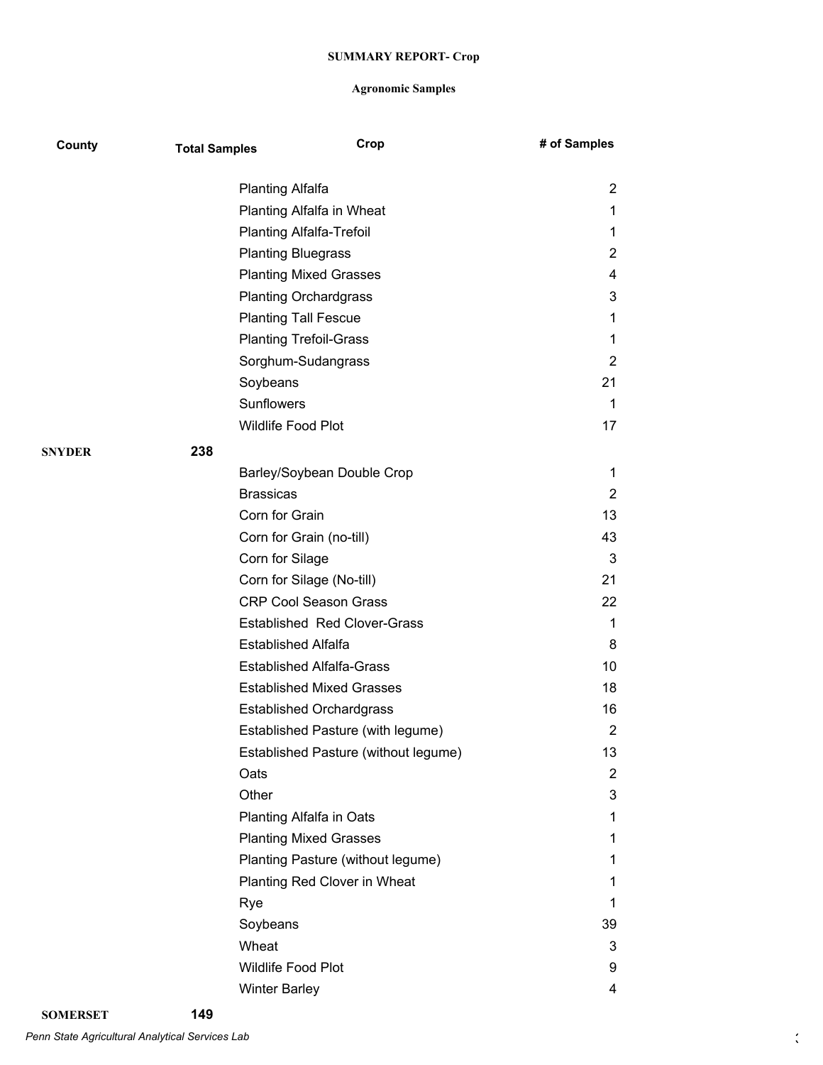**SUMMARY REPORT- Crop**

**Agronomic Samples**

| County | Total Samples | Crop | # of Samples |
|---|---|---|---|
| | | Planting Alfalfa | 2 |
| | | Planting Alfalfa in Wheat | 1 |
| | | Planting Alfalfa-Trefoil | 1 |
| | | Planting Bluegrass | 2 |
| | | Planting Mixed Grasses | 4 |
| | | Planting Orchardgrass | 3 |
| | | Planting Tall Fescue | 1 |
| | | Planting Trefoil-Grass | 1 |
| | | Sorghum-Sudangrass | 2 |
| | | Soybeans | 21 |
| | | Sunflowers | 1 |
| | | Wildlife Food Plot | 17 |
| **SNYDER** | **238** | | |
| | | Barley/Soybean Double Crop | 1 |
| | | Brassicas | 2 |
| | | Corn for Grain | 13 |
| | | Corn for Grain (no-till) | 43 |
| | | Corn for Silage | 3 |
| | | Corn for Silage (No-till) | 21 |
| | | CRP Cool Season Grass | 22 |
| | | Established Red Clover-Grass | 1 |
| | | Established Alfalfa | 8 |
| | | Established Alfalfa-Grass | 10 |
| | | Established Mixed Grasses | 18 |
| | | Established Orchardgrass | 16 |
| | | Established Pasture (with legume) | 2 |
| | | Established Pasture (without legume) | 13 |
| | | Oats | 2 |
| | | Other | 3 |
| | | Planting Alfalfa in Oats | 1 |
| | | Planting Mixed Grasses | 1 |
| | | Planting Pasture (without legume) | 1 |
| | | Planting Red Clover in Wheat | 1 |
| | | Rye | 1 |
| | | Soybeans | 39 |
| | | Wheat | 3 |
| | | Wildlife Food Plot | 9 |
| | | Winter Barley | 4 |
| **SOMERSET** | **149** | | |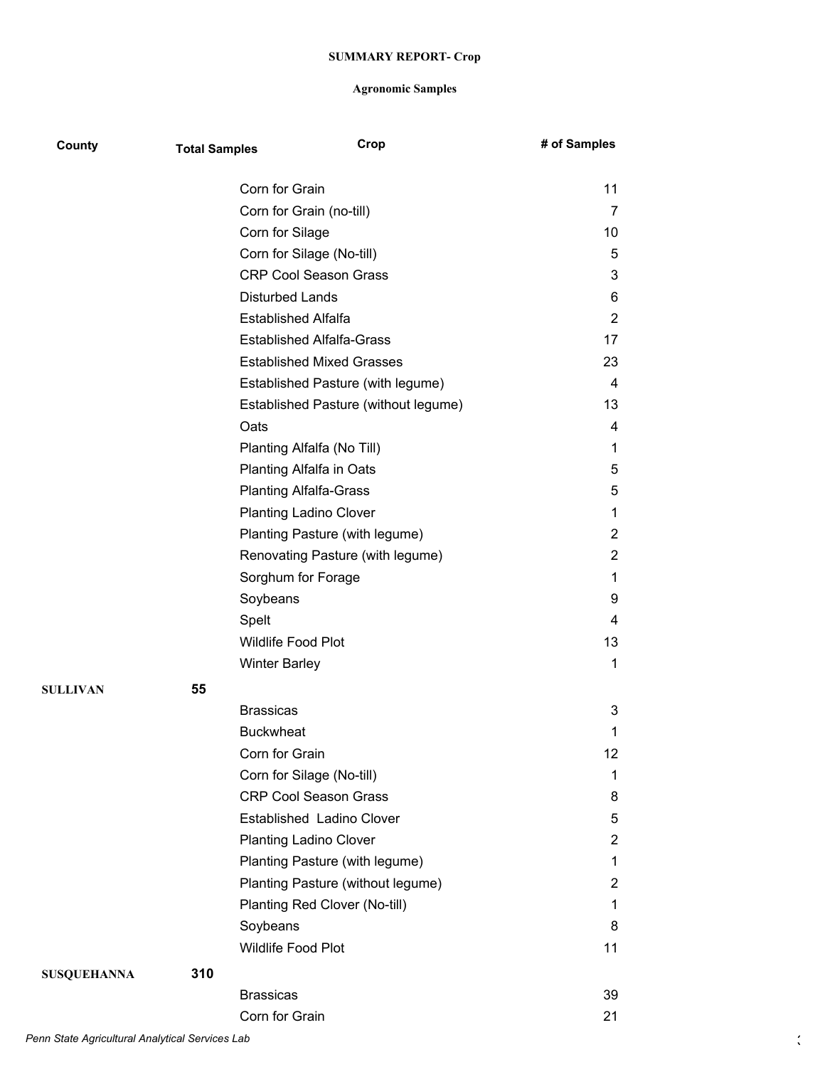**SUMMARY REPORT- Crop**

**Agronomic Samples**

| County | Total Samples | Crop | # of Samples |
|---|---|---|---|
| | | Corn for Grain | 11 |
| | | Corn for Grain (no-till) | 7 |
| | | Corn for Silage | 10 |
| | | Corn for Silage (No-till) | 5 |
| | | CRP Cool Season Grass | 3 |
| | | Disturbed Lands | 6 |
| | | Established Alfalfa | 2 |
| | | Established Alfalfa-Grass | 17 |
| | | Established Mixed Grasses | 23 |
| | | Established Pasture (with legume) | 4 |
| | | Established Pasture (without legume) | 13 |
| | | Oats | 4 |
| | | Planting Alfalfa (No Till) | 1 |
| | | Planting Alfalfa in Oats | 5 |
| | | Planting Alfalfa-Grass | 5 |
| | | Planting Ladino Clover | 1 |
| | | Planting Pasture (with legume) | 2 |
| | | Renovating Pasture (with legume) | 2 |
| | | Sorghum for Forage | 1 |
| | | Soybeans | 9 |
| | | Spelt | 4 |
| | | Wildlife Food Plot | 13 |
| | | Winter Barley | 1 |
| **SULLIVAN** | **55** | | |
| | | Brassicas | 3 |
| | | Buckwheat | 1 |
| | | Corn for Grain | 12 |
| | | Corn for Silage (No-till) | 1 |
| | | CRP Cool Season Grass | 8 |
| | | Established Ladino Clover | 5 |
| | | Planting Ladino Clover | 2 |
| | | Planting Pasture (with legume) | 1 |
| | | Planting Pasture (without legume) | 2 |
| | | Planting Red Clover (No-till) | 1 |
| | | Soybeans | 8 |
| | | Wildlife Food Plot | 11 |
| **SUSQUEHANNA** | **310** | | |
| | | Brassicas | 39 |
| | | Corn for Grain | 21 |

*Penn State Agricultural Analytical Services Lab*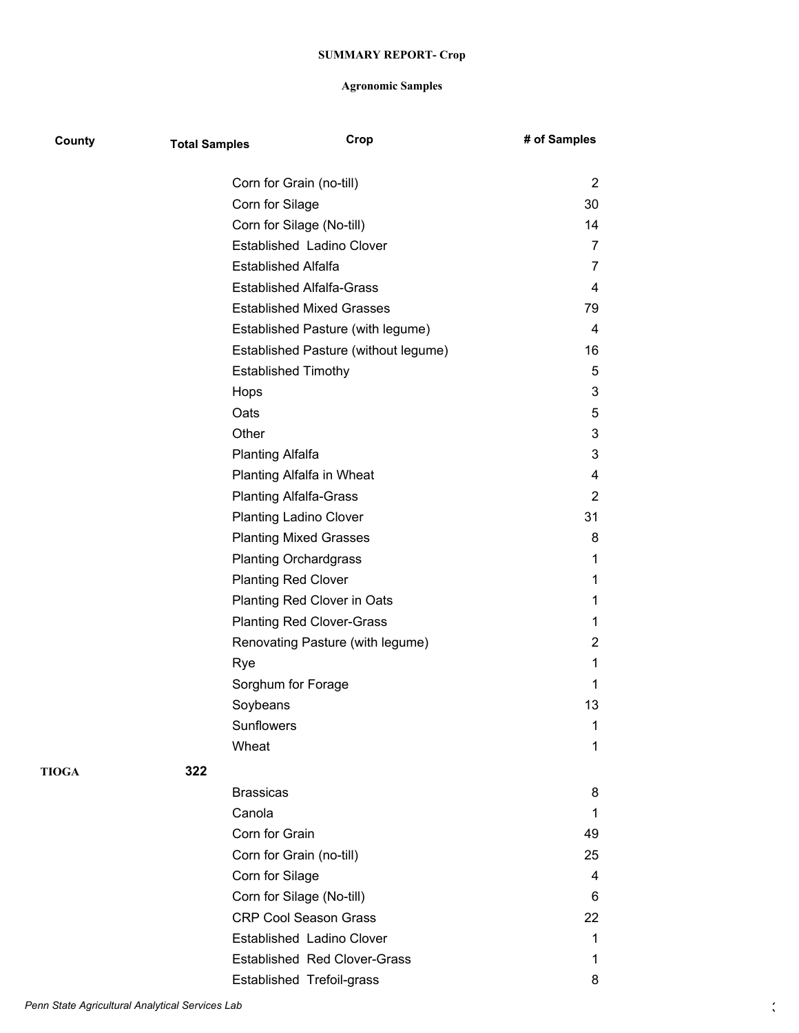**SUMMARY REPORT- Crop**

**Agronomic Samples**

| County | Total Samples | Crop | # of Samples |
|---|---|---|---|
| | | Corn for Grain (no-till) | 2 |
| | | Corn for Silage | 30 |
| | | Corn for Silage (No-till) | 14 |
| | | Established  Ladino Clover | 7 |
| | | Established Alfalfa | 7 |
| | | Established Alfalfa-Grass | 4 |
| | | Established Mixed Grasses | 79 |
| | | Established Pasture (with legume) | 4 |
| | | Established Pasture (without legume) | 16 |
| | | Established Timothy | 5 |
| | | Hops | 3 |
| | | Oats | 5 |
| | | Other | 3 |
| | | Planting Alfalfa | 3 |
| | | Planting Alfalfa in Wheat | 4 |
| | | Planting Alfalfa-Grass | 2 |
| | | Planting Ladino Clover | 31 |
| | | Planting Mixed Grasses | 8 |
| | | Planting Orchardgrass | 1 |
| | | Planting Red Clover | 1 |
| | | Planting Red Clover in Oats | 1 |
| | | Planting Red Clover-Grass | 1 |
| | | Renovating Pasture (with legume) | 2 |
| | | Rye | 1 |
| | | Sorghum for Forage | 1 |
| | | Soybeans | 13 |
| | | Sunflowers | 1 |
| | | Wheat | 1 |
| **TIOGA** | **322** | | |
| | | Brassicas | 8 |
| | | Canola | 1 |
| | | Corn for Grain | 49 |
| | | Corn for Grain (no-till) | 25 |
| | | Corn for Silage | 4 |
| | | Corn for Silage (No-till) | 6 |
| | | CRP Cool Season Grass | 22 |
| | | Established  Ladino Clover | 1 |
| | | Established  Red Clover-Grass | 1 |
| | | Established  Trefoil-grass | 8 |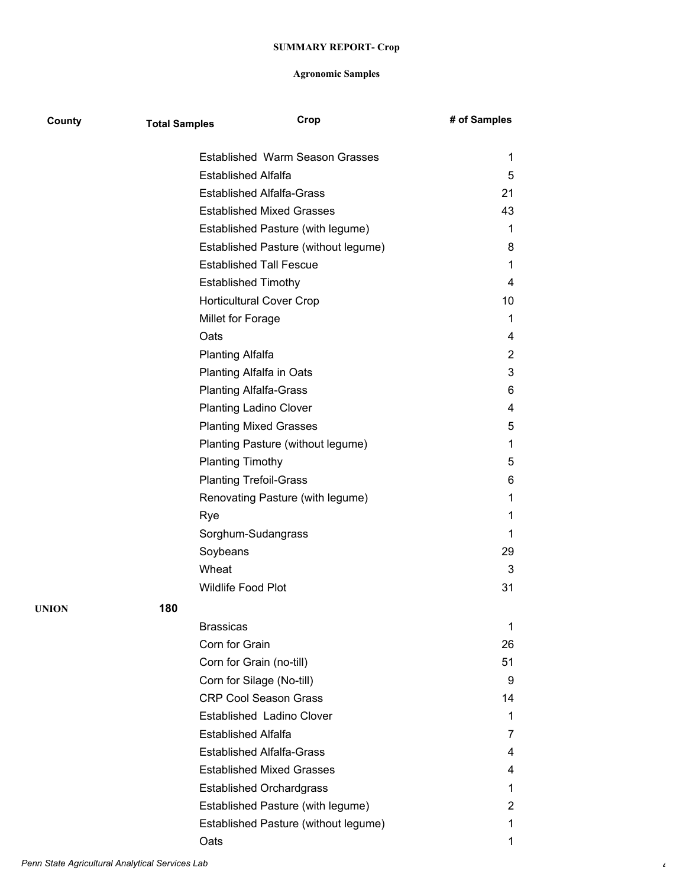**SUMMARY REPORT- Crop**

**Agronomic Samples**

| County | Total Samples | Crop | # of Samples |
|---|---|---|---|
| | | Established Warm Season Grasses | 1 |
| | | Established Alfalfa | 5 |
| | | Established Alfalfa-Grass | 21 |
| | | Established Mixed Grasses | 43 |
| | | Established Pasture (with legume) | 1 |
| | | Established Pasture (without legume) | 8 |
| | | Established Tall Fescue | 1 |
| | | Established Timothy | 4 |
| | | Horticultural Cover Crop | 10 |
| | | Millet for Forage | 1 |
| | | Oats | 4 |
| | | Planting Alfalfa | 2 |
| | | Planting Alfalfa in Oats | 3 |
| | | Planting Alfalfa-Grass | 6 |
| | | Planting Ladino Clover | 4 |
| | | Planting Mixed Grasses | 5 |
| | | Planting Pasture (without legume) | 1 |
| | | Planting Timothy | 5 |
| | | Planting Trefoil-Grass | 6 |
| | | Renovating Pasture (with legume) | 1 |
| | | Rye | 1 |
| | | Sorghum-Sudangrass | 1 |
| | | Soybeans | 29 |
| | | Wheat | 3 |
| | | Wildlife Food Plot | 31 |
| **UNION** | **180** | | |
| | | Brassicas | 1 |
| | | Corn for Grain | 26 |
| | | Corn for Grain (no-till) | 51 |
| | | Corn for Silage (No-till) | 9 |
| | | CRP Cool Season Grass | 14 |
| | | Established Ladino Clover | 1 |
| | | Established Alfalfa | 7 |
| | | Established Alfalfa-Grass | 4 |
| | | Established Mixed Grasses | 4 |
| | | Established Orchardgrass | 1 |
| | | Established Pasture (with legume) | 2 |
| | | Established Pasture (without legume) | 1 |
| | | Oats | 1 |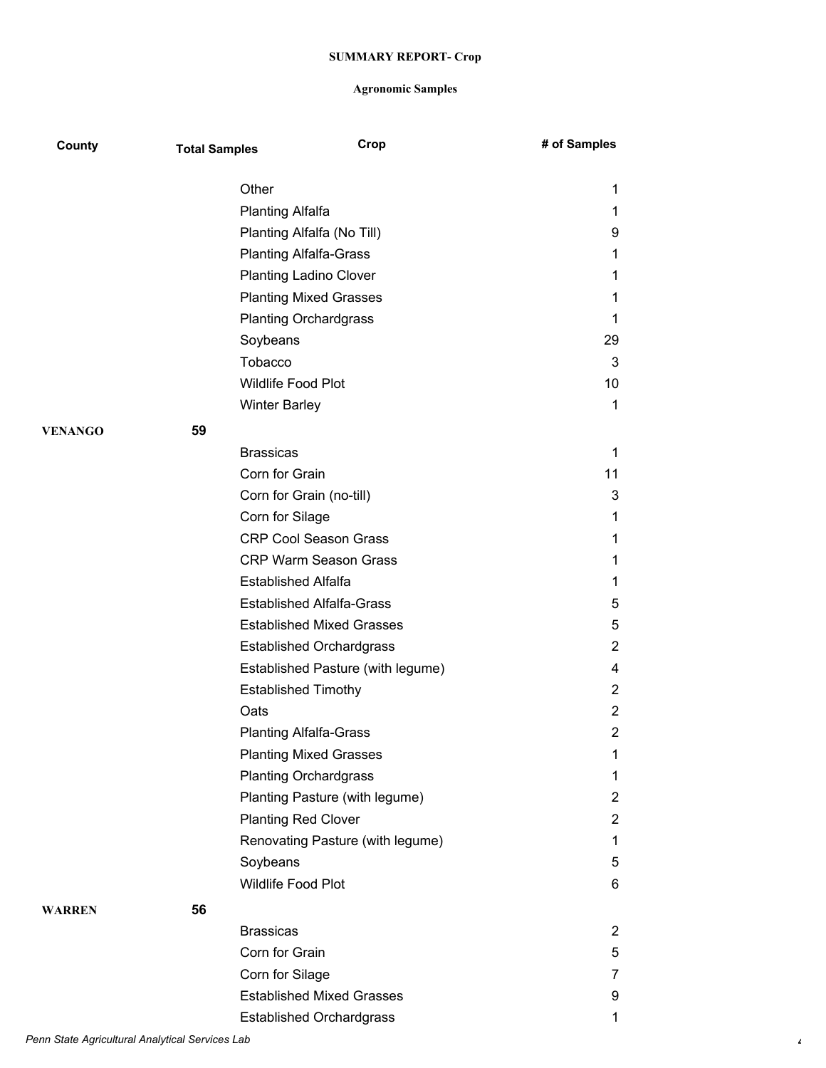**SUMMARY REPORT- Crop**

**Agronomic Samples**

| County | Total Samples | Crop | # of Samples |
|---|---|---|---|
| | | Other | 1 |
| | | Planting Alfalfa | 1 |
| | | Planting Alfalfa (No Till) | 9 |
| | | Planting Alfalfa-Grass | 1 |
| | | Planting Ladino Clover | 1 |
| | | Planting Mixed Grasses | 1 |
| | | Planting Orchardgrass | 1 |
| | | Soybeans | 29 |
| | | Tobacco | 3 |
| | | Wildlife Food Plot | 10 |
| | | Winter Barley | 1 |
| **VENANGO** | **59** | | |
| | | Brassicas | 1 |
| | | Corn for Grain | 11 |
| | | Corn for Grain (no-till) | 3 |
| | | Corn for Silage | 1 |
| | | CRP Cool Season Grass | 1 |
| | | CRP Warm Season Grass | 1 |
| | | Established Alfalfa | 1 |
| | | Established Alfalfa-Grass | 5 |
| | | Established Mixed Grasses | 5 |
| | | Established Orchardgrass | 2 |
| | | Established Pasture (with legume) | 4 |
| | | Established Timothy | 2 |
| | | Oats | 2 |
| | | Planting Alfalfa-Grass | 2 |
| | | Planting Mixed Grasses | 1 |
| | | Planting Orchardgrass | 1 |
| | | Planting Pasture (with legume) | 2 |
| | | Planting Red Clover | 2 |
| | | Renovating Pasture (with legume) | 1 |
| | | Soybeans | 5 |
| | | Wildlife Food Plot | 6 |
| **WARREN** | **56** | | |
| | | Brassicas | 2 |
| | | Corn for Grain | 5 |
| | | Corn for Silage | 7 |
| | | Established Mixed Grasses | 9 |
| | | Established Orchardgrass | 1 |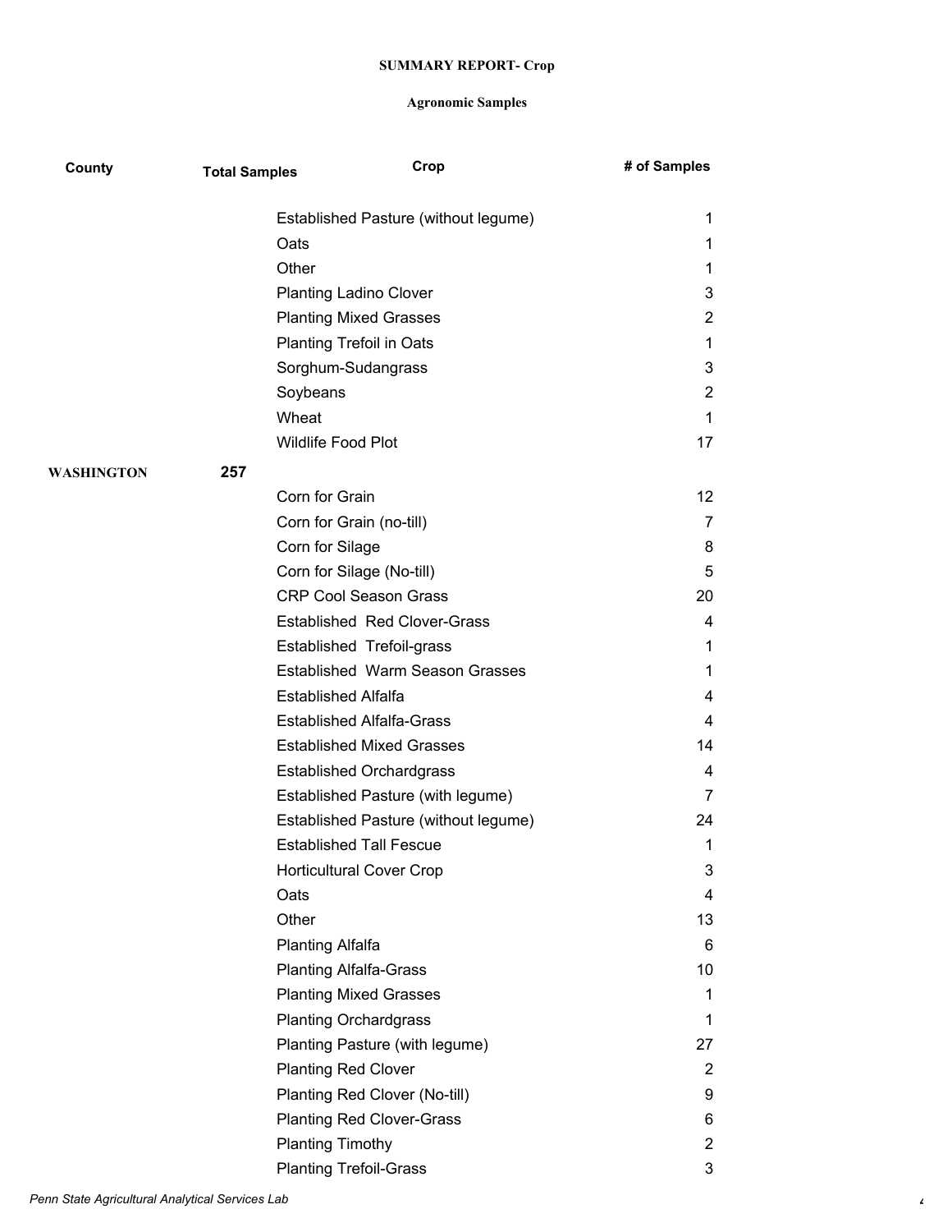**SUMMARY REPORT- Crop**

**Agronomic Samples**

| County | Total Samples | Crop | # of Samples |
|---|---|---|---|
| | | Established Pasture (without legume) | 1 |
| | | Oats | 1 |
| | | Other | 1 |
| | | Planting Ladino Clover | 3 |
| | | Planting Mixed Grasses | 2 |
| | | Planting Trefoil in Oats | 1 |
| | | Sorghum-Sudangrass | 3 |
| | | Soybeans | 2 |
| | | Wheat | 1 |
| | | Wildlife Food Plot | 17 |
| **WASHINGTON** | **257** | | |
| | | Corn for Grain | 12 |
| | | Corn for Grain (no-till) | 7 |
| | | Corn for Silage | 8 |
| | | Corn for Silage (No-till) | 5 |
| | | CRP Cool Season Grass | 20 |
| | | Established Red Clover-Grass | 4 |
| | | Established Trefoil-grass | 1 |
| | | Established Warm Season Grasses | 1 |
| | | Established Alfalfa | 4 |
| | | Established Alfalfa-Grass | 4 |
| | | Established Mixed Grasses | 14 |
| | | Established Orchardgrass | 4 |
| | | Established Pasture (with legume) | 7 |
| | | Established Pasture (without legume) | 24 |
| | | Established Tall Fescue | 1 |
| | | Horticultural Cover Crop | 3 |
| | | Oats | 4 |
| | | Other | 13 |
| | | Planting Alfalfa | 6 |
| | | Planting Alfalfa-Grass | 10 |
| | | Planting Mixed Grasses | 1 |
| | | Planting Orchardgrass | 1 |
| | | Planting Pasture (with legume) | 27 |
| | | Planting Red Clover | 2 |
| | | Planting Red Clover (No-till) | 9 |
| | | Planting Red Clover-Grass | 6 |
| | | Planting Timothy | 2 |
| | | Planting Trefoil-Grass | 3 |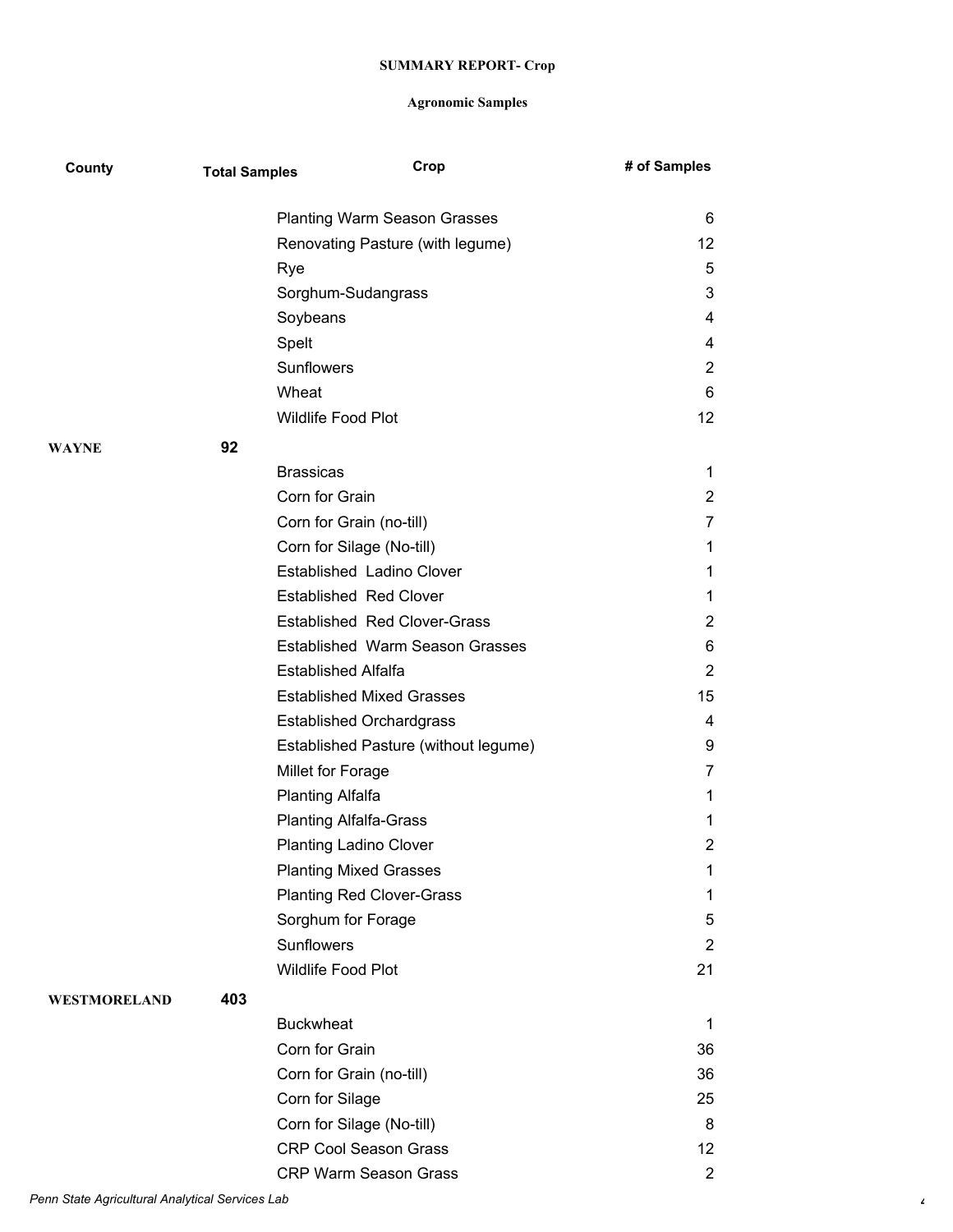**SUMMARY REPORT- Crop**

**Agronomic Samples**

| County | Total Samples | Crop | # of Samples |
|---|---|---|---|
| | | Planting Warm Season Grasses | 6 |
| | | Renovating Pasture (with legume) | 12 |
| | | Rye | 5 |
| | | Sorghum-Sudangrass | 3 |
| | | Soybeans | 4 |
| | | Spelt | 4 |
| | | Sunflowers | 2 |
| | | Wheat | 6 |
| | | Wildlife Food Plot | 12 |
| **WAYNE** | **92** | | |
| | | Brassicas | 1 |
| | | Corn for Grain | 2 |
| | | Corn for Grain (no-till) | 7 |
| | | Corn for Silage (No-till) | 1 |
| | | Established Ladino Clover | 1 |
| | | Established Red Clover | 1 |
| | | Established Red Clover-Grass | 2 |
| | | Established Warm Season Grasses | 6 |
| | | Established Alfalfa | 2 |
| | | Established Mixed Grasses | 15 |
| | | Established Orchardgrass | 4 |
| | | Established Pasture (without legume) | 9 |
| | | Millet for Forage | 7 |
| | | Planting Alfalfa | 1 |
| | | Planting Alfalfa-Grass | 1 |
| | | Planting Ladino Clover | 2 |
| | | Planting Mixed Grasses | 1 |
| | | Planting Red Clover-Grass | 1 |
| | | Sorghum for Forage | 5 |
| | | Sunflowers | 2 |
| | | Wildlife Food Plot | 21 |
| **WESTMORELAND** | **403** | | |
| | | Buckwheat | 1 |
| | | Corn for Grain | 36 |
| | | Corn for Grain (no-till) | 36 |
| | | Corn for Silage | 25 |
| | | Corn for Silage (No-till) | 8 |
| | | CRP Cool Season Grass | 12 |
| | | CRP Warm Season Grass | 2 |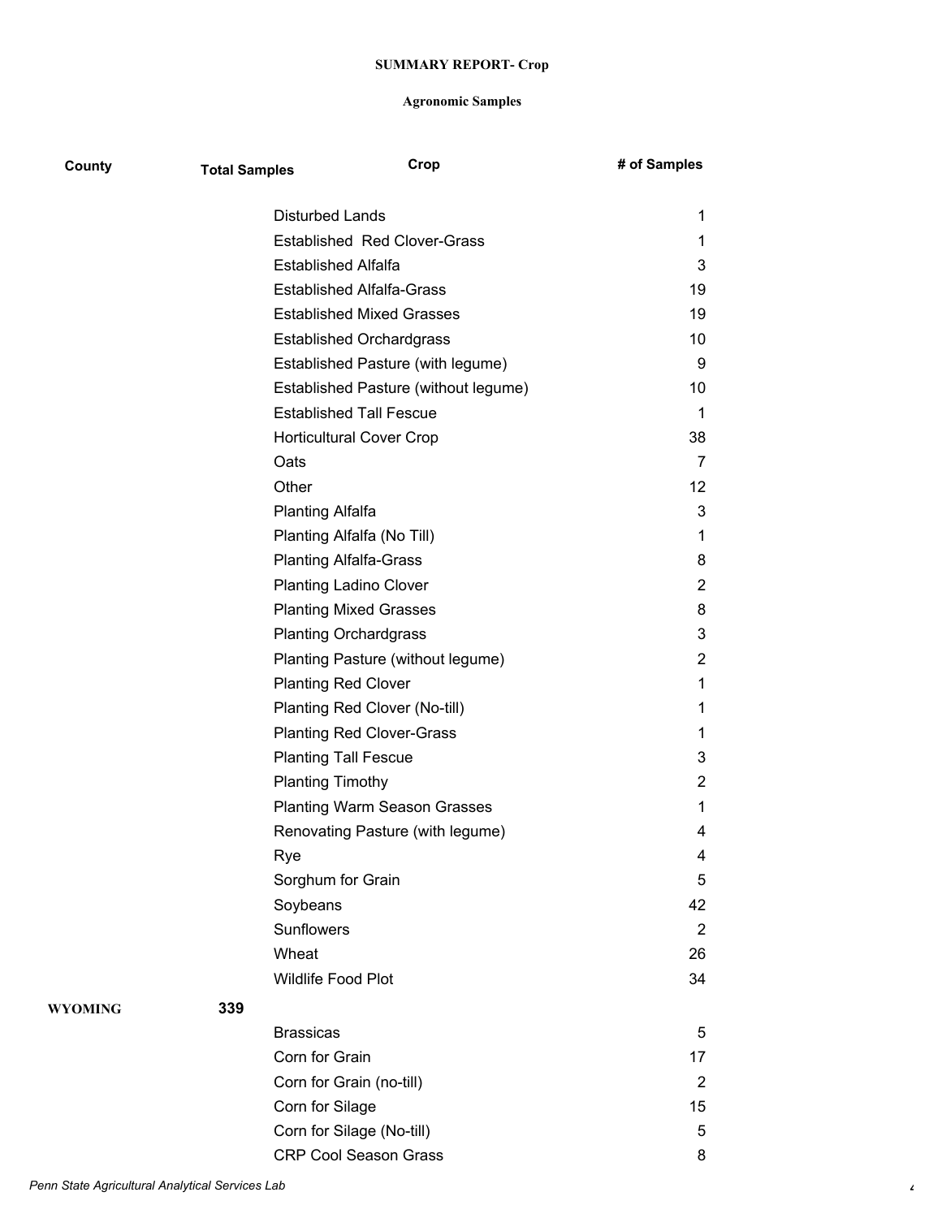**SUMMARY REPORT- Crop**

**Agronomic Samples**

| County | Total Samples | Crop | # of Samples |
|---|---|---|---|
| | | Disturbed Lands | 1 |
| | | Established Red Clover-Grass | 1 |
| | | Established Alfalfa | 3 |
| | | Established Alfalfa-Grass | 19 |
| | | Established Mixed Grasses | 19 |
| | | Established Orchardgrass | 10 |
| | | Established Pasture (with legume) | 9 |
| | | Established Pasture (without legume) | 10 |
| | | Established Tall Fescue | 1 |
| | | Horticultural Cover Crop | 38 |
| | | Oats | 7 |
| | | Other | 12 |
| | | Planting Alfalfa | 3 |
| | | Planting Alfalfa (No Till) | 1 |
| | | Planting Alfalfa-Grass | 8 |
| | | Planting Ladino Clover | 2 |
| | | Planting Mixed Grasses | 8 |
| | | Planting Orchardgrass | 3 |
| | | Planting Pasture (without legume) | 2 |
| | | Planting Red Clover | 1 |
| | | Planting Red Clover (No-till) | 1 |
| | | Planting Red Clover-Grass | 1 |
| | | Planting Tall Fescue | 3 |
| | | Planting Timothy | 2 |
| | | Planting Warm Season Grasses | 1 |
| | | Renovating Pasture (with legume) | 4 |
| | | Rye | 4 |
| | | Sorghum for Grain | 5 |
| | | Soybeans | 42 |
| | | Sunflowers | 2 |
| | | Wheat | 26 |
| | | Wildlife Food Plot | 34 |
| **WYOMING** | **339** | | |
| | | Brassicas | 5 |
| | | Corn for Grain | 17 |
| | | Corn for Grain (no-till) | 2 |
| | | Corn for Silage | 15 |
| | | Corn for Silage (No-till) | 5 |
| | | CRP Cool Season Grass | 8 |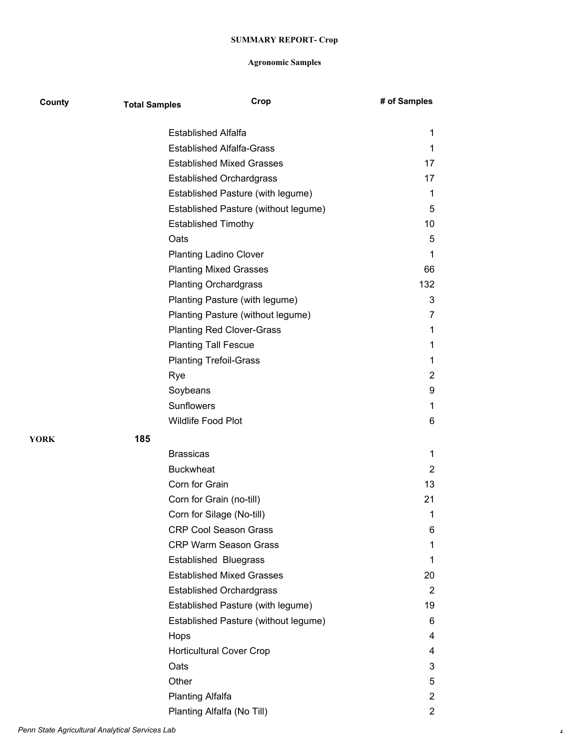**SUMMARY REPORT- Crop**

**Agronomic Samples**

| County | Total Samples | Crop | # of Samples |
|---|---|---|---|
| | | Established Alfalfa | 1 |
| | | Established Alfalfa-Grass | 1 |
| | | Established Mixed Grasses | 17 |
| | | Established Orchardgrass | 17 |
| | | Established Pasture (with legume) | 1 |
| | | Established Pasture (without legume) | 5 |
| | | Established Timothy | 10 |
| | | Oats | 5 |
| | | Planting Ladino Clover | 1 |
| | | Planting Mixed Grasses | 66 |
| | | Planting Orchardgrass | 132 |
| | | Planting Pasture (with legume) | 3 |
| | | Planting Pasture (without legume) | 7 |
| | | Planting Red Clover-Grass | 1 |
| | | Planting Tall Fescue | 1 |
| | | Planting Trefoil-Grass | 1 |
| | | Rye | 2 |
| | | Soybeans | 9 |
| | | Sunflowers | 1 |
| | | Wildlife Food Plot | 6 |
| **YORK** | **185** | | |
| | | Brassicas | 1 |
| | | Buckwheat | 2 |
| | | Corn for Grain | 13 |
| | | Corn for Grain (no-till) | 21 |
| | | Corn for Silage (No-till) | 1 |
| | | CRP Cool Season Grass | 6 |
| | | CRP Warm Season Grass | 1 |
| | | Established Bluegrass | 1 |
| | | Established Mixed Grasses | 20 |
| | | Established Orchardgrass | 2 |
| | | Established Pasture (with legume) | 19 |
| | | Established Pasture (without legume) | 6 |
| | | Hops | 4 |
| | | Horticultural Cover Crop | 4 |
| | | Oats | 3 |
| | | Other | 5 |
| | | Planting Alfalfa | 2 |
| | | Planting Alfalfa (No Till) | 2 |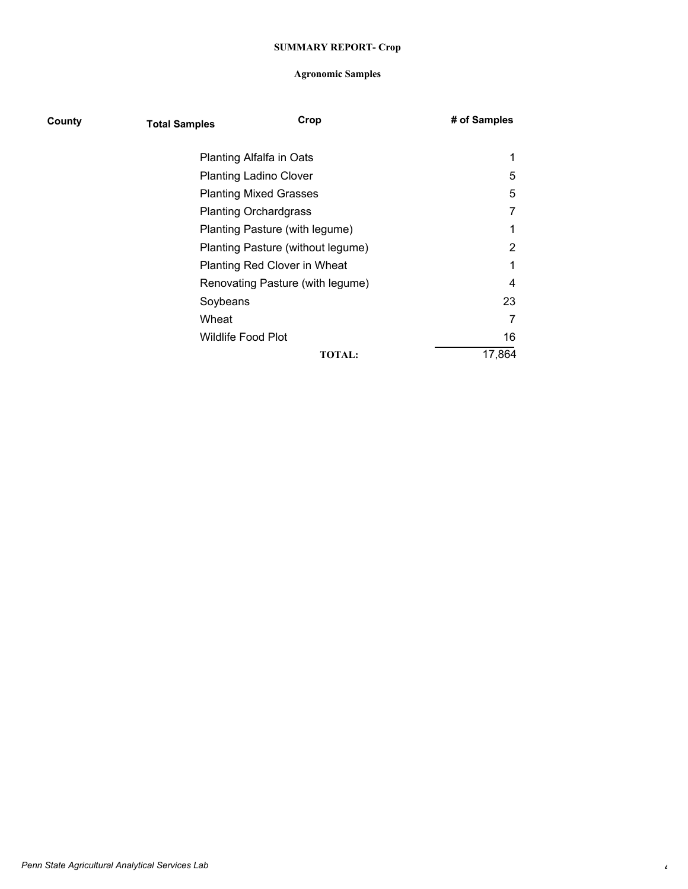**SUMMARY REPORT- Crop**

**Agronomic Samples**

| County | Total Samples | Crop | # of Samples |
|---|---|---|---|
| | | Planting Alfalfa in Oats | 1 |
| | | Planting Ladino Clover | 5 |
| | | Planting Mixed Grasses | 5 |
| | | Planting Orchardgrass | 7 |
| | | Planting Pasture (with legume) | 1 |
| | | Planting Pasture (without legume) | 2 |
| | | Planting Red Clover in Wheat | 1 |
| | | Renovating Pasture (with legume) | 4 |
| | | Soybeans | 23 |
| | | Wheat | 7 |
| | | Wildlife Food Plot | 16 |
| | | **TOTAL:** | 17,864 |